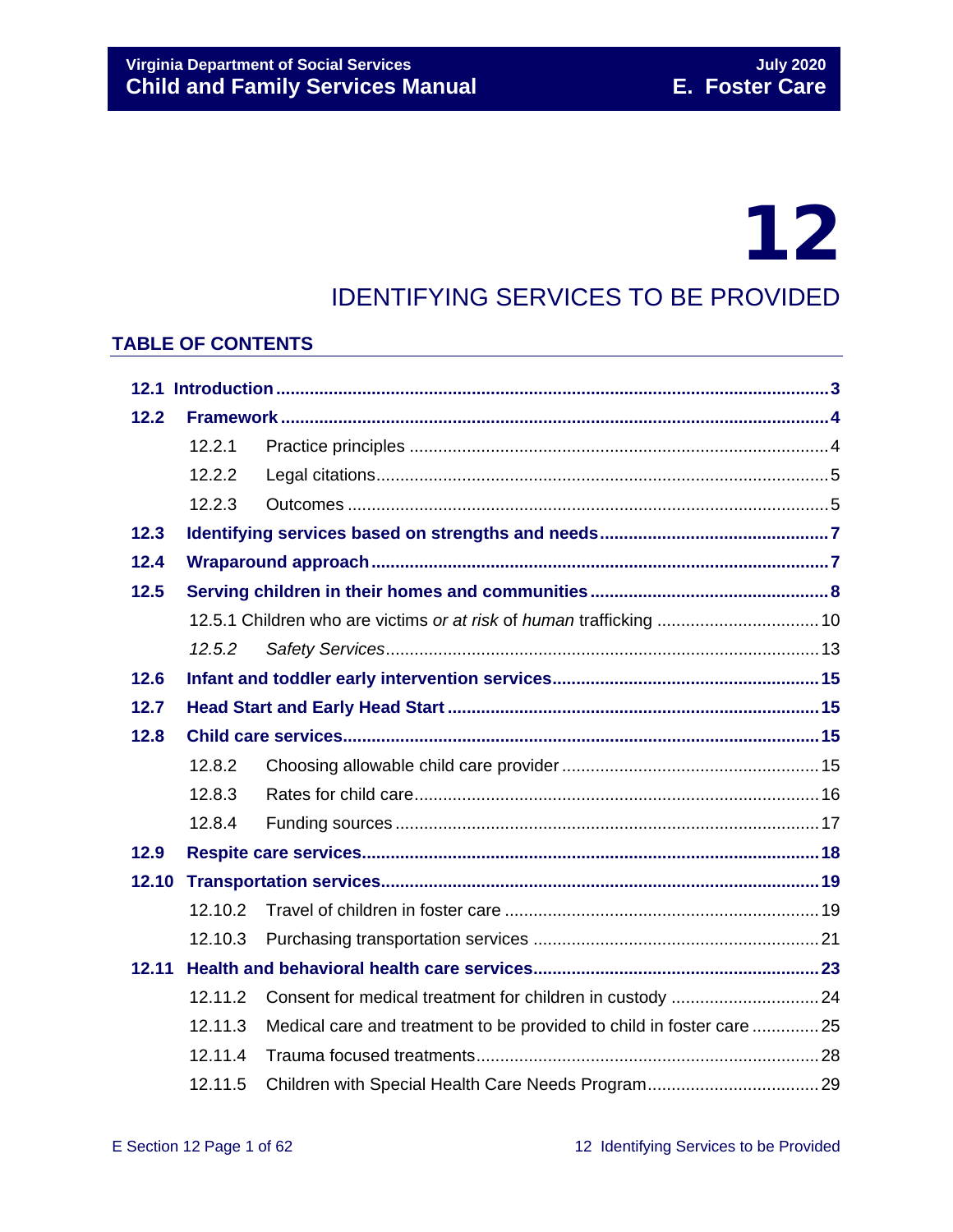# 12

## IDENTIFYING SERVICES TO BE PROVIDED

### TABLE OF CONTENTS

| | | |
|---|---|---|
| **12.1 Introduction** | | **3** |
| **12.2** | **Framework** | **4** |
| 12.2.1 | Practice principles | 4 |
| 12.2.2 | Legal citations | 5 |
| 12.2.3 | Outcomes | 5 |
| **12.3** | **Identifying services based on strengths and needs** | **7** |
| **12.4** | **Wraparound approach** | **7** |
| **12.5** | **Serving children in their homes and communities** | **8** |
| 12.5.1 | Children who are victims *or at risk* of *human* trafficking | 10 |
| *12.5.2* | *Safety Services* | 13 |
| **12.6** | **Infant and toddler early intervention services** | **15** |
| **12.7** | **Head Start and Early Head Start** | **15** |
| **12.8** | **Child care services** | **15** |
| 12.8.2 | Choosing allowable child care provider | 15 |
| 12.8.3 | Rates for child care | 16 |
| 12.8.4 | Funding sources | 17 |
| **12.9** | **Respite care services** | **18** |
| **12.10** | **Transportation services** | **19** |
| 12.10.2 | Travel of children in foster care | 19 |
| 12.10.3 | Purchasing transportation services | 21 |
| **12.11** | **Health and behavioral health care services** | **23** |
| 12.11.2 | Consent for medical treatment for children in custody | 24 |
| 12.11.3 | Medical care and treatment to be provided to child in foster care | 25 |
| 12.11.4 | Trauma focused treatments | 28 |
| 12.11.5 | Children with Special Health Care Needs Program | 29 |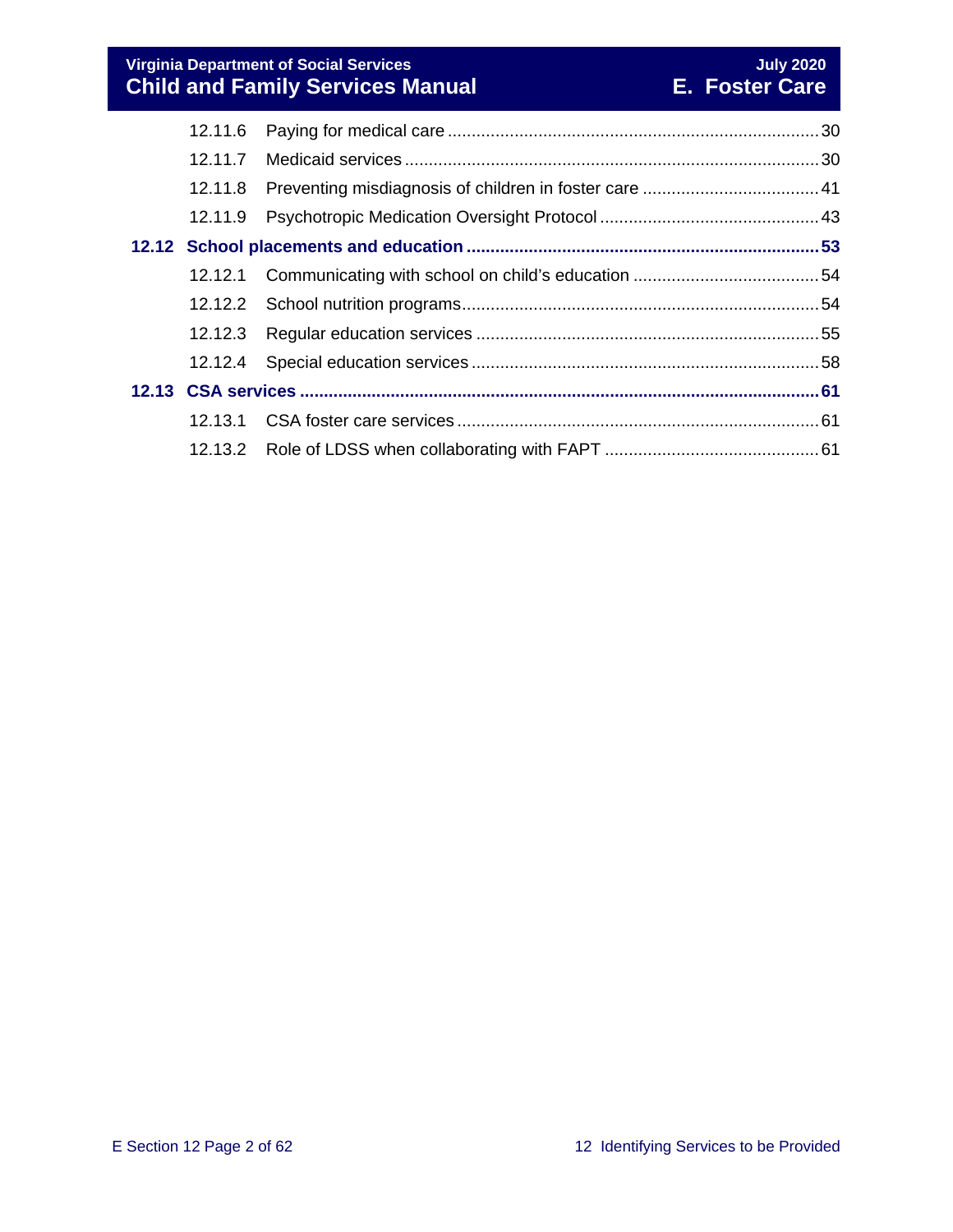- 12.11.6 Paying for medical care ..... 30
- 12.11.7 Medicaid services ..... 30
- 12.11.8 Preventing misdiagnosis of children in foster care ..... 41
- 12.11.9 Psychotropic Medication Oversight Protocol ..... 43

**12.12 School placements and education ..... 53**

- 12.12.1 Communicating with school on child's education ..... 54
- 12.12.2 School nutrition programs ..... 54
- 12.12.3 Regular education services ..... 55
- 12.12.4 Special education services ..... 58

**12.13 CSA services ..... 61**

- 12.13.1 CSA foster care services ..... 61
- 12.13.2 Role of LDSS when collaborating with FAPT ..... 61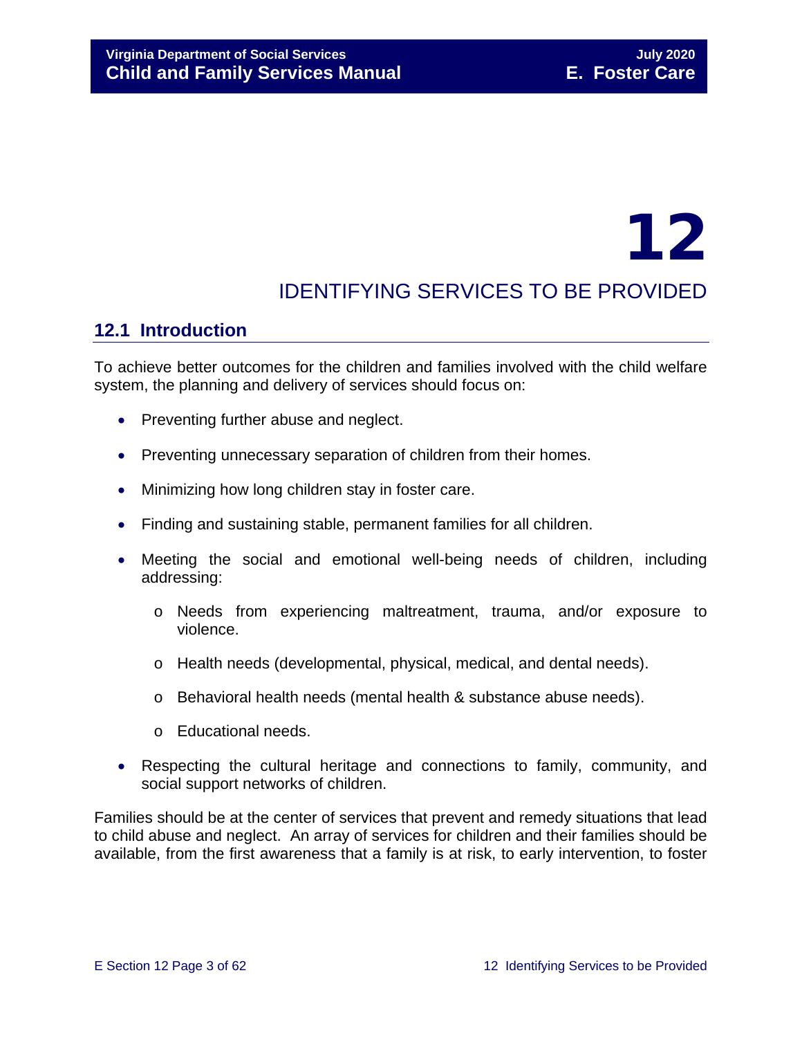# 12 IDENTIFYING SERVICES TO BE PROVIDED

## 12.1 Introduction

To achieve better outcomes for the children and families involved with the child welfare system, the planning and delivery of services should focus on:

- Preventing further abuse and neglect.
- Preventing unnecessary separation of children from their homes.
- Minimizing how long children stay in foster care.
- Finding and sustaining stable, permanent families for all children.
- Meeting the social and emotional well-being needs of children, including addressing:
  - Needs from experiencing maltreatment, trauma, and/or exposure to violence.
  - Health needs (developmental, physical, medical, and dental needs).
  - Behavioral health needs (mental health & substance abuse needs).
  - Educational needs.
- Respecting the cultural heritage and connections to family, community, and social support networks of children.

Families should be at the center of services that prevent and remedy situations that lead to child abuse and neglect. An array of services for children and their families should be available, from the first awareness that a family is at risk, to early intervention, to foster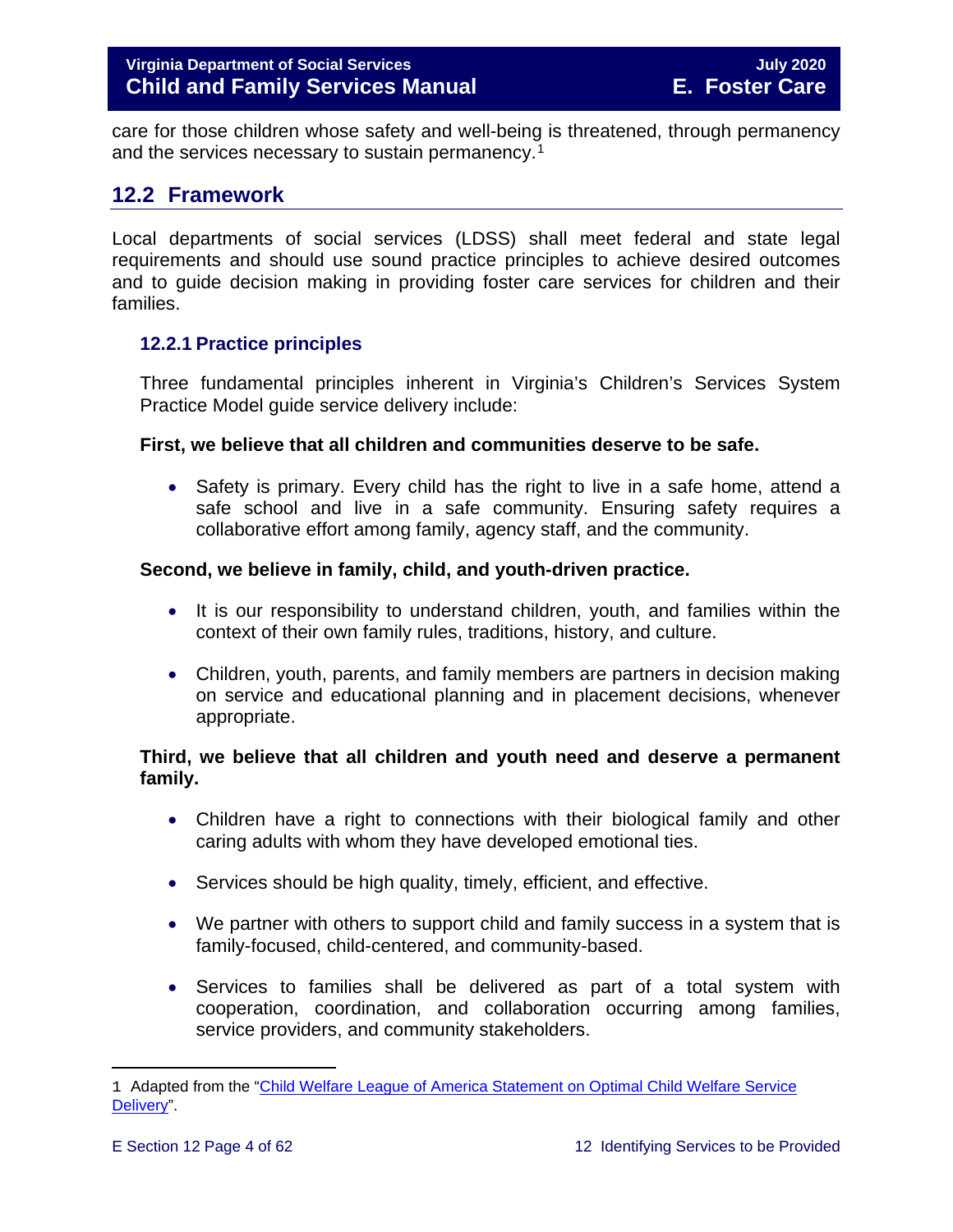care for those children whose safety and well-being is threatened, through permanency and the services necessary to sustain permanency.[1]

## 12.2 Framework

Local departments of social services (LDSS) shall meet federal and state legal requirements and should use sound practice principles to achieve desired outcomes and to guide decision making in providing foster care services for children and their families.

### 12.2.1 Practice principles

Three fundamental principles inherent in Virginia's Children's Services System Practice Model guide service delivery include:

**First, we believe that all children and communities deserve to be safe.**

- Safety is primary. Every child has the right to live in a safe home, attend a safe school and live in a safe community. Ensuring safety requires a collaborative effort among family, agency staff, and the community.

**Second, we believe in family, child, and youth-driven practice.**

- It is our responsibility to understand children, youth, and families within the context of their own family rules, traditions, history, and culture.
- Children, youth, parents, and family members are partners in decision making on service and educational planning and in placement decisions, whenever appropriate.

**Third, we believe that all children and youth need and deserve a permanent family.**

- Children have a right to connections with their biological family and other caring adults with whom they have developed emotional ties.
- Services should be high quality, timely, efficient, and effective.
- We partner with others to support child and family success in a system that is family-focused, child-centered, and community-based.
- Services to families shall be delivered as part of a total system with cooperation, coordination, and collaboration occurring among families, service providers, and community stakeholders.

---

1 Adapted from the "Child Welfare League of America Statement on Optimal Child Welfare Service Delivery".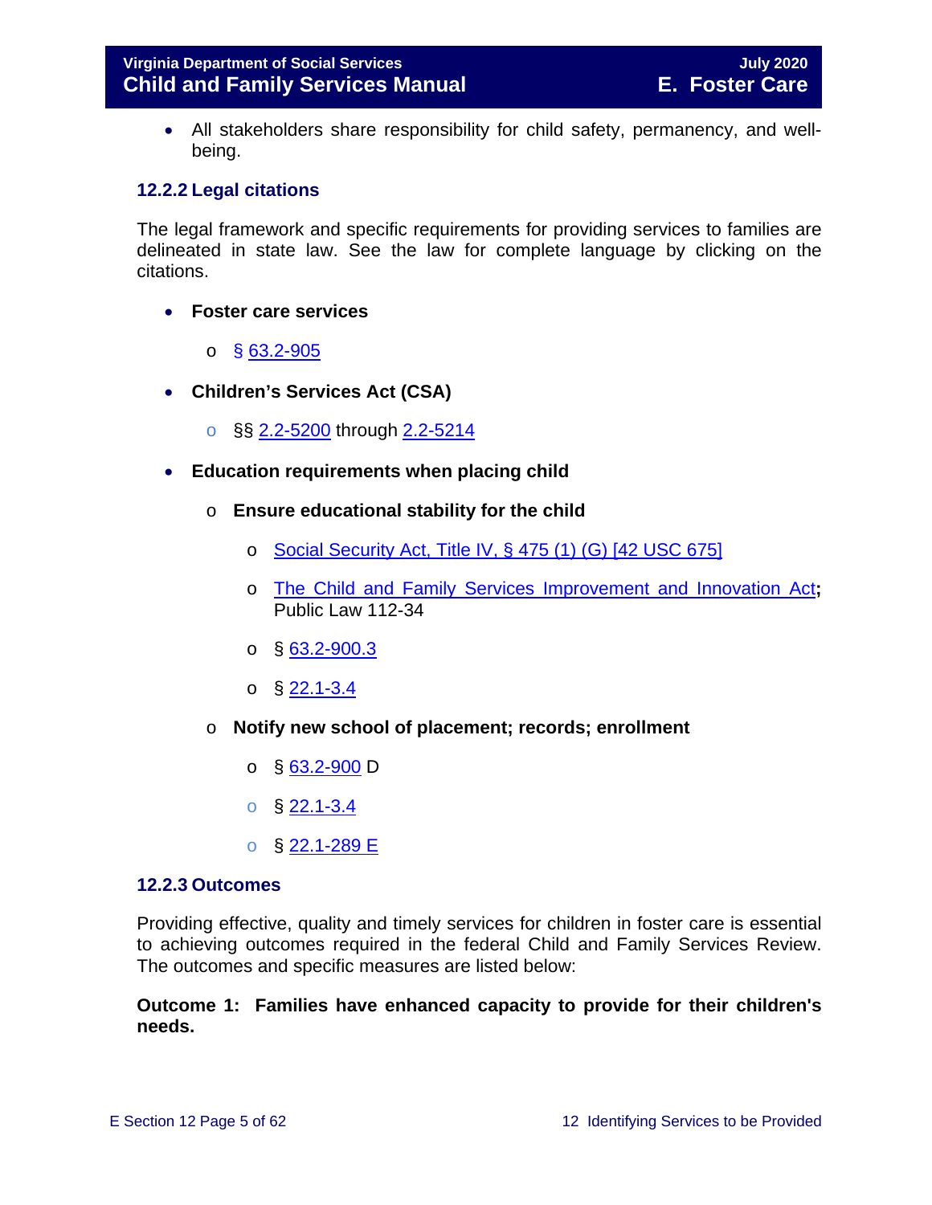- All stakeholders share responsibility for child safety, permanency, and well-being.

### 12.2.2 Legal citations

The legal framework and specific requirements for providing services to families are delineated in state law. See the law for complete language by clicking on the citations.

- **Foster care services**
    - § 63.2-905
- **Children's Services Act (CSA)**
    - §§ 2.2-5200 through 2.2-5214
- **Education requirements when placing child**
    - **Ensure educational stability for the child**
        - Social Security Act, Title IV, § 475 (1) (G) [42 USC 675]
        - The Child and Family Services Improvement and Innovation Act**;** Public Law 112-34
        - § 63.2-900.3
        - § 22.1-3.4
    - **Notify new school of placement; records; enrollment**
        - § 63.2-900 D
        - § 22.1-3.4
        - § 22.1-289 E

### 12.2.3 Outcomes

Providing effective, quality and timely services for children in foster care is essential to achieving outcomes required in the federal Child and Family Services Review. The outcomes and specific measures are listed below:

**Outcome 1: Families have enhanced capacity to provide for their children's needs.**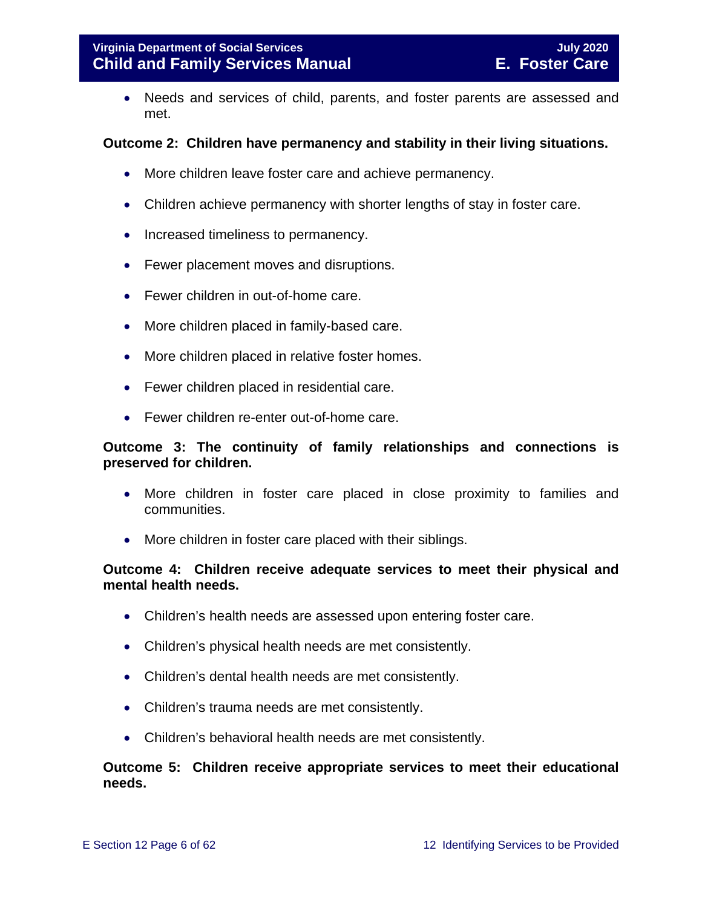- Needs and services of child, parents, and foster parents are assessed and met.

**Outcome 2: Children have permanency and stability in their living situations.**

- More children leave foster care and achieve permanency.
- Children achieve permanency with shorter lengths of stay in foster care.
- Increased timeliness to permanency.
- Fewer placement moves and disruptions.
- Fewer children in out-of-home care.
- More children placed in family-based care.
- More children placed in relative foster homes.
- Fewer children placed in residential care.
- Fewer children re-enter out-of-home care.

**Outcome 3: The continuity of family relationships and connections is preserved for children.**

- More children in foster care placed in close proximity to families and communities.
- More children in foster care placed with their siblings.

**Outcome 4: Children receive adequate services to meet their physical and mental health needs.**

- Children's health needs are assessed upon entering foster care.
- Children's physical health needs are met consistently.
- Children's dental health needs are met consistently.
- Children's trauma needs are met consistently.
- Children's behavioral health needs are met consistently.

**Outcome 5: Children receive appropriate services to meet their educational needs.**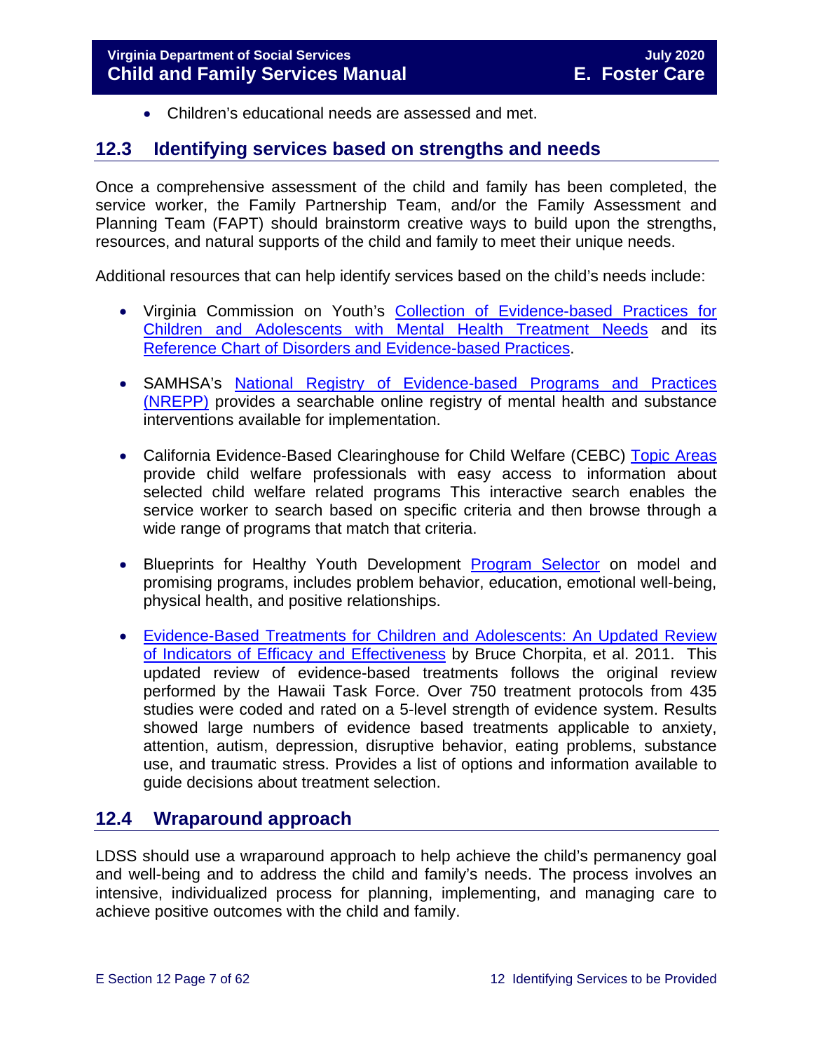- Children's educational needs are assessed and met.

## 12.3 Identifying services based on strengths and needs

Once a comprehensive assessment of the child and family has been completed, the service worker, the Family Partnership Team, and/or the Family Assessment and Planning Team (FAPT) should brainstorm creative ways to build upon the strengths, resources, and natural supports of the child and family to meet their unique needs.

Additional resources that can help identify services based on the child's needs include:

- Virginia Commission on Youth's Collection of Evidence-based Practices for Children and Adolescents with Mental Health Treatment Needs and its Reference Chart of Disorders and Evidence-based Practices.

- SAMHSA's National Registry of Evidence-based Programs and Practices (NREPP) provides a searchable online registry of mental health and substance interventions available for implementation.

- California Evidence-Based Clearinghouse for Child Welfare (CEBC) Topic Areas provide child welfare professionals with easy access to information about selected child welfare related programs This interactive search enables the service worker to search based on specific criteria and then browse through a wide range of programs that match that criteria.

- Blueprints for Healthy Youth Development Program Selector on model and promising programs, includes problem behavior, education, emotional well-being, physical health, and positive relationships.

- Evidence-Based Treatments for Children and Adolescents: An Updated Review of Indicators of Efficacy and Effectiveness by Bruce Chorpita, et al. 2011. This updated review of evidence-based treatments follows the original review performed by the Hawaii Task Force. Over 750 treatment protocols from 435 studies were coded and rated on a 5-level strength of evidence system. Results showed large numbers of evidence based treatments applicable to anxiety, attention, autism, depression, disruptive behavior, eating problems, substance use, and traumatic stress. Provides a list of options and information available to guide decisions about treatment selection.

## 12.4 Wraparound approach

LDSS should use a wraparound approach to help achieve the child's permanency goal and well-being and to address the child and family's needs. The process involves an intensive, individualized process for planning, implementing, and managing care to achieve positive outcomes with the child and family.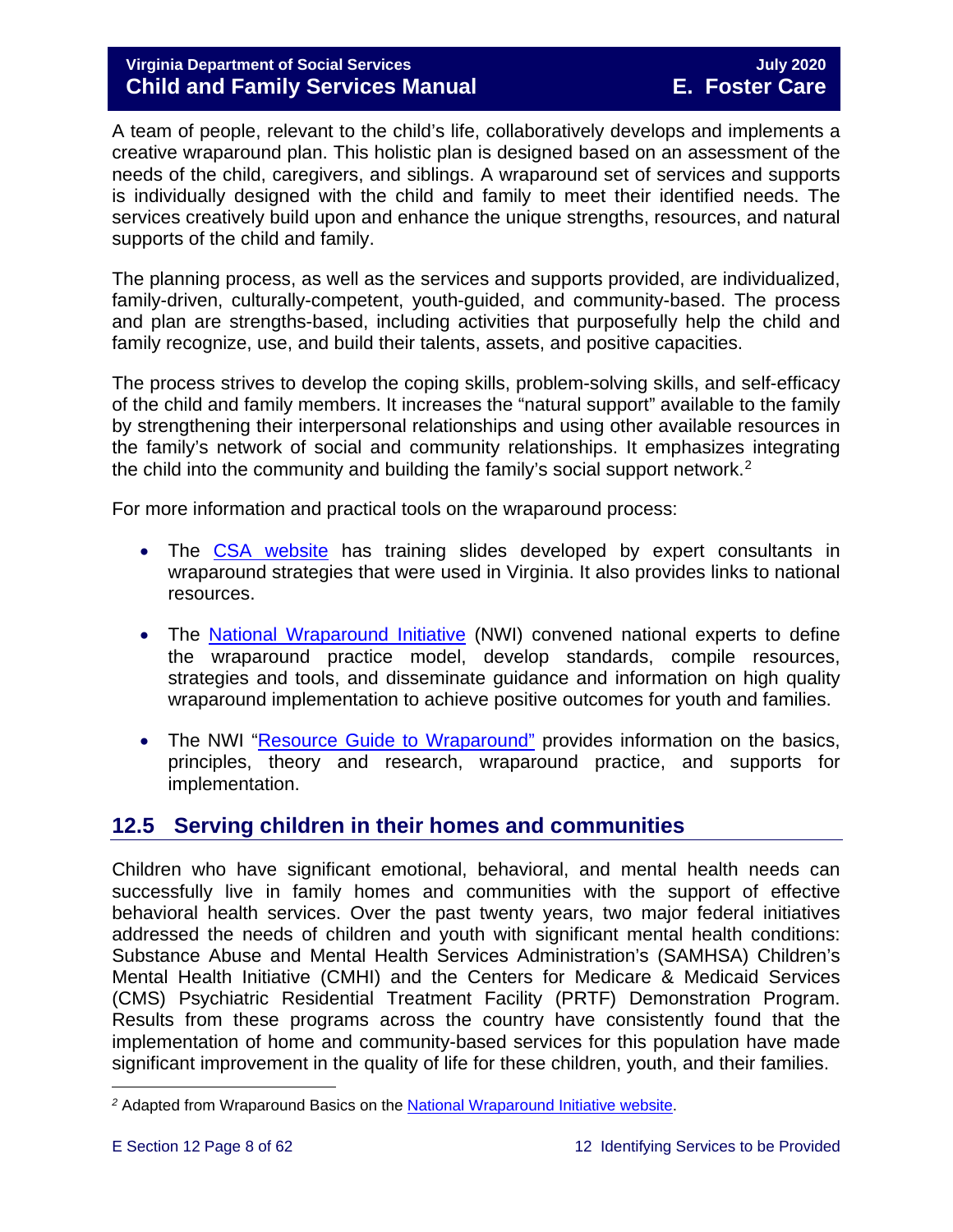A team of people, relevant to the child's life, collaboratively develops and implements a creative wraparound plan. This holistic plan is designed based on an assessment of the needs of the child, caregivers, and siblings. A wraparound set of services and supports is individually designed with the child and family to meet their identified needs. The services creatively build upon and enhance the unique strengths, resources, and natural supports of the child and family.

The planning process, as well as the services and supports provided, are individualized, family-driven, culturally-competent, youth-guided, and community-based. The process and plan are strengths-based, including activities that purposefully help the child and family recognize, use, and build their talents, assets, and positive capacities.

The process strives to develop the coping skills, problem-solving skills, and self-efficacy of the child and family members. It increases the "natural support" available to the family by strengthening their interpersonal relationships and using other available resources in the family's network of social and community relationships. It emphasizes integrating the child into the community and building the family's social support network.[2]

For more information and practical tools on the wraparound process:

- The CSA website has training slides developed by expert consultants in wraparound strategies that were used in Virginia. It also provides links to national resources.
- The National Wraparound Initiative (NWI) convened national experts to define the wraparound practice model, develop standards, compile resources, strategies and tools, and disseminate guidance and information on high quality wraparound implementation to achieve positive outcomes for youth and families.
- The NWI "Resource Guide to Wraparound" provides information on the basics, principles, theory and research, wraparound practice, and supports for implementation.

## 12.5 Serving children in their homes and communities

Children who have significant emotional, behavioral, and mental health needs can successfully live in family homes and communities with the support of effective behavioral health services. Over the past twenty years, two major federal initiatives addressed the needs of children and youth with significant mental health conditions: Substance Abuse and Mental Health Services Administration's (SAMHSA) Children's Mental Health Initiative (CMHI) and the Centers for Medicare & Medicaid Services (CMS) Psychiatric Residential Treatment Facility (PRTF) Demonstration Program. Results from these programs across the country have consistently found that the implementation of home and community-based services for this population have made significant improvement in the quality of life for these children, youth, and their families.

---

[2] Adapted from Wraparound Basics on the National Wraparound Initiative website.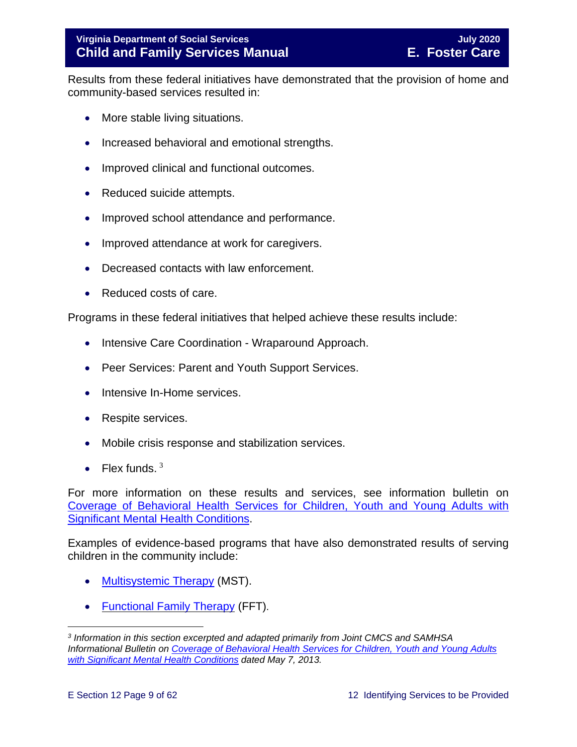Results from these federal initiatives have demonstrated that the provision of home and community-based services resulted in:

- More stable living situations.
- Increased behavioral and emotional strengths.
- Improved clinical and functional outcomes.
- Reduced suicide attempts.
- Improved school attendance and performance.
- Improved attendance at work for caregivers.
- Decreased contacts with law enforcement.
- Reduced costs of care.

Programs in these federal initiatives that helped achieve these results include:

- Intensive Care Coordination - Wraparound Approach.
- Peer Services: Parent and Youth Support Services.
- Intensive In-Home services.
- Respite services.
- Mobile crisis response and stabilization services.
- Flex funds. [3]

For more information on these results and services, see information bulletin on Coverage of Behavioral Health Services for Children, Youth and Young Adults with Significant Mental Health Conditions.

Examples of evidence-based programs that have also demonstrated results of serving children in the community include:

- Multisystemic Therapy (MST).
- Functional Family Therapy (FFT).

---

[3] *Information in this section excerpted and adapted primarily from Joint CMCS and SAMHSA Informational Bulletin on Coverage of Behavioral Health Services for Children, Youth and Young Adults with Significant Mental Health Conditions dated May 7, 2013.*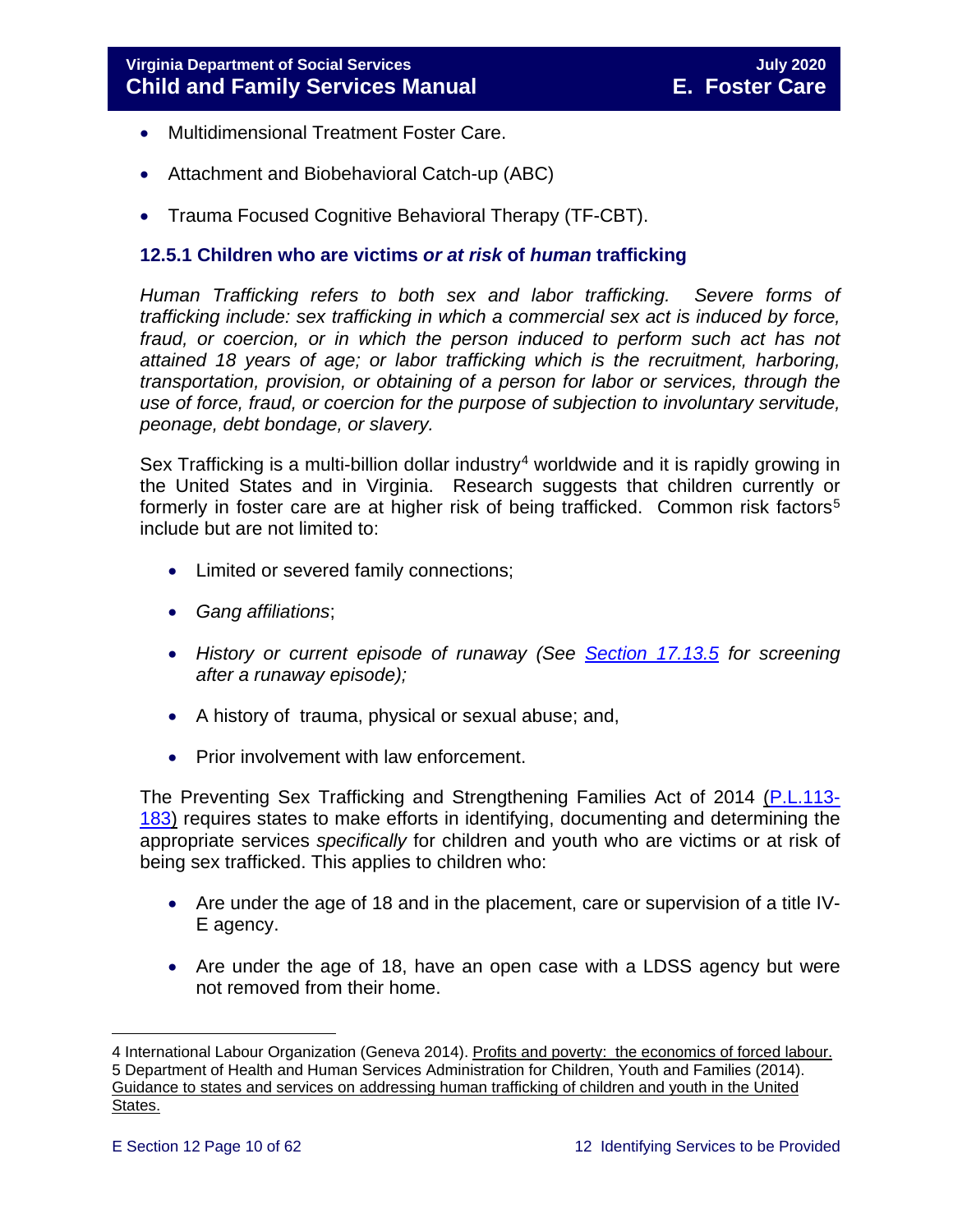- Multidimensional Treatment Foster Care.
- Attachment and Biobehavioral Catch-up (ABC)
- Trauma Focused Cognitive Behavioral Therapy (TF-CBT).

### 12.5.1 Children who are victims *or at risk* of *human* trafficking

*Human Trafficking refers to both sex and labor trafficking. Severe forms of trafficking include: sex trafficking in which a commercial sex act is induced by force, fraud, or coercion, or in which the person induced to perform such act has not attained 18 years of age; or labor trafficking which is the recruitment, harboring, transportation, provision, or obtaining of a person for labor or services, through the use of force, fraud, or coercion for the purpose of subjection to involuntary servitude, peonage, debt bondage, or slavery.*

Sex Trafficking is a multi-billion dollar industry[4] worldwide and it is rapidly growing in the United States and in Virginia. Research suggests that children currently or formerly in foster care are at higher risk of being trafficked. Common risk factors[5] include but are not limited to:

- Limited or severed family connections;
- *Gang affiliations*;
- *History or current episode of runaway (See [Section 17.13.5](#) for screening after a runaway episode);*
- A history of trauma, physical or sexual abuse; and,
- Prior involvement with law enforcement.

The Preventing Sex Trafficking and Strengthening Families Act of 2014 ([P.L.113-183](#)) requires states to make efforts in identifying, documenting and determining the appropriate services *specifically* for children and youth who are victims or at risk of being sex trafficked. This applies to children who:

- Are under the age of 18 and in the placement, care or supervision of a title IV-E agency.
- Are under the age of 18, have an open case with a LDSS agency but were not removed from their home.

---

4 International Labour Organization (Geneva 2014). Profits and poverty: the economics of forced labour.
5 Department of Health and Human Services Administration for Children, Youth and Families (2014). Guidance to states and services on addressing human trafficking of children and youth in the United States.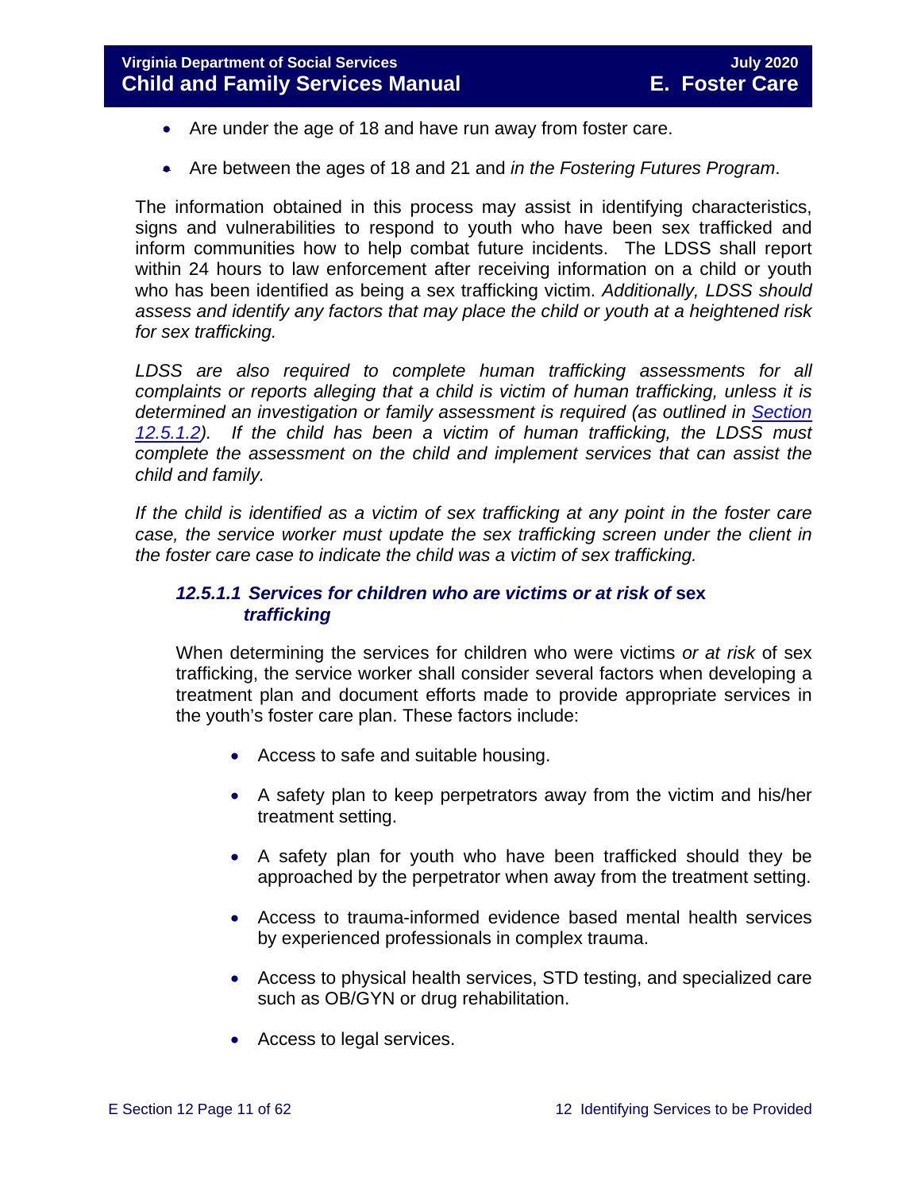- Are under the age of 18 and have run away from foster care.
- Are between the ages of 18 and 21 and *in the Fostering Futures Program*.

The information obtained in this process may assist in identifying characteristics, signs and vulnerabilities to respond to youth who have been sex trafficked and inform communities how to help combat future incidents. The LDSS shall report within 24 hours to law enforcement after receiving information on a child or youth who has been identified as being a sex trafficking victim. *Additionally, LDSS should assess and identify any factors that may place the child or youth at a heightened risk for sex trafficking.*

*LDSS are also required to complete human trafficking assessments for all complaints or reports alleging that a child is victim of human trafficking, unless it is determined an investigation or family assessment is required (as outlined in Section 12.5.1.2). If the child has been a victim of human trafficking, the LDSS must complete the assessment on the child and implement services that can assist the child and family.*

*If the child is identified as a victim of sex trafficking at any point in the foster care case, the service worker must update the sex trafficking screen under the client in the foster care case to indicate the child was a victim of sex trafficking.*

### *12.5.1.1 Services for children who are victims or at risk of* sex *trafficking*

When determining the services for children who were victims *or at risk* of sex trafficking, the service worker shall consider several factors when developing a treatment plan and document efforts made to provide appropriate services in the youth's foster care plan. These factors include:

- Access to safe and suitable housing.
- A safety plan to keep perpetrators away from the victim and his/her treatment setting.
- A safety plan for youth who have been trafficked should they be approached by the perpetrator when away from the treatment setting.
- Access to trauma-informed evidence based mental health services by experienced professionals in complex trauma.
- Access to physical health services, STD testing, and specialized care such as OB/GYN or drug rehabilitation.
- Access to legal services.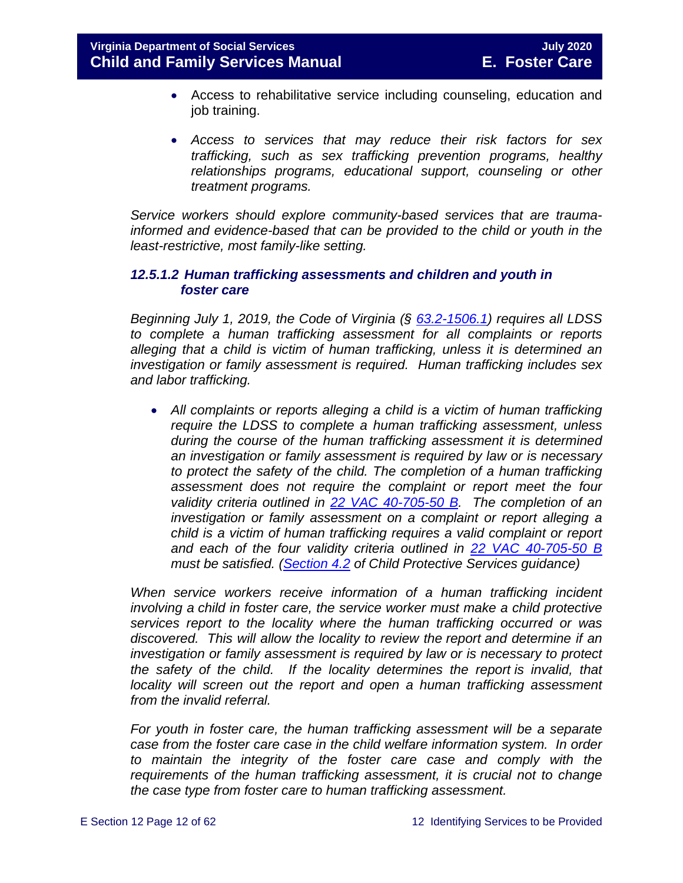- Access to rehabilitative service including counseling, education and job training.

- *Access to services that may reduce their risk factors for sex trafficking, such as sex trafficking prevention programs, healthy relationships programs, educational support, counseling or other treatment programs.*

*Service workers should explore community-based services that are trauma-informed and evidence-based that can be provided to the child or youth in the least-restrictive, most family-like setting.*

### *12.5.1.2 Human trafficking assessments and children and youth in foster care*

*Beginning July 1, 2019, the Code of Virginia (§ [63.2-1506.1](https://law.lis.virginia.gov/vacode/title63.2/chapter15/section63.2-1506.1/)) requires all LDSS to complete a human trafficking assessment for all complaints or reports alleging that a child is victim of human trafficking, unless it is determined an investigation or family assessment is required. Human trafficking includes sex and labor trafficking.*

- *All complaints or reports alleging a child is a victim of human trafficking require the LDSS to complete a human trafficking assessment, unless during the course of the human trafficking assessment it is determined an investigation or family assessment is required by law or is necessary to protect the safety of the child. The completion of a human trafficking assessment does not require the complaint or report meet the four validity criteria outlined in [22 VAC 40-705-50 B](https://law.lis.virginia.gov/admincode/title22/agency40/chapter705/section50/). The completion of an investigation or family assessment on a complaint or report alleging a child is a victim of human trafficking requires a valid complaint or report and each of the four validity criteria outlined in [22 VAC 40-705-50 B](https://law.lis.virginia.gov/admincode/title22/agency40/chapter705/section50/) must be satisfied. ([Section 4.2](#) of Child Protective Services guidance)*

*When service workers receive information of a human trafficking incident involving a child in foster care, the service worker must make a child protective services report to the locality where the human trafficking occurred or was discovered. This will allow the locality to review the report and determine if an investigation or family assessment is required by law or is necessary to protect the safety of the child. If the locality determines the report is invalid, that locality will screen out the report and open a human trafficking assessment from the invalid referral.*

*For youth in foster care, the human trafficking assessment will be a separate case from the foster care case in the child welfare information system. In order to maintain the integrity of the foster care case and comply with the requirements of the human trafficking assessment, it is crucial not to change the case type from foster care to human trafficking assessment.*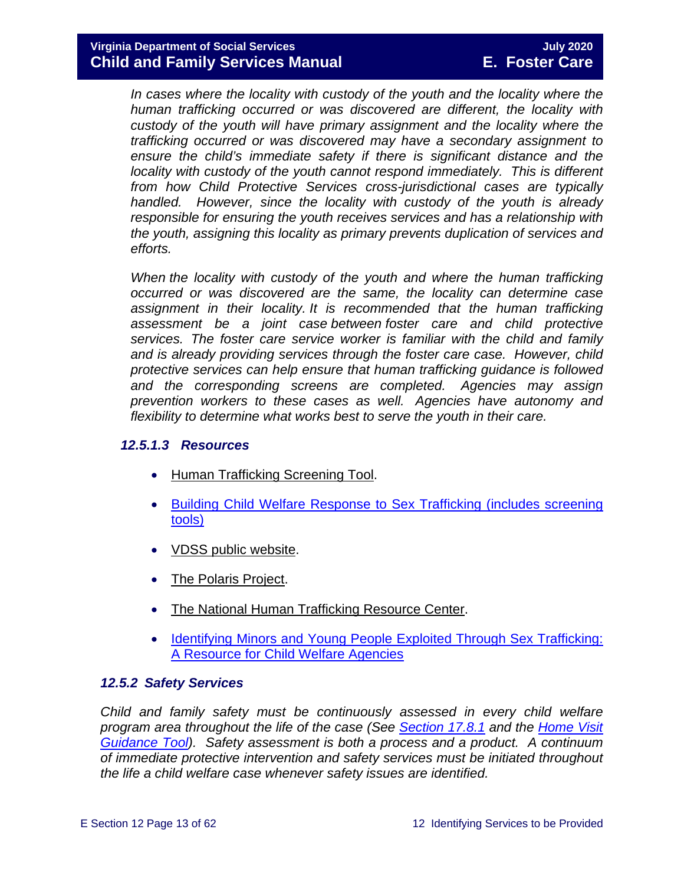*In cases where the locality with custody of the youth and the locality where the human trafficking occurred or was discovered are different, the locality with custody of the youth will have primary assignment and the locality where the trafficking occurred or was discovered may have a secondary assignment to ensure the child's immediate safety if there is significant distance and the locality with custody of the youth cannot respond immediately. This is different from how Child Protective Services cross-jurisdictional cases are typically handled. However, since the locality with custody of the youth is already responsible for ensuring the youth receives services and has a relationship with the youth, assigning this locality as primary prevents duplication of services and efforts.*

*When the locality with custody of the youth and where the human trafficking occurred or was discovered are the same, the locality can determine case assignment in their locality. It is recommended that the human trafficking assessment be a joint case between foster care and child protective services. The foster care service worker is familiar with the child and family and is already providing services through the foster care case. However, child protective services can help ensure that human trafficking guidance is followed and the corresponding screens are completed. Agencies may assign prevention workers to these cases as well. Agencies have autonomy and flexibility to determine what works best to serve the youth in their care.*

#### *12.5.1.3 Resources*

- Human Trafficking Screening Tool.
- Building Child Welfare Response to Sex Trafficking (includes screening tools)
- VDSS public website.
- The Polaris Project.
- The National Human Trafficking Resource Center.
- Identifying Minors and Young People Exploited Through Sex Trafficking: A Resource for Child Welfare Agencies

### *12.5.2 Safety Services*

*Child and family safety must be continuously assessed in every child welfare program area throughout the life of the case (See Section 17.8.1 and the Home Visit Guidance Tool). Safety assessment is both a process and a product. A continuum of immediate protective intervention and safety services must be initiated throughout the life a child welfare case whenever safety issues are identified.*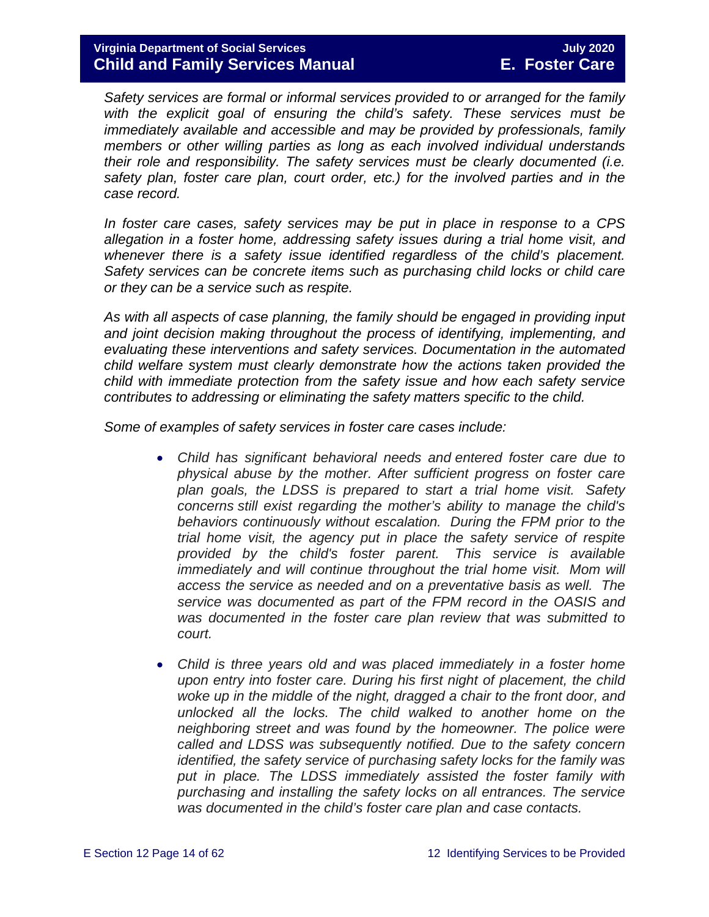*Safety services are formal or informal services provided to or arranged for the family with the explicit goal of ensuring the child's safety. These services must be immediately available and accessible and may be provided by professionals, family members or other willing parties as long as each involved individual understands their role and responsibility. The safety services must be clearly documented (i.e. safety plan, foster care plan, court order, etc.) for the involved parties and in the case record.*

*In foster care cases, safety services may be put in place in response to a CPS allegation in a foster home, addressing safety issues during a trial home visit, and whenever there is a safety issue identified regardless of the child's placement. Safety services can be concrete items such as purchasing child locks or child care or they can be a service such as respite.*

*As with all aspects of case planning, the family should be engaged in providing input and joint decision making throughout the process of identifying, implementing, and evaluating these interventions and safety services. Documentation in the automated child welfare system must clearly demonstrate how the actions taken provided the child with immediate protection from the safety issue and how each safety service contributes to addressing or eliminating the safety matters specific to the child.*

*Some of examples of safety services in foster care cases include:*

- *Child has significant behavioral needs and entered foster care due to physical abuse by the mother. After sufficient progress on foster care plan goals, the LDSS is prepared to start a trial home visit. Safety concerns still exist regarding the mother's ability to manage the child's behaviors continuously without escalation. During the FPM prior to the trial home visit, the agency put in place the safety service of respite provided by the child's foster parent. This service is available immediately and will continue throughout the trial home visit. Mom will access the service as needed and on a preventative basis as well. The service was documented as part of the FPM record in the OASIS and was documented in the foster care plan review that was submitted to court.*

- *Child is three years old and was placed immediately in a foster home upon entry into foster care. During his first night of placement, the child woke up in the middle of the night, dragged a chair to the front door, and unlocked all the locks. The child walked to another home on the neighboring street and was found by the homeowner. The police were called and LDSS was subsequently notified. Due to the safety concern identified, the safety service of purchasing safety locks for the family was put in place. The LDSS immediately assisted the foster family with purchasing and installing the safety locks on all entrances. The service was documented in the child's foster care plan and case contacts.*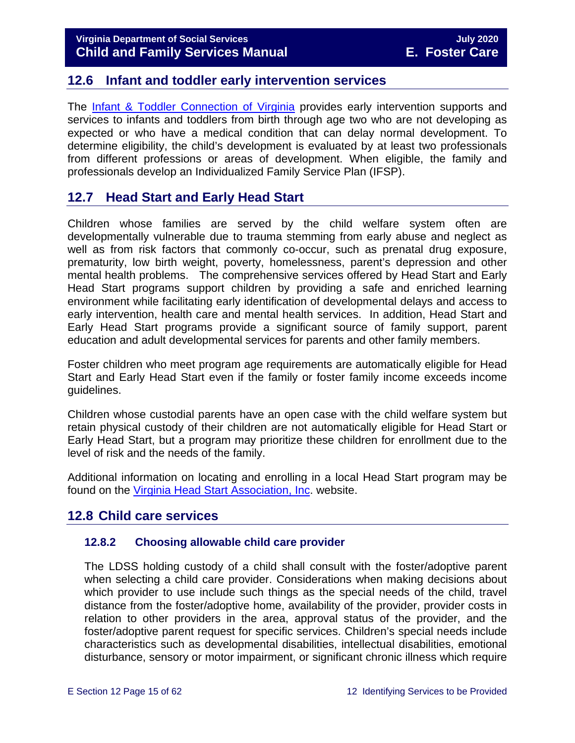## 12.6 Infant and toddler early intervention services

The [Infant & Toddler Connection of Virginia](#) provides early intervention supports and services to infants and toddlers from birth through age two who are not developing as expected or who have a medical condition that can delay normal development. To determine eligibility, the child's development is evaluated by at least two professionals from different professions or areas of development. When eligible, the family and professionals develop an Individualized Family Service Plan (IFSP).

## 12.7 Head Start and Early Head Start

Children whose families are served by the child welfare system often are developmentally vulnerable due to trauma stemming from early abuse and neglect as well as from risk factors that commonly co-occur, such as prenatal drug exposure, prematurity, low birth weight, poverty, homelessness, parent's depression and other mental health problems. The comprehensive services offered by Head Start and Early Head Start programs support children by providing a safe and enriched learning environment while facilitating early identification of developmental delays and access to early intervention, health care and mental health services. In addition, Head Start and Early Head Start programs provide a significant source of family support, parent education and adult developmental services for parents and other family members.

Foster children who meet program age requirements are automatically eligible for Head Start and Early Head Start even if the family or foster family income exceeds income guidelines.

Children whose custodial parents have an open case with the child welfare system but retain physical custody of their children are not automatically eligible for Head Start or Early Head Start, but a program may prioritize these children for enrollment due to the level of risk and the needs of the family.

Additional information on locating and enrolling in a local Head Start program may be found on the [Virginia Head Start Association, Inc](#). website.

## 12.8 Child care services

### 12.8.2 Choosing allowable child care provider

The LDSS holding custody of a child shall consult with the foster/adoptive parent when selecting a child care provider. Considerations when making decisions about which provider to use include such things as the special needs of the child, travel distance from the foster/adoptive home, availability of the provider, provider costs in relation to other providers in the area, approval status of the provider, and the foster/adoptive parent request for specific services. Children's special needs include characteristics such as developmental disabilities, intellectual disabilities, emotional disturbance, sensory or motor impairment, or significant chronic illness which require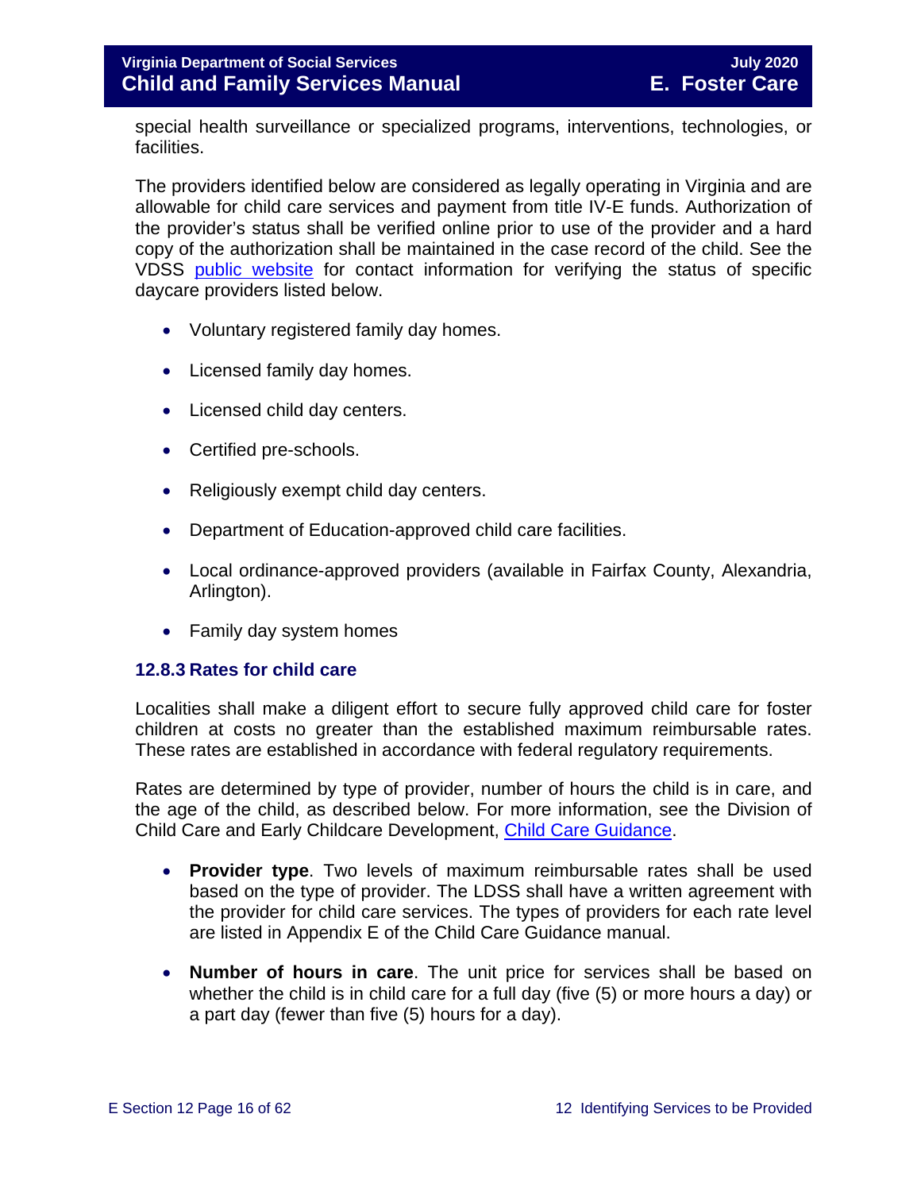special health surveillance or specialized programs, interventions, technologies, or facilities.

The providers identified below are considered as legally operating in Virginia and are allowable for child care services and payment from title IV-E funds. Authorization of the provider's status shall be verified online prior to use of the provider and a hard copy of the authorization shall be maintained in the case record of the child. See the VDSS public website for contact information for verifying the status of specific daycare providers listed below.

- Voluntary registered family day homes.
- Licensed family day homes.
- Licensed child day centers.
- Certified pre-schools.
- Religiously exempt child day centers.
- Department of Education-approved child care facilities.
- Local ordinance-approved providers (available in Fairfax County, Alexandria, Arlington).
- Family day system homes

### 12.8.3 Rates for child care

Localities shall make a diligent effort to secure fully approved child care for foster children at costs no greater than the established maximum reimbursable rates. These rates are established in accordance with federal regulatory requirements.

Rates are determined by type of provider, number of hours the child is in care, and the age of the child, as described below. For more information, see the Division of Child Care and Early Childcare Development, Child Care Guidance.

- **Provider type**. Two levels of maximum reimbursable rates shall be used based on the type of provider. The LDSS shall have a written agreement with the provider for child care services. The types of providers for each rate level are listed in Appendix E of the Child Care Guidance manual.
- **Number of hours in care**. The unit price for services shall be based on whether the child is in child care for a full day (five (5) or more hours a day) or a part day (fewer than five (5) hours for a day).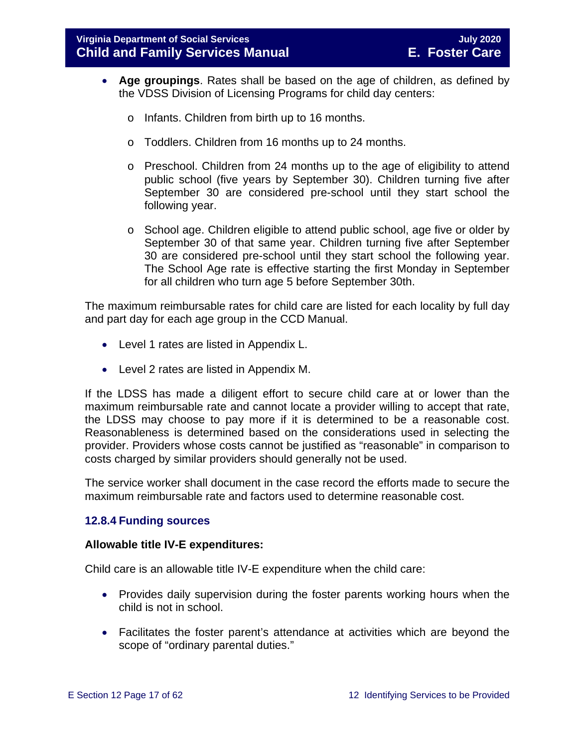- **Age groupings**. Rates shall be based on the age of children, as defined by the VDSS Division of Licensing Programs for child day centers:
  - Infants. Children from birth up to 16 months.
  - Toddlers. Children from 16 months up to 24 months.
  - Preschool. Children from 24 months up to the age of eligibility to attend public school (five years by September 30). Children turning five after September 30 are considered pre-school until they start school the following year.
  - School age. Children eligible to attend public school, age five or older by September 30 of that same year. Children turning five after September 30 are considered pre-school until they start school the following year. The School Age rate is effective starting the first Monday in September for all children who turn age 5 before September 30th.

The maximum reimbursable rates for child care are listed for each locality by full day and part day for each age group in the CCD Manual.

- Level 1 rates are listed in Appendix L.
- Level 2 rates are listed in Appendix M.

If the LDSS has made a diligent effort to secure child care at or lower than the maximum reimbursable rate and cannot locate a provider willing to accept that rate, the LDSS may choose to pay more if it is determined to be a reasonable cost. Reasonableness is determined based on the considerations used in selecting the provider. Providers whose costs cannot be justified as "reasonable" in comparison to costs charged by similar providers should generally not be used.

The service worker shall document in the case record the efforts made to secure the maximum reimbursable rate and factors used to determine reasonable cost.

### 12.8.4 Funding sources

**Allowable title IV-E expenditures:**

Child care is an allowable title IV-E expenditure when the child care:

- Provides daily supervision during the foster parents working hours when the child is not in school.
- Facilitates the foster parent's attendance at activities which are beyond the scope of "ordinary parental duties."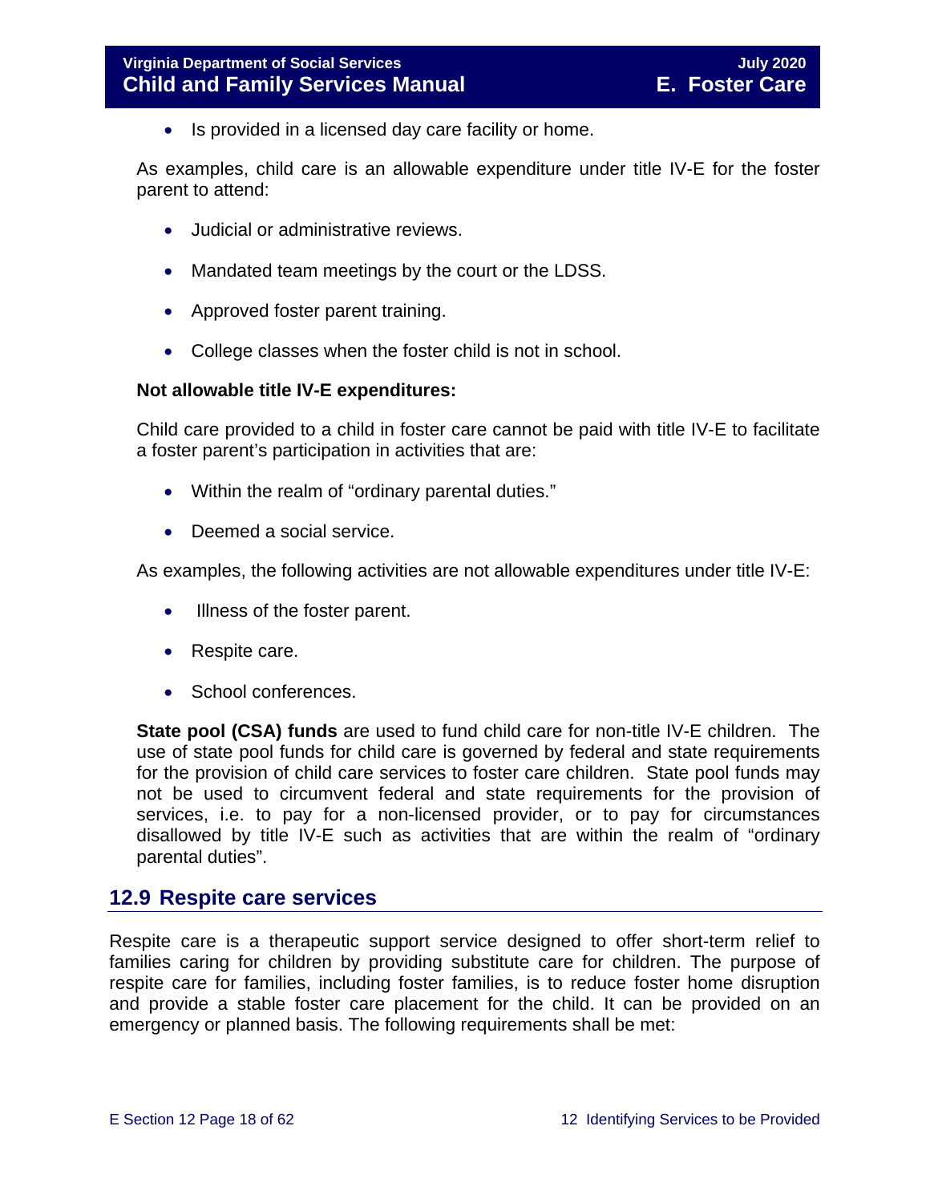- Is provided in a licensed day care facility or home.

As examples, child care is an allowable expenditure under title IV-E for the foster parent to attend:

- Judicial or administrative reviews.
- Mandated team meetings by the court or the LDSS.
- Approved foster parent training.
- College classes when the foster child is not in school.

**Not allowable title IV-E expenditures:**

Child care provided to a child in foster care cannot be paid with title IV-E to facilitate a foster parent's participation in activities that are:

- Within the realm of "ordinary parental duties."
- Deemed a social service.

As examples, the following activities are not allowable expenditures under title IV-E:

- Illness of the foster parent.
- Respite care.
- School conferences.

**State pool (CSA) funds** are used to fund child care for non-title IV-E children. The use of state pool funds for child care is governed by federal and state requirements for the provision of child care services to foster care children. State pool funds may not be used to circumvent federal and state requirements for the provision of services, i.e. to pay for a non-licensed provider, or to pay for circumstances disallowed by title IV-E such as activities that are within the realm of "ordinary parental duties".

## 12.9 Respite care services

Respite care is a therapeutic support service designed to offer short-term relief to families caring for children by providing substitute care for children. The purpose of respite care for families, including foster families, is to reduce foster home disruption and provide a stable foster care placement for the child. It can be provided on an emergency or planned basis. The following requirements shall be met: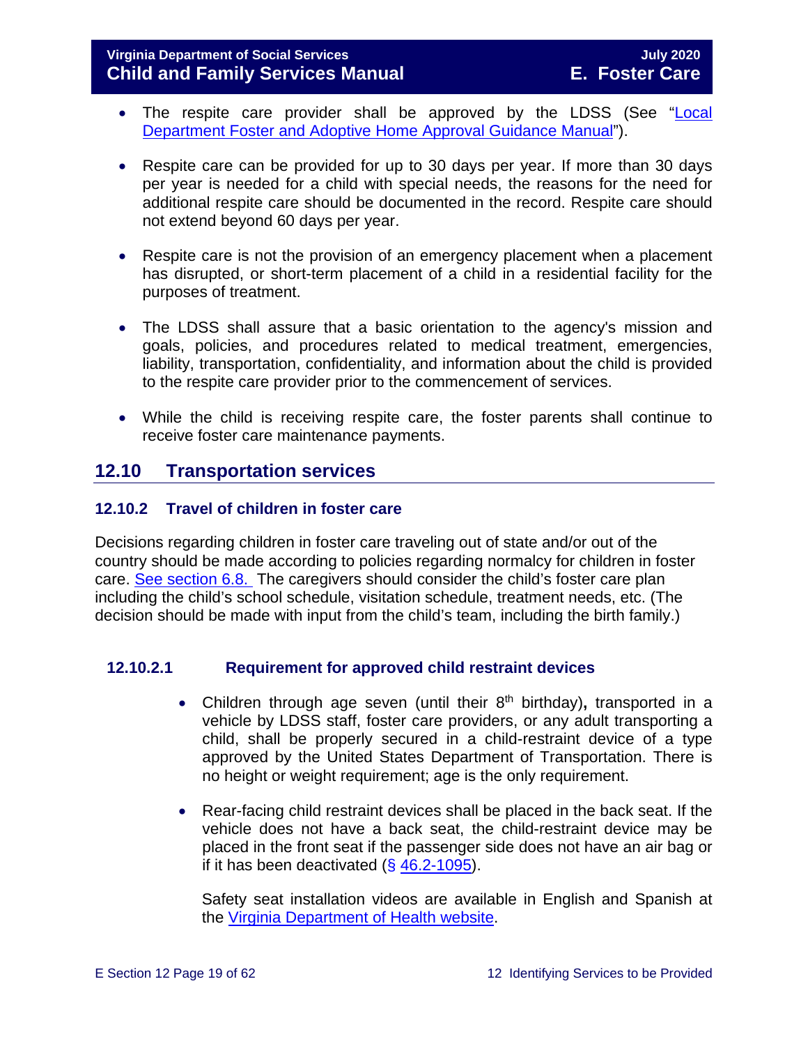- The respite care provider shall be approved by the LDSS (See "Local Department Foster and Adoptive Home Approval Guidance Manual").

- Respite care can be provided for up to 30 days per year. If more than 30 days per year is needed for a child with special needs, the reasons for the need for additional respite care should be documented in the record. Respite care should not extend beyond 60 days per year.

- Respite care is not the provision of an emergency placement when a placement has disrupted, or short-term placement of a child in a residential facility for the purposes of treatment.

- The LDSS shall assure that a basic orientation to the agency's mission and goals, policies, and procedures related to medical treatment, emergencies, liability, transportation, confidentiality, and information about the child is provided to the respite care provider prior to the commencement of services.

- While the child is receiving respite care, the foster parents shall continue to receive foster care maintenance payments.

## 12.10 Transportation services

### 12.10.2 Travel of children in foster care

Decisions regarding children in foster care traveling out of state and/or out of the country should be made according to policies regarding normalcy for children in foster care. See section 6.8. The caregivers should consider the child's foster care plan including the child's school schedule, visitation schedule, treatment needs, etc. (The decision should be made with input from the child's team, including the birth family.)

#### 12.10.2.1 Requirement for approved child restraint devices

- Children through age seven (until their 8th birthday)**,** transported in a vehicle by LDSS staff, foster care providers, or any adult transporting a child, shall be properly secured in a child-restraint device of a type approved by the United States Department of Transportation. There is no height or weight requirement; age is the only requirement.

- Rear-facing child restraint devices shall be placed in the back seat. If the vehicle does not have a back seat, the child-restraint device may be placed in the front seat if the passenger side does not have an air bag or if it has been deactivated (§ 46.2-1095).

  Safety seat installation videos are available in English and Spanish at the Virginia Department of Health website.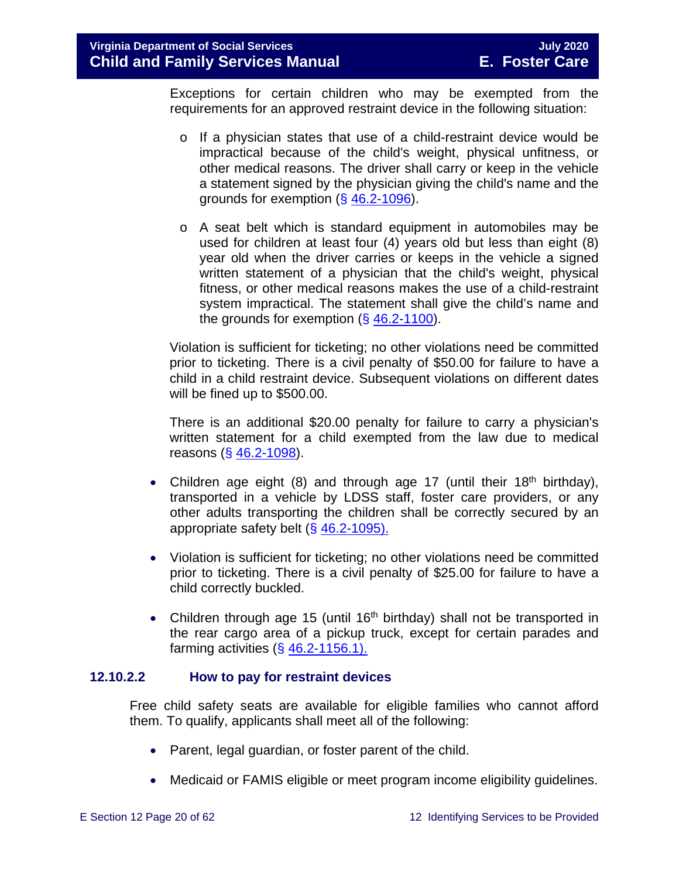Exceptions for certain children who may be exempted from the requirements for an approved restraint device in the following situation:

- If a physician states that use of a child-restraint device would be impractical because of the child's weight, physical unfitness, or other medical reasons. The driver shall carry or keep in the vehicle a statement signed by the physician giving the child's name and the grounds for exemption (§ 46.2-1096).
- A seat belt which is standard equipment in automobiles may be used for children at least four (4) years old but less than eight (8) year old when the driver carries or keeps in the vehicle a signed written statement of a physician that the child's weight, physical fitness, or other medical reasons makes the use of a child-restraint system impractical. The statement shall give the child's name and the grounds for exemption (§ 46.2-1100).

Violation is sufficient for ticketing; no other violations need be committed prior to ticketing. There is a civil penalty of $50.00 for failure to have a child in a child restraint device. Subsequent violations on different dates will be fined up to $500.00.

There is an additional $20.00 penalty for failure to carry a physician's written statement for a child exempted from the law due to medical reasons (§ 46.2-1098).

- Children age eight (8) and through age 17 (until their 18th birthday), transported in a vehicle by LDSS staff, foster care providers, or any other adults transporting the children shall be correctly secured by an appropriate safety belt (§ 46.2-1095).
- Violation is sufficient for ticketing; no other violations need be committed prior to ticketing. There is a civil penalty of $25.00 for failure to have a child correctly buckled.
- Children through age 15 (until 16th birthday) shall not be transported in the rear cargo area of a pickup truck, except for certain parades and farming activities (§ 46.2-1156.1).

#### 12.10.2.2 How to pay for restraint devices

Free child safety seats are available for eligible families who cannot afford them. To qualify, applicants shall meet all of the following:

- Parent, legal guardian, or foster parent of the child.
- Medicaid or FAMIS eligible or meet program income eligibility guidelines.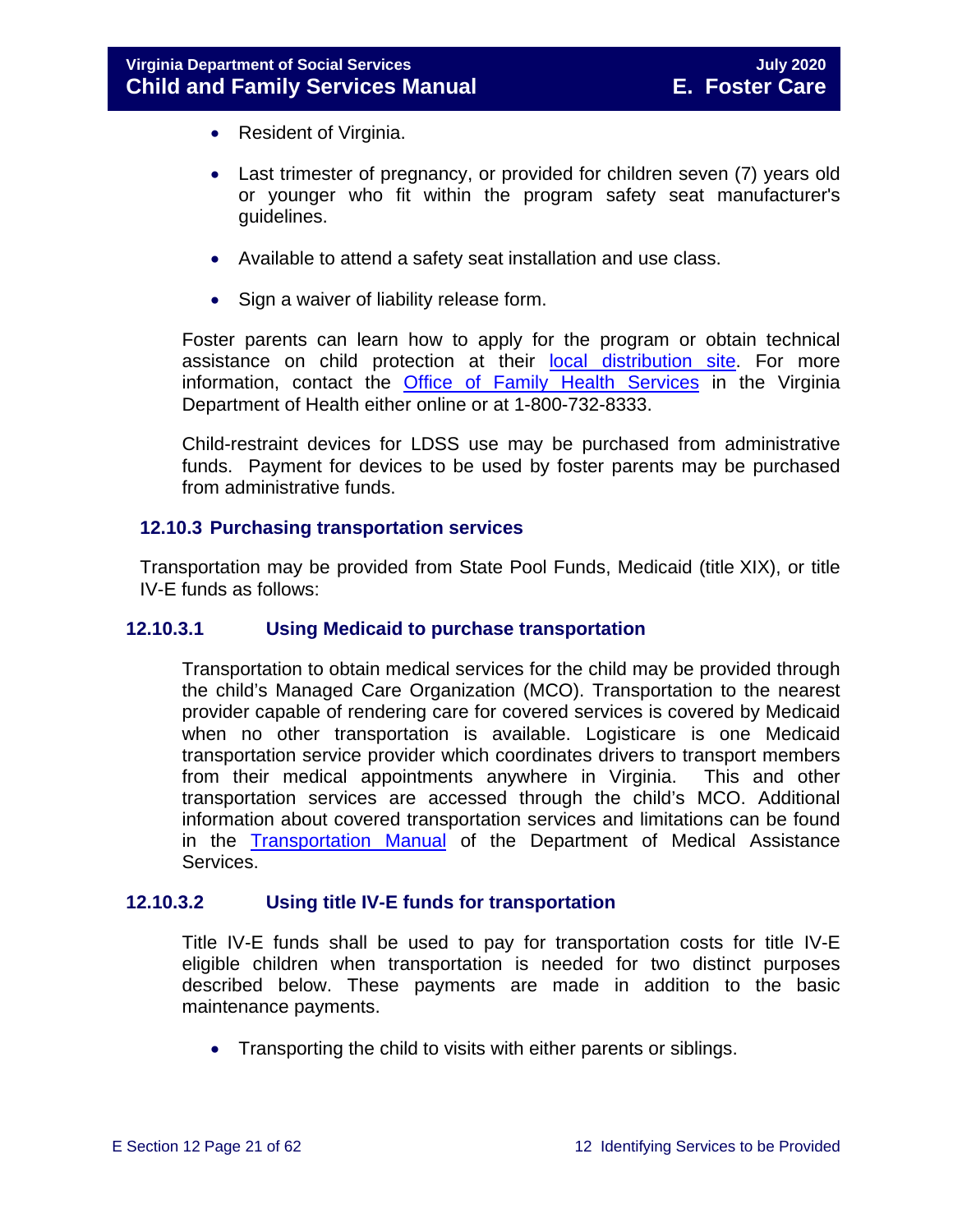- Resident of Virginia.
- Last trimester of pregnancy, or provided for children seven (7) years old or younger who fit within the program safety seat manufacturer's guidelines.
- Available to attend a safety seat installation and use class.
- Sign a waiver of liability release form.

Foster parents can learn how to apply for the program or obtain technical assistance on child protection at their local distribution site. For more information, contact the Office of Family Health Services in the Virginia Department of Health either online or at 1-800-732-8333.

Child-restraint devices for LDSS use may be purchased from administrative funds. Payment for devices to be used by foster parents may be purchased from administrative funds.

### 12.10.3 Purchasing transportation services

Transportation may be provided from State Pool Funds, Medicaid (title XIX), or title IV-E funds as follows:

#### 12.10.3.1 Using Medicaid to purchase transportation

Transportation to obtain medical services for the child may be provided through the child's Managed Care Organization (MCO). Transportation to the nearest provider capable of rendering care for covered services is covered by Medicaid when no other transportation is available. Logisticare is one Medicaid transportation service provider which coordinates drivers to transport members from their medical appointments anywhere in Virginia. This and other transportation services are accessed through the child's MCO. Additional information about covered transportation services and limitations can be found in the Transportation Manual of the Department of Medical Assistance Services.

#### 12.10.3.2 Using title IV-E funds for transportation

Title IV-E funds shall be used to pay for transportation costs for title IV-E eligible children when transportation is needed for two distinct purposes described below. These payments are made in addition to the basic maintenance payments.

- Transporting the child to visits with either parents or siblings.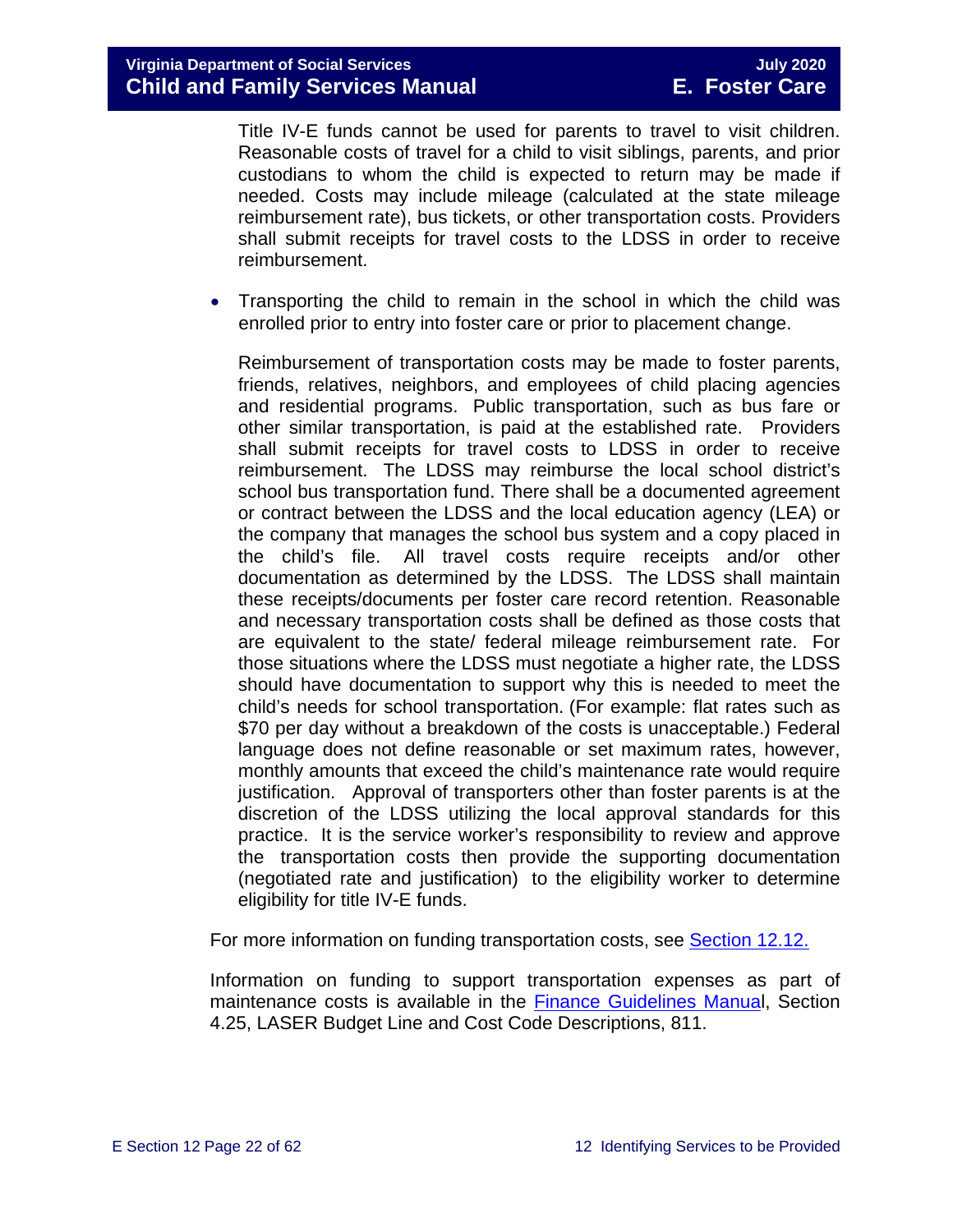Title IV-E funds cannot be used for parents to travel to visit children. Reasonable costs of travel for a child to visit siblings, parents, and prior custodians to whom the child is expected to return may be made if needed. Costs may include mileage (calculated at the state mileage reimbursement rate), bus tickets, or other transportation costs. Providers shall submit receipts for travel costs to the LDSS in order to receive reimbursement.

- Transporting the child to remain in the school in which the child was enrolled prior to entry into foster care or prior to placement change.

  Reimbursement of transportation costs may be made to foster parents, friends, relatives, neighbors, and employees of child placing agencies and residential programs. Public transportation, such as bus fare or other similar transportation, is paid at the established rate. Providers shall submit receipts for travel costs to LDSS in order to receive reimbursement. The LDSS may reimburse the local school district's school bus transportation fund. There shall be a documented agreement or contract between the LDSS and the local education agency (LEA) or the company that manages the school bus system and a copy placed in the child's file. All travel costs require receipts and/or other documentation as determined by the LDSS. The LDSS shall maintain these receipts/documents per foster care record retention. Reasonable and necessary transportation costs shall be defined as those costs that are equivalent to the state/ federal mileage reimbursement rate. For those situations where the LDSS must negotiate a higher rate, the LDSS should have documentation to support why this is needed to meet the child's needs for school transportation. (For example: flat rates such as $70 per day without a breakdown of the costs is unacceptable.) Federal language does not define reasonable or set maximum rates, however, monthly amounts that exceed the child's maintenance rate would require justification. Approval of transporters other than foster parents is at the discretion of the LDSS utilizing the local approval standards for this practice. It is the service worker's responsibility to review and approve the transportation costs then provide the supporting documentation (negotiated rate and justification) to the eligibility worker to determine eligibility for title IV-E funds.

For more information on funding transportation costs, see Section 12.12.

Information on funding to support transportation expenses as part of maintenance costs is available in the Finance Guidelines Manual, Section 4.25, LASER Budget Line and Cost Code Descriptions, 811.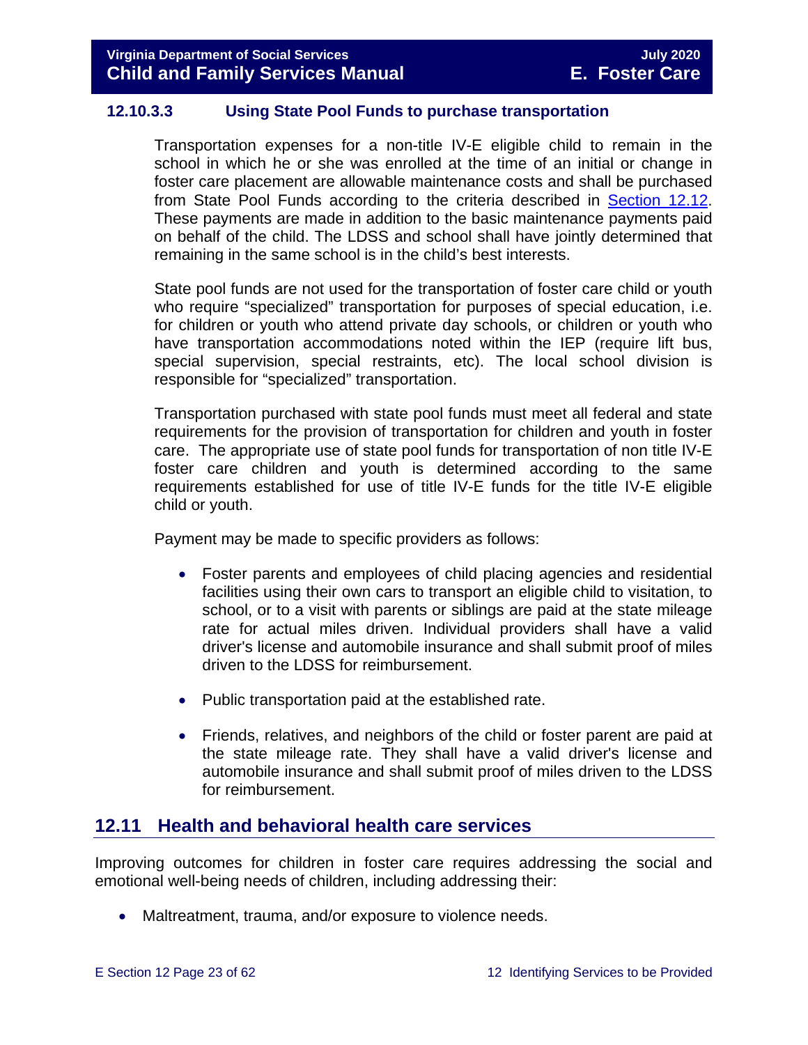### 12.10.3.3 Using State Pool Funds to purchase transportation

Transportation expenses for a non-title IV-E eligible child to remain in the school in which he or she was enrolled at the time of an initial or change in foster care placement are allowable maintenance costs and shall be purchased from State Pool Funds according to the criteria described in [Section 12.12](#). These payments are made in addition to the basic maintenance payments paid on behalf of the child. The LDSS and school shall have jointly determined that remaining in the same school is in the child's best interests.

State pool funds are not used for the transportation of foster care child or youth who require "specialized" transportation for purposes of special education, i.e. for children or youth who attend private day schools, or children or youth who have transportation accommodations noted within the IEP (require lift bus, special supervision, special restraints, etc). The local school division is responsible for "specialized" transportation.

Transportation purchased with state pool funds must meet all federal and state requirements for the provision of transportation for children and youth in foster care. The appropriate use of state pool funds for transportation of non title IV-E foster care children and youth is determined according to the same requirements established for use of title IV-E funds for the title IV-E eligible child or youth.

Payment may be made to specific providers as follows:

- Foster parents and employees of child placing agencies and residential facilities using their own cars to transport an eligible child to visitation, to school, or to a visit with parents or siblings are paid at the state mileage rate for actual miles driven. Individual providers shall have a valid driver's license and automobile insurance and shall submit proof of miles driven to the LDSS for reimbursement.

- Public transportation paid at the established rate.

- Friends, relatives, and neighbors of the child or foster parent are paid at the state mileage rate. They shall have a valid driver's license and automobile insurance and shall submit proof of miles driven to the LDSS for reimbursement.

## 12.11 Health and behavioral health care services

Improving outcomes for children in foster care requires addressing the social and emotional well-being needs of children, including addressing their:

- Maltreatment, trauma, and/or exposure to violence needs.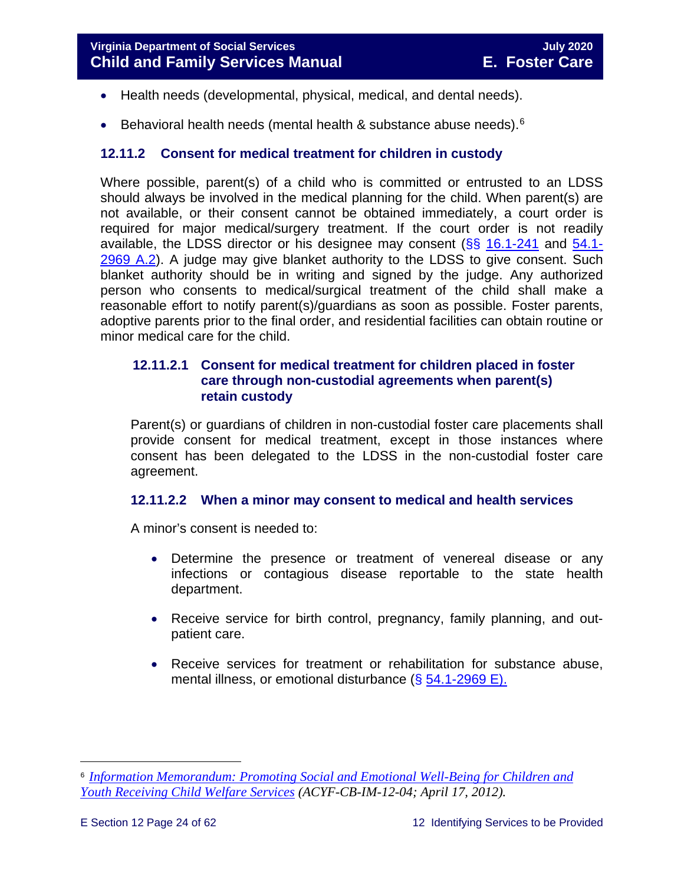- Health needs (developmental, physical, medical, and dental needs).
- Behavioral health needs (mental health & substance abuse needs).[6]

### 12.11.2 Consent for medical treatment for children in custody

Where possible, parent(s) of a child who is committed or entrusted to an LDSS should always be involved in the medical planning for the child. When parent(s) are not available, or their consent cannot be obtained immediately, a court order is required for major medical/surgery treatment. If the court order is not readily available, the LDSS director or his designee may consent (§§ 16.1-241 and 54.1-2969 A.2). A judge may give blanket authority to the LDSS to give consent. Such blanket authority should be in writing and signed by the judge. Any authorized person who consents to medical/surgical treatment of the child shall make a reasonable effort to notify parent(s)/guardians as soon as possible. Foster parents, adoptive parents prior to the final order, and residential facilities can obtain routine or minor medical care for the child.

#### 12.11.2.1 Consent for medical treatment for children placed in foster care through non-custodial agreements when parent(s) retain custody

Parent(s) or guardians of children in non-custodial foster care placements shall provide consent for medical treatment, except in those instances where consent has been delegated to the LDSS in the non-custodial foster care agreement.

#### 12.11.2.2 When a minor may consent to medical and health services

A minor's consent is needed to:

- Determine the presence or treatment of venereal disease or any infections or contagious disease reportable to the state health department.
- Receive service for birth control, pregnancy, family planning, and out-patient care.
- Receive services for treatment or rehabilitation for substance abuse, mental illness, or emotional disturbance (§ 54.1-2969 E).

---

[6] *Information Memorandum: Promoting Social and Emotional Well-Being for Children and Youth Receiving Child Welfare Services (ACYF-CB-IM-12-04; April 17, 2012).*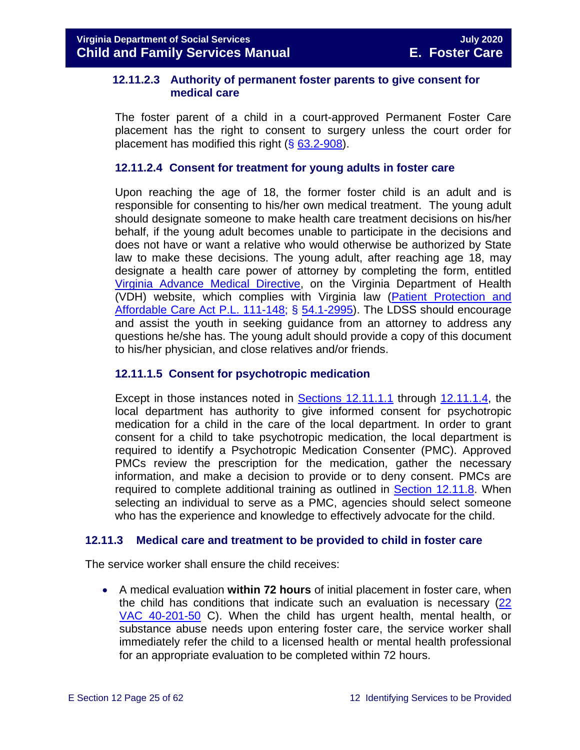#### 12.11.2.3 Authority of permanent foster parents to give consent for medical care

The foster parent of a child in a court-approved Permanent Foster Care placement has the right to consent to surgery unless the court order for placement has modified this right (§ 63.2-908).

#### 12.11.2.4 Consent for treatment for young adults in foster care

Upon reaching the age of 18, the former foster child is an adult and is responsible for consenting to his/her own medical treatment. The young adult should designate someone to make health care treatment decisions on his/her behalf, if the young adult becomes unable to participate in the decisions and does not have or want a relative who would otherwise be authorized by State law to make these decisions. The young adult, after reaching age 18, may designate a health care power of attorney by completing the form, entitled Virginia Advance Medical Directive, on the Virginia Department of Health (VDH) website, which complies with Virginia law (Patient Protection and Affordable Care Act P.L. 111-148; § 54.1-2995). The LDSS should encourage and assist the youth in seeking guidance from an attorney to address any questions he/she has. The young adult should provide a copy of this document to his/her physician, and close relatives and/or friends.

#### 12.11.1.5 Consent for psychotropic medication

Except in those instances noted in Sections 12.11.1.1 through 12.11.1.4, the local department has authority to give informed consent for psychotropic medication for a child in the care of the local department. In order to grant consent for a child to take psychotropic medication, the local department is required to identify a Psychotropic Medication Consenter (PMC). Approved PMCs review the prescription for the medication, gather the necessary information, and make a decision to provide or to deny consent. PMCs are required to complete additional training as outlined in Section 12.11.8. When selecting an individual to serve as a PMC, agencies should select someone who has the experience and knowledge to effectively advocate for the child.

### 12.11.3 Medical care and treatment to be provided to child in foster care

The service worker shall ensure the child receives:

- A medical evaluation **within 72 hours** of initial placement in foster care, when the child has conditions that indicate such an evaluation is necessary (22 VAC 40-201-50 C). When the child has urgent health, mental health, or substance abuse needs upon entering foster care, the service worker shall immediately refer the child to a licensed health or mental health professional for an appropriate evaluation to be completed within 72 hours.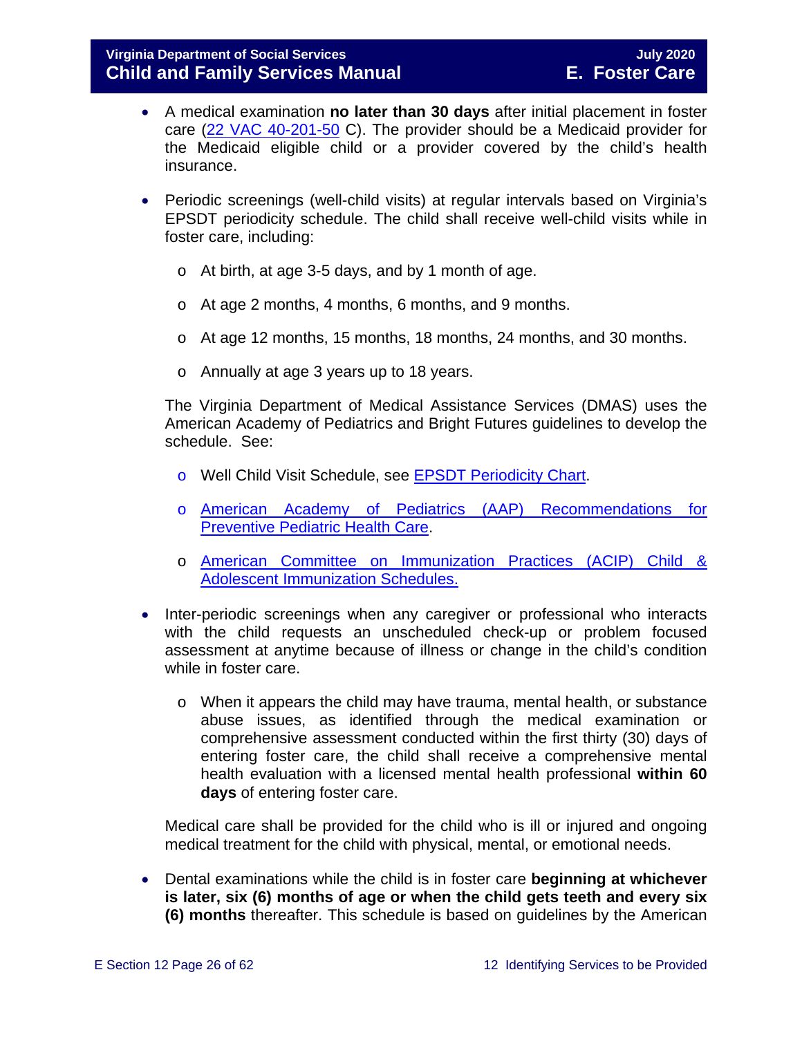- A medical examination **no later than 30 days** after initial placement in foster care ([22 VAC 40-201-50](#) C). The provider should be a Medicaid provider for the Medicaid eligible child or a provider covered by the child's health insurance.

- Periodic screenings (well-child visits) at regular intervals based on Virginia's EPSDT periodicity schedule. The child shall receive well-child visits while in foster care, including:

  - At birth, at age 3-5 days, and by 1 month of age.
  - At age 2 months, 4 months, 6 months, and 9 months.
  - At age 12 months, 15 months, 18 months, 24 months, and 30 months.
  - Annually at age 3 years up to 18 years.

  The Virginia Department of Medical Assistance Services (DMAS) uses the American Academy of Pediatrics and Bright Futures guidelines to develop the schedule. See:

  - Well Child Visit Schedule, see [EPSDT Periodicity Chart](#).
  - [American Academy of Pediatrics (AAP) Recommendations for Preventive Pediatric Health Care](#).
  - [American Committee on Immunization Practices (ACIP) Child & Adolescent Immunization Schedules.](#)

- Inter-periodic screenings when any caregiver or professional who interacts with the child requests an unscheduled check-up or problem focused assessment at anytime because of illness or change in the child's condition while in foster care.

  - When it appears the child may have trauma, mental health, or substance abuse issues, as identified through the medical examination or comprehensive assessment conducted within the first thirty (30) days of entering foster care, the child shall receive a comprehensive mental health evaluation with a licensed mental health professional **within 60 days** of entering foster care.

  Medical care shall be provided for the child who is ill or injured and ongoing medical treatment for the child with physical, mental, or emotional needs.

- Dental examinations while the child is in foster care **beginning at whichever is later, six (6) months of age or when the child gets teeth and every six (6) months** thereafter. This schedule is based on guidelines by the American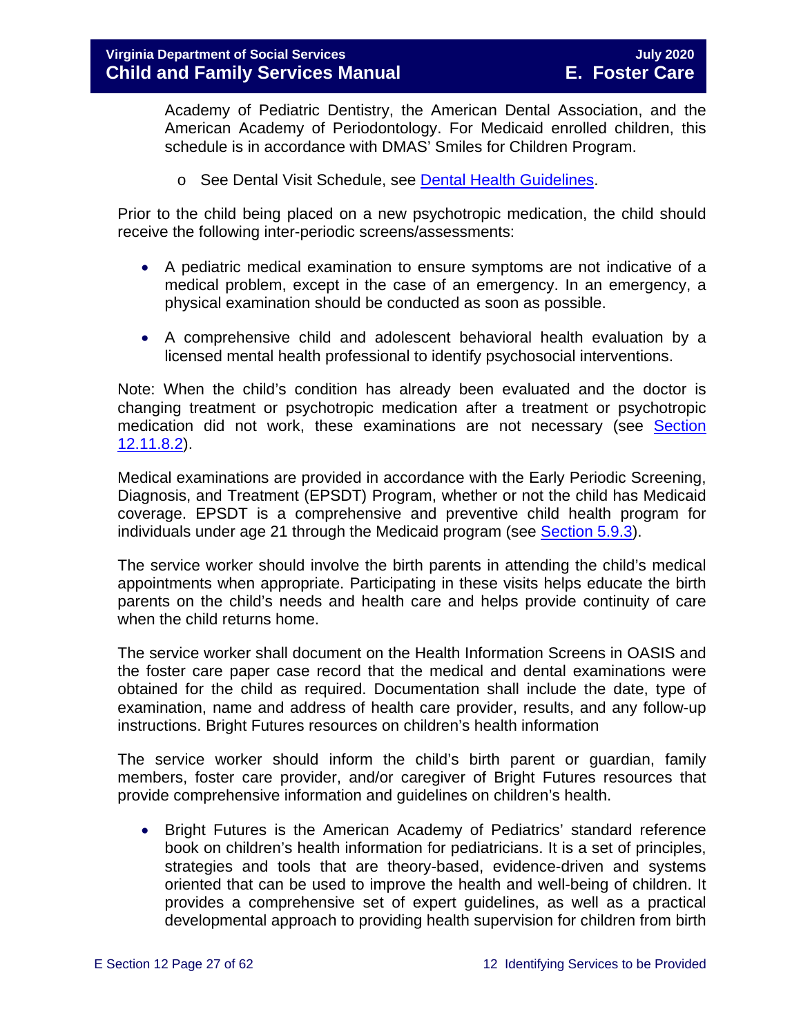Academy of Pediatric Dentistry, the American Dental Association, and the American Academy of Periodontology. For Medicaid enrolled children, this schedule is in accordance with DMAS' Smiles for Children Program.

- See Dental Visit Schedule, see [Dental Health Guidelines](#).

Prior to the child being placed on a new psychotropic medication, the child should receive the following inter-periodic screens/assessments:

- A pediatric medical examination to ensure symptoms are not indicative of a medical problem, except in the case of an emergency. In an emergency, a physical examination should be conducted as soon as possible.
- A comprehensive child and adolescent behavioral health evaluation by a licensed mental health professional to identify psychosocial interventions.

Note: When the child's condition has already been evaluated and the doctor is changing treatment or psychotropic medication after a treatment or psychotropic medication did not work, these examinations are not necessary (see [Section 12.11.8.2](#)).

Medical examinations are provided in accordance with the Early Periodic Screening, Diagnosis, and Treatment (EPSDT) Program, whether or not the child has Medicaid coverage. EPSDT is a comprehensive and preventive child health program for individuals under age 21 through the Medicaid program (see [Section 5.9.3](#)).

The service worker should involve the birth parents in attending the child's medical appointments when appropriate. Participating in these visits helps educate the birth parents on the child's needs and health care and helps provide continuity of care when the child returns home.

The service worker shall document on the Health Information Screens in OASIS and the foster care paper case record that the medical and dental examinations were obtained for the child as required. Documentation shall include the date, type of examination, name and address of health care provider, results, and any follow-up instructions. Bright Futures resources on children's health information

The service worker should inform the child's birth parent or guardian, family members, foster care provider, and/or caregiver of Bright Futures resources that provide comprehensive information and guidelines on children's health.

- Bright Futures is the American Academy of Pediatrics' standard reference book on children's health information for pediatricians. It is a set of principles, strategies and tools that are theory-based, evidence-driven and systems oriented that can be used to improve the health and well-being of children. It provides a comprehensive set of expert guidelines, as well as a practical developmental approach to providing health supervision for children from birth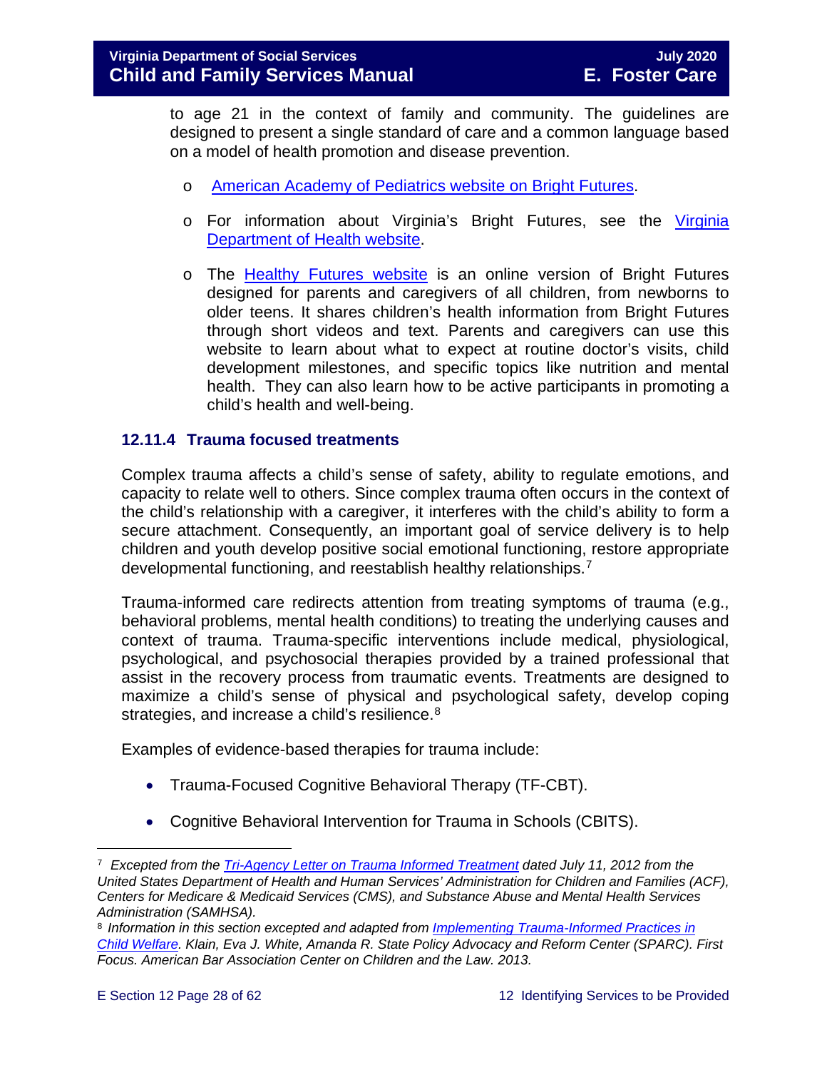to age 21 in the context of family and community. The guidelines are designed to present a single standard of care and a common language based on a model of health promotion and disease prevention.

- o [American Academy of Pediatrics website on Bright Futures](#).
- o For information about Virginia's Bright Futures, see the [Virginia Department of Health website](#).
- o The [Healthy Futures website](#) is an online version of Bright Futures designed for parents and caregivers of all children, from newborns to older teens. It shares children's health information from Bright Futures through short videos and text. Parents and caregivers can use this website to learn about what to expect at routine doctor's visits, child development milestones, and specific topics like nutrition and mental health. They can also learn how to be active participants in promoting a child's health and well-being.

### 12.11.4 Trauma focused treatments

Complex trauma affects a child's sense of safety, ability to regulate emotions, and capacity to relate well to others. Since complex trauma often occurs in the context of the child's relationship with a caregiver, it interferes with the child's ability to form a secure attachment. Consequently, an important goal of service delivery is to help children and youth develop positive social emotional functioning, restore appropriate developmental functioning, and reestablish healthy relationships.[7]

Trauma-informed care redirects attention from treating symptoms of trauma (e.g., behavioral problems, mental health conditions) to treating the underlying causes and context of trauma. Trauma-specific interventions include medical, physiological, psychological, and psychosocial therapies provided by a trained professional that assist in the recovery process from traumatic events. Treatments are designed to maximize a child's sense of physical and psychological safety, develop coping strategies, and increase a child's resilience.[8]

Examples of evidence-based therapies for trauma include:

- Trauma-Focused Cognitive Behavioral Therapy (TF-CBT).
- Cognitive Behavioral Intervention for Trauma in Schools (CBITS).

---

[7] *Excepted from the [Tri-Agency Letter on Trauma Informed Treatment](#) dated July 11, 2012 from the United States Department of Health and Human Services' Administration for Children and Families (ACF), Centers for Medicare & Medicaid Services (CMS), and Substance Abuse and Mental Health Services Administration (SAMHSA).*

[8] *Information in this section excepted and adapted from [Implementing Trauma-Informed Practices in Child Welfare](#). Klain, Eva J. White, Amanda R. State Policy Advocacy and Reform Center (SPARC). First Focus. American Bar Association Center on Children and the Law. 2013.*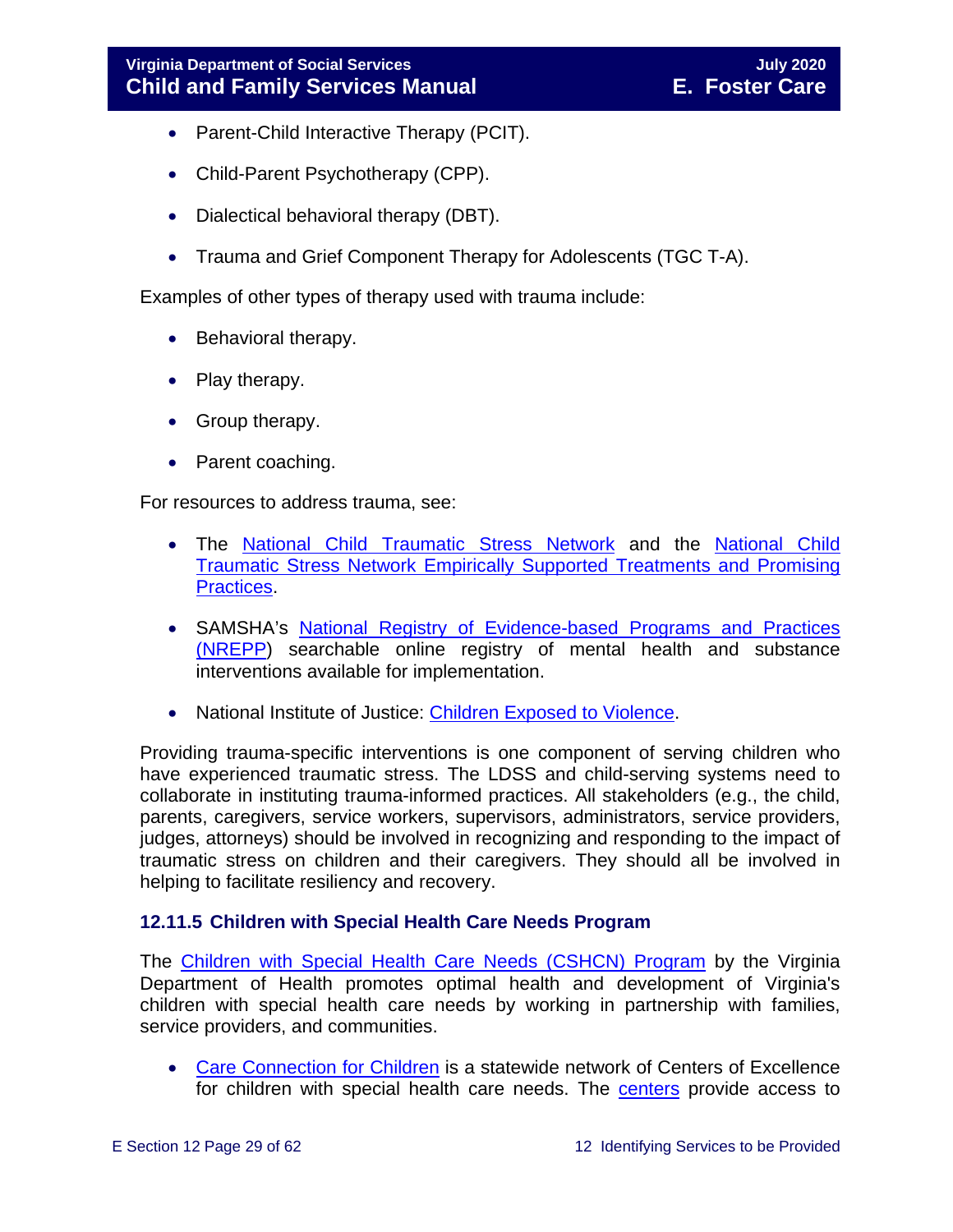- Parent-Child Interactive Therapy (PCIT).
- Child-Parent Psychotherapy (CPP).
- Dialectical behavioral therapy (DBT).
- Trauma and Grief Component Therapy for Adolescents (TGC T-A).

Examples of other types of therapy used with trauma include:

- Behavioral therapy.
- Play therapy.
- Group therapy.
- Parent coaching.

For resources to address trauma, see:

- The National Child Traumatic Stress Network and the National Child Traumatic Stress Network Empirically Supported Treatments and Promising Practices.
- SAMSHA's National Registry of Evidence-based Programs and Practices (NREPP) searchable online registry of mental health and substance interventions available for implementation.
- National Institute of Justice: Children Exposed to Violence.

Providing trauma-specific interventions is one component of serving children who have experienced traumatic stress. The LDSS and child-serving systems need to collaborate in instituting trauma-informed practices. All stakeholders (e.g., the child, parents, caregivers, service workers, supervisors, administrators, service providers, judges, attorneys) should be involved in recognizing and responding to the impact of traumatic stress on children and their caregivers. They should all be involved in helping to facilitate resiliency and recovery.

### 12.11.5 Children with Special Health Care Needs Program

The Children with Special Health Care Needs (CSHCN) Program by the Virginia Department of Health promotes optimal health and development of Virginia's children with special health care needs by working in partnership with families, service providers, and communities.

- Care Connection for Children is a statewide network of Centers of Excellence for children with special health care needs. The centers provide access to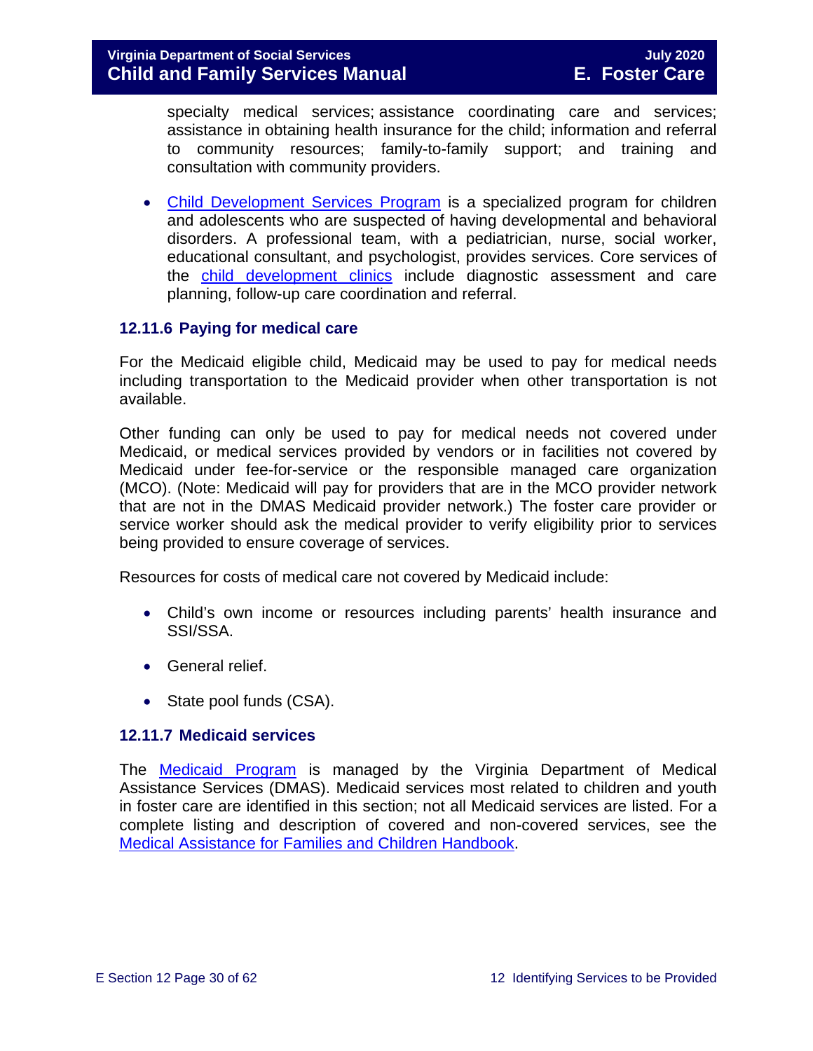specialty medical services; assistance coordinating care and services; assistance in obtaining health insurance for the child; information and referral to community resources; family-to-family support; and training and consultation with community providers.

- Child Development Services Program is a specialized program for children and adolescents who are suspected of having developmental and behavioral disorders. A professional team, with a pediatrician, nurse, social worker, educational consultant, and psychologist, provides services. Core services of the child development clinics include diagnostic assessment and care planning, follow-up care coordination and referral.

### 12.11.6 Paying for medical care

For the Medicaid eligible child, Medicaid may be used to pay for medical needs including transportation to the Medicaid provider when other transportation is not available.

Other funding can only be used to pay for medical needs not covered under Medicaid, or medical services provided by vendors or in facilities not covered by Medicaid under fee-for-service or the responsible managed care organization (MCO). (Note: Medicaid will pay for providers that are in the MCO provider network that are not in the DMAS Medicaid provider network.) The foster care provider or service worker should ask the medical provider to verify eligibility prior to services being provided to ensure coverage of services.

Resources for costs of medical care not covered by Medicaid include:

- Child's own income or resources including parents' health insurance and SSI/SSA.
- General relief.
- State pool funds (CSA).

### 12.11.7 Medicaid services

The Medicaid Program is managed by the Virginia Department of Medical Assistance Services (DMAS). Medicaid services most related to children and youth in foster care are identified in this section; not all Medicaid services are listed. For a complete listing and description of covered and non-covered services, see the Medical Assistance for Families and Children Handbook.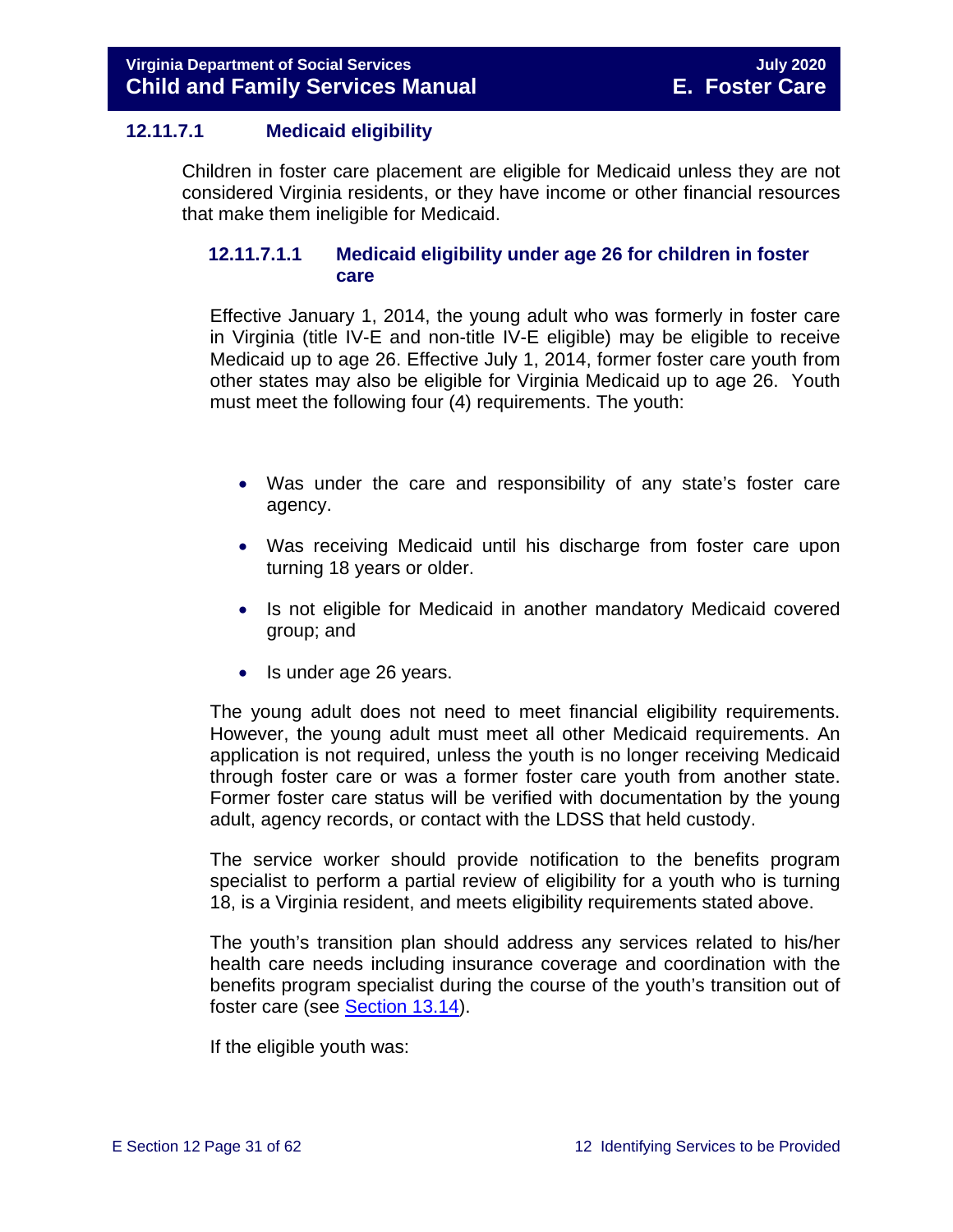### 12.11.7.1 Medicaid eligibility

Children in foster care placement are eligible for Medicaid unless they are not considered Virginia residents, or they have income or other financial resources that make them ineligible for Medicaid.

#### 12.11.7.1.1 Medicaid eligibility under age 26 for children in foster care

Effective January 1, 2014, the young adult who was formerly in foster care in Virginia (title IV-E and non-title IV-E eligible) may be eligible to receive Medicaid up to age 26. Effective July 1, 2014, former foster care youth from other states may also be eligible for Virginia Medicaid up to age 26. Youth must meet the following four (4) requirements. The youth:

- Was under the care and responsibility of any state's foster care agency.
- Was receiving Medicaid until his discharge from foster care upon turning 18 years or older.
- Is not eligible for Medicaid in another mandatory Medicaid covered group; and
- Is under age 26 years.

The young adult does not need to meet financial eligibility requirements. However, the young adult must meet all other Medicaid requirements. An application is not required, unless the youth is no longer receiving Medicaid through foster care or was a former foster care youth from another state. Former foster care status will be verified with documentation by the young adult, agency records, or contact with the LDSS that held custody.

The service worker should provide notification to the benefits program specialist to perform a partial review of eligibility for a youth who is turning 18, is a Virginia resident, and meets eligibility requirements stated above.

The youth's transition plan should address any services related to his/her health care needs including insurance coverage and coordination with the benefits program specialist during the course of the youth's transition out of foster care (see Section 13.14).

If the eligible youth was: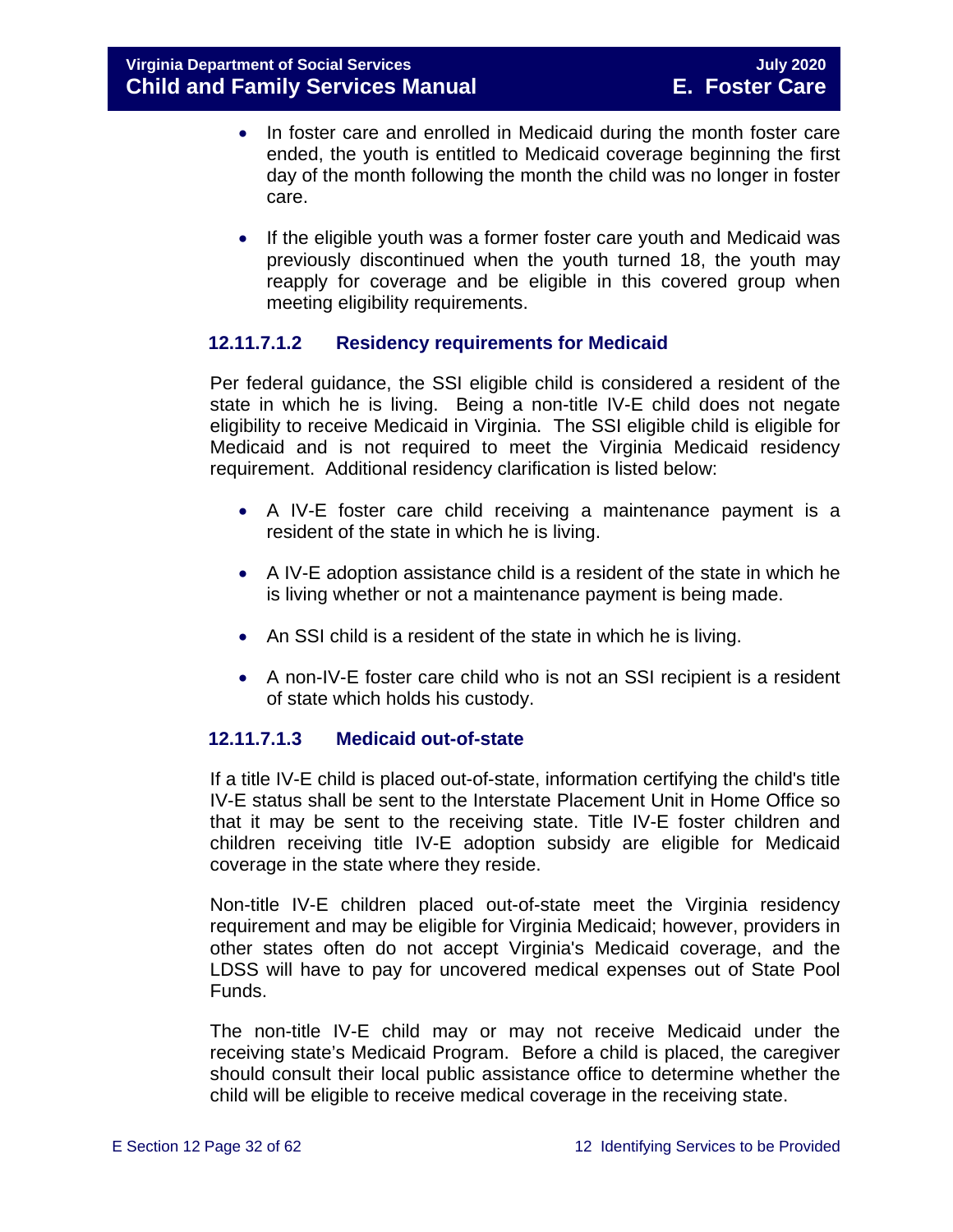- In foster care and enrolled in Medicaid during the month foster care ended, the youth is entitled to Medicaid coverage beginning the first day of the month following the month the child was no longer in foster care.

- If the eligible youth was a former foster care youth and Medicaid was previously discontinued when the youth turned 18, the youth may reapply for coverage and be eligible in this covered group when meeting eligibility requirements.

#### 12.11.7.1.2 Residency requirements for Medicaid

Per federal guidance, the SSI eligible child is considered a resident of the state in which he is living. Being a non-title IV-E child does not negate eligibility to receive Medicaid in Virginia. The SSI eligible child is eligible for Medicaid and is not required to meet the Virginia Medicaid residency requirement. Additional residency clarification is listed below:

- A IV-E foster care child receiving a maintenance payment is a resident of the state in which he is living.

- A IV-E adoption assistance child is a resident of the state in which he is living whether or not a maintenance payment is being made.

- An SSI child is a resident of the state in which he is living.

- A non-IV-E foster care child who is not an SSI recipient is a resident of state which holds his custody.

#### 12.11.7.1.3 Medicaid out-of-state

If a title IV-E child is placed out-of-state, information certifying the child's title IV-E status shall be sent to the Interstate Placement Unit in Home Office so that it may be sent to the receiving state. Title IV-E foster children and children receiving title IV-E adoption subsidy are eligible for Medicaid coverage in the state where they reside.

Non-title IV-E children placed out-of-state meet the Virginia residency requirement and may be eligible for Virginia Medicaid; however, providers in other states often do not accept Virginia's Medicaid coverage, and the LDSS will have to pay for uncovered medical expenses out of State Pool Funds.

The non-title IV-E child may or may not receive Medicaid under the receiving state's Medicaid Program. Before a child is placed, the caregiver should consult their local public assistance office to determine whether the child will be eligible to receive medical coverage in the receiving state.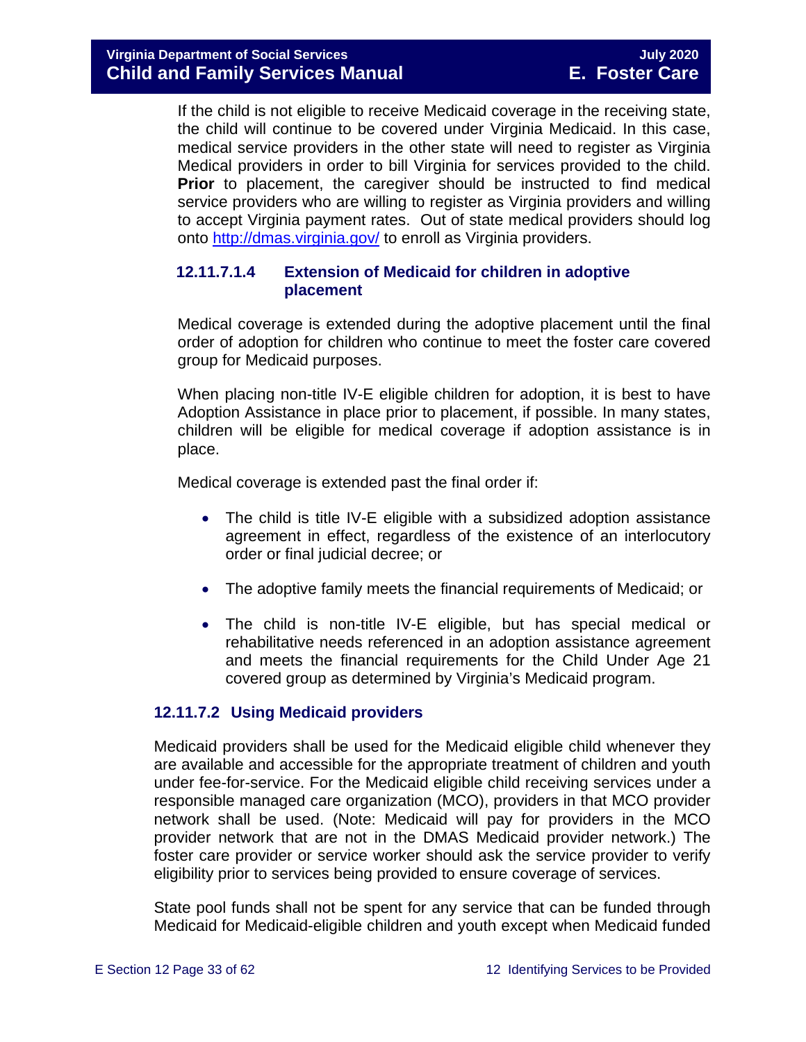If the child is not eligible to receive Medicaid coverage in the receiving state, the child will continue to be covered under Virginia Medicaid. In this case, medical service providers in the other state will need to register as Virginia Medical providers in order to bill Virginia for services provided to the child. **Prior** to placement, the caregiver should be instructed to find medical service providers who are willing to register as Virginia providers and willing to accept Virginia payment rates. Out of state medical providers should log onto http://dmas.virginia.gov/ to enroll as Virginia providers.

#### 12.11.7.1.4 Extension of Medicaid for children in adoptive placement

Medical coverage is extended during the adoptive placement until the final order of adoption for children who continue to meet the foster care covered group for Medicaid purposes.

When placing non-title IV-E eligible children for adoption, it is best to have Adoption Assistance in place prior to placement, if possible. In many states, children will be eligible for medical coverage if adoption assistance is in place.

Medical coverage is extended past the final order if:

- The child is title IV-E eligible with a subsidized adoption assistance agreement in effect, regardless of the existence of an interlocutory order or final judicial decree; or
- The adoptive family meets the financial requirements of Medicaid; or
- The child is non-title IV-E eligible, but has special medical or rehabilitative needs referenced in an adoption assistance agreement and meets the financial requirements for the Child Under Age 21 covered group as determined by Virginia's Medicaid program.

### 12.11.7.2 Using Medicaid providers

Medicaid providers shall be used for the Medicaid eligible child whenever they are available and accessible for the appropriate treatment of children and youth under fee-for-service. For the Medicaid eligible child receiving services under a responsible managed care organization (MCO), providers in that MCO provider network shall be used. (Note: Medicaid will pay for providers in the MCO provider network that are not in the DMAS Medicaid provider network.) The foster care provider or service worker should ask the service provider to verify eligibility prior to services being provided to ensure coverage of services.

State pool funds shall not be spent for any service that can be funded through Medicaid for Medicaid-eligible children and youth except when Medicaid funded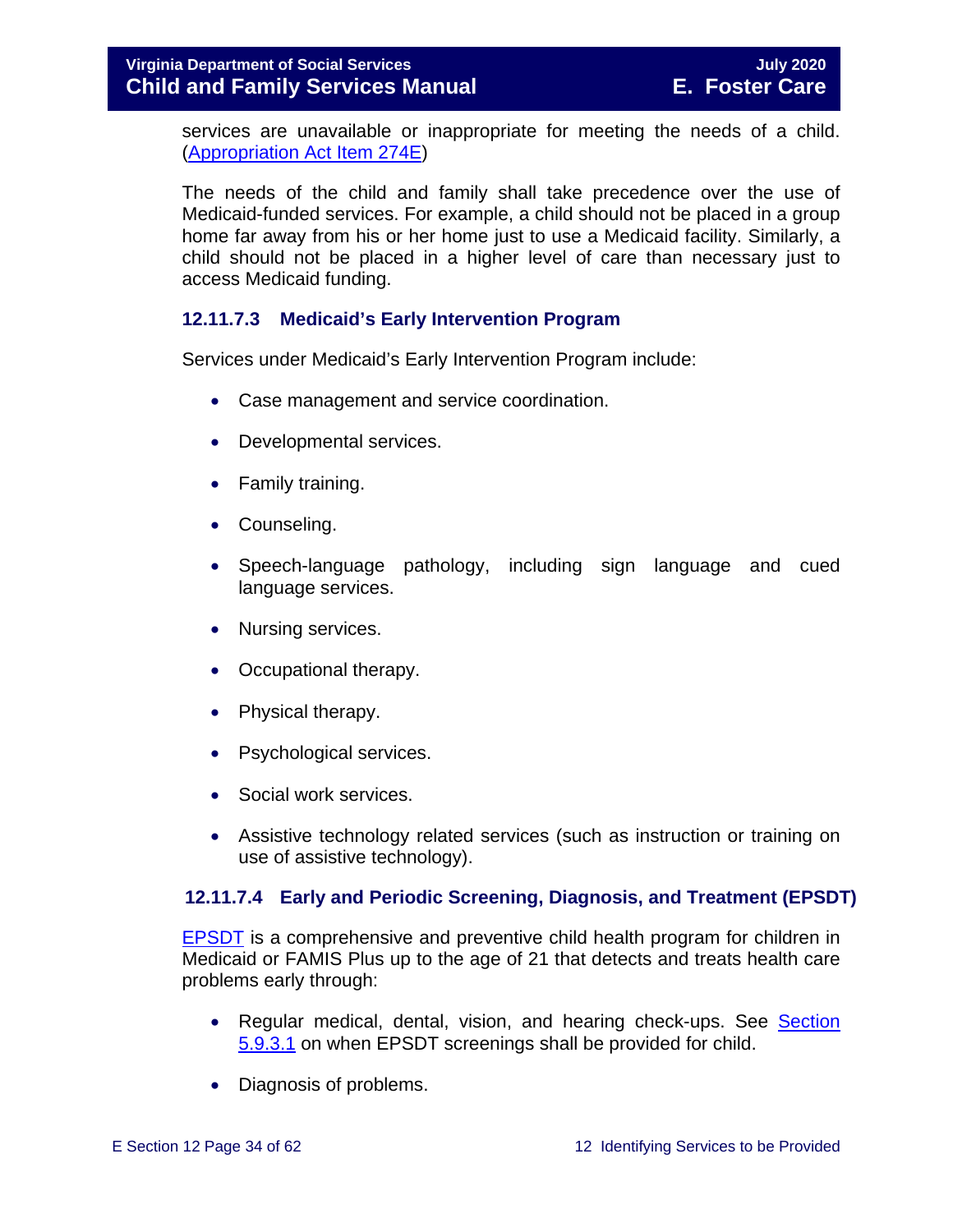services are unavailable or inappropriate for meeting the needs of a child. (Appropriation Act Item 274E)

The needs of the child and family shall take precedence over the use of Medicaid-funded services. For example, a child should not be placed in a group home far away from his or her home just to use a Medicaid facility. Similarly, a child should not be placed in a higher level of care than necessary just to access Medicaid funding.

#### 12.11.7.3 Medicaid's Early Intervention Program

Services under Medicaid's Early Intervention Program include:

- Case management and service coordination.
- Developmental services.
- Family training.
- Counseling.
- Speech-language pathology, including sign language and cued language services.
- Nursing services.
- Occupational therapy.
- Physical therapy.
- Psychological services.
- Social work services.
- Assistive technology related services (such as instruction or training on use of assistive technology).

#### 12.11.7.4 Early and Periodic Screening, Diagnosis, and Treatment (EPSDT)

EPSDT is a comprehensive and preventive child health program for children in Medicaid or FAMIS Plus up to the age of 21 that detects and treats health care problems early through:

- Regular medical, dental, vision, and hearing check-ups. See Section 5.9.3.1 on when EPSDT screenings shall be provided for child.
- Diagnosis of problems.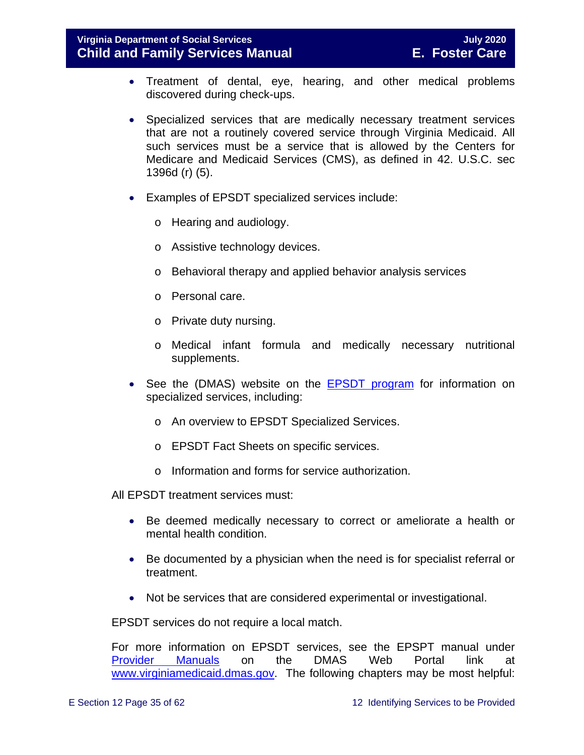- Treatment of dental, eye, hearing, and other medical problems discovered during check-ups.

- Specialized services that are medically necessary treatment services that are not a routinely covered service through Virginia Medicaid. All such services must be a service that is allowed by the Centers for Medicare and Medicaid Services (CMS), as defined in 42. U.S.C. sec 1396d (r) (5).

- Examples of EPSDT specialized services include:

    - Hearing and audiology.

    - Assistive technology devices.

    - Behavioral therapy and applied behavior analysis services

    - Personal care.

    - Private duty nursing.

    - Medical infant formula and medically necessary nutritional supplements.

- See the (DMAS) website on the [EPSDT program]() for information on specialized services, including:

    - An overview to EPSDT Specialized Services.

    - EPSDT Fact Sheets on specific services.

    - Information and forms for service authorization.

All EPSDT treatment services must:

- Be deemed medically necessary to correct or ameliorate a health or mental health condition.

- Be documented by a physician when the need is for specialist referral or treatment.

- Not be services that are considered experimental or investigational.

EPSDT services do not require a local match.

For more information on EPSDT services, see the EPSPT manual under [Provider Manuals]() on the DMAS Web Portal link at [www.virginiamedicaid.dmas.gov](www.virginiamedicaid.dmas.gov). The following chapters may be most helpful: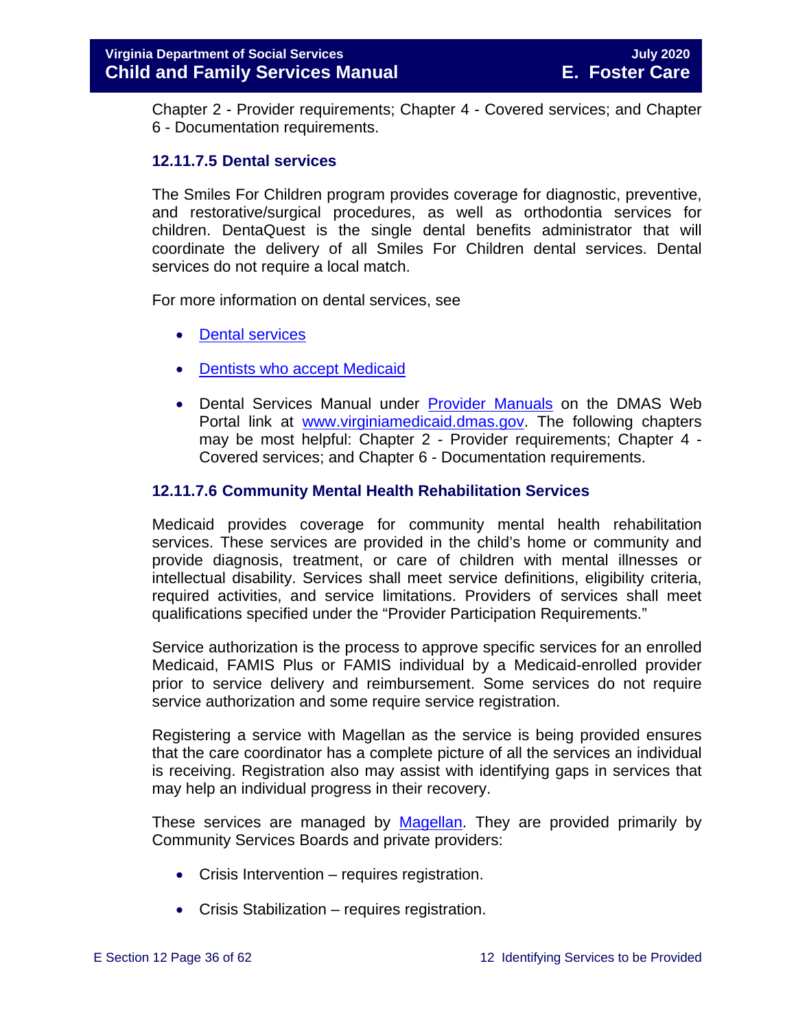Chapter 2 - Provider requirements; Chapter 4 - Covered services; and Chapter 6 - Documentation requirements.

### 12.11.7.5 Dental services

The Smiles For Children program provides coverage for diagnostic, preventive, and restorative/surgical procedures, as well as orthodontia services for children. DentaQuest is the single dental benefits administrator that will coordinate the delivery of all Smiles For Children dental services. Dental services do not require a local match.

For more information on dental services, see

- Dental services
- Dentists who accept Medicaid
- Dental Services Manual under Provider Manuals on the DMAS Web Portal link at www.virginiamedicaid.dmas.gov. The following chapters may be most helpful: Chapter 2 - Provider requirements; Chapter 4 - Covered services; and Chapter 6 - Documentation requirements.

### 12.11.7.6 Community Mental Health Rehabilitation Services

Medicaid provides coverage for community mental health rehabilitation services. These services are provided in the child's home or community and provide diagnosis, treatment, or care of children with mental illnesses or intellectual disability. Services shall meet service definitions, eligibility criteria, required activities, and service limitations. Providers of services shall meet qualifications specified under the "Provider Participation Requirements."

Service authorization is the process to approve specific services for an enrolled Medicaid, FAMIS Plus or FAMIS individual by a Medicaid-enrolled provider prior to service delivery and reimbursement. Some services do not require service authorization and some require service registration.

Registering a service with Magellan as the service is being provided ensures that the care coordinator has a complete picture of all the services an individual is receiving. Registration also may assist with identifying gaps in services that may help an individual progress in their recovery.

These services are managed by Magellan. They are provided primarily by Community Services Boards and private providers:

- Crisis Intervention – requires registration.
- Crisis Stabilization – requires registration.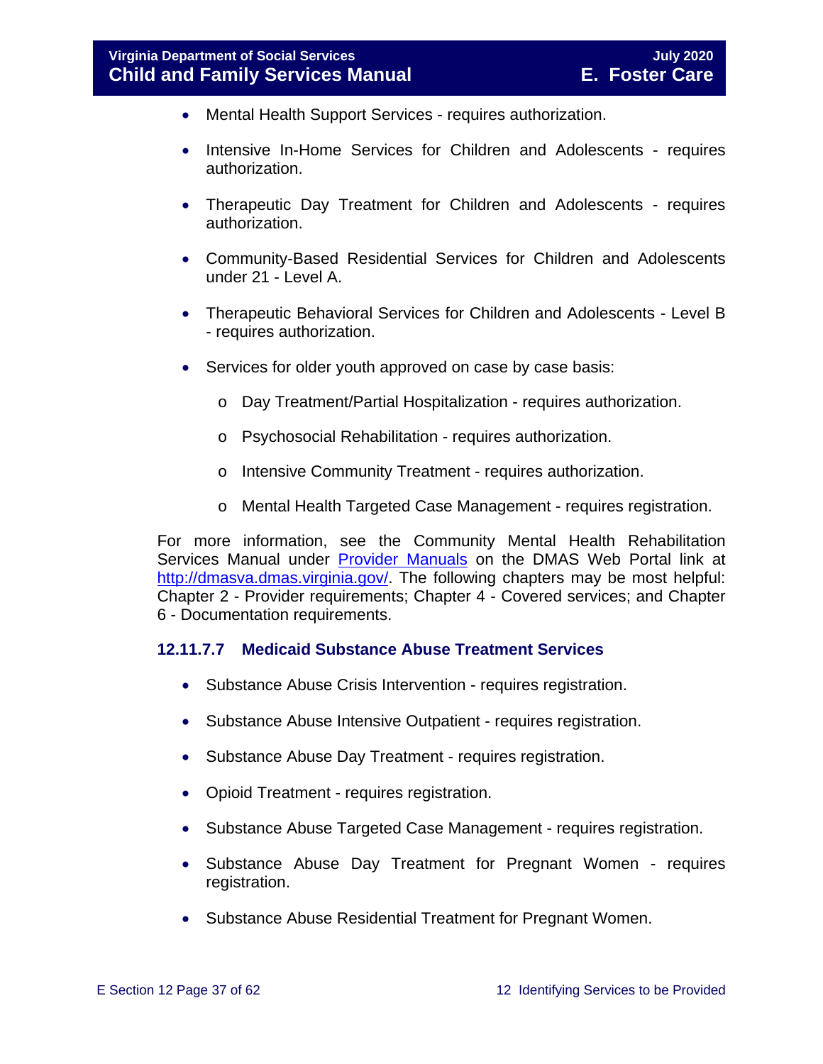- Mental Health Support Services - requires authorization.
- Intensive In-Home Services for Children and Adolescents - requires authorization.
- Therapeutic Day Treatment for Children and Adolescents - requires authorization.
- Community-Based Residential Services for Children and Adolescents under 21 - Level A.
- Therapeutic Behavioral Services for Children and Adolescents - Level B - requires authorization.
- Services for older youth approved on case by case basis:
  - Day Treatment/Partial Hospitalization - requires authorization.
  - Psychosocial Rehabilitation - requires authorization.
  - Intensive Community Treatment - requires authorization.
  - Mental Health Targeted Case Management - requires registration.

For more information, see the Community Mental Health Rehabilitation Services Manual under [Provider Manuals](http://dmasva.dmas.virginia.gov/) on the DMAS Web Portal link at [http://dmasva.dmas.virginia.gov/](http://dmasva.dmas.virginia.gov/). The following chapters may be most helpful: Chapter 2 - Provider requirements; Chapter 4 - Covered services; and Chapter 6 - Documentation requirements.

### 12.11.7.7 Medicaid Substance Abuse Treatment Services

- Substance Abuse Crisis Intervention - requires registration.
- Substance Abuse Intensive Outpatient - requires registration.
- Substance Abuse Day Treatment - requires registration.
- Opioid Treatment - requires registration.
- Substance Abuse Targeted Case Management - requires registration.
- Substance Abuse Day Treatment for Pregnant Women - requires registration.
- Substance Abuse Residential Treatment for Pregnant Women.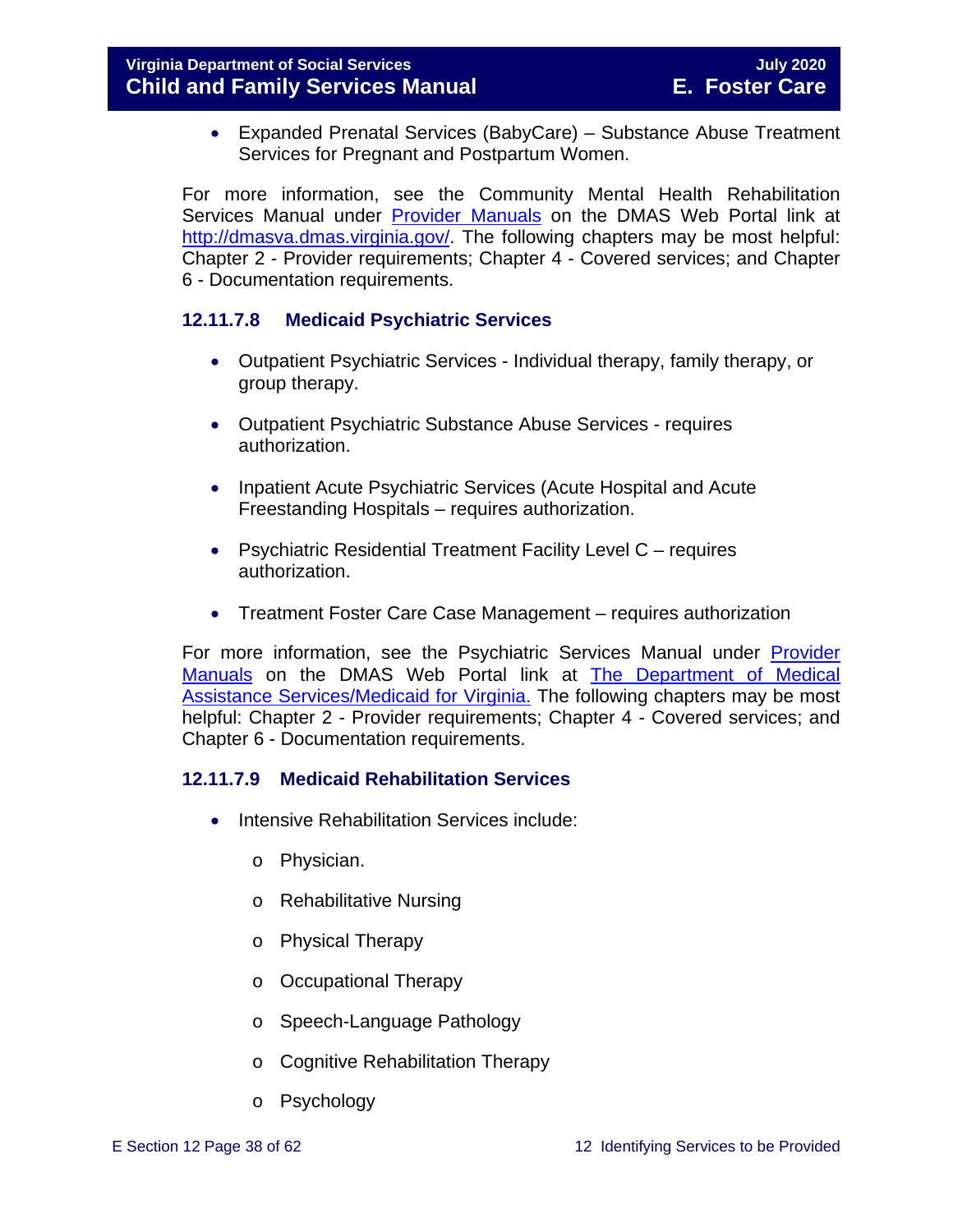- Expanded Prenatal Services (BabyCare) – Substance Abuse Treatment Services for Pregnant and Postpartum Women.

For more information, see the Community Mental Health Rehabilitation Services Manual under [Provider Manuals](http://dmasva.dmas.virginia.gov/) on the DMAS Web Portal link at [http://dmasva.dmas.virginia.gov/](http://dmasva.dmas.virginia.gov/). The following chapters may be most helpful: Chapter 2 - Provider requirements; Chapter 4 - Covered services; and Chapter 6 - Documentation requirements.

### 12.11.7.8 Medicaid Psychiatric Services

- Outpatient Psychiatric Services - Individual therapy, family therapy, or group therapy.
- Outpatient Psychiatric Substance Abuse Services - requires authorization.
- Inpatient Acute Psychiatric Services (Acute Hospital and Acute Freestanding Hospitals – requires authorization.
- Psychiatric Residential Treatment Facility Level C – requires authorization.
- Treatment Foster Care Case Management – requires authorization

For more information, see the Psychiatric Services Manual under Provider Manuals on the DMAS Web Portal link at The Department of Medical Assistance Services/Medicaid for Virginia. The following chapters may be most helpful: Chapter 2 - Provider requirements; Chapter 4 - Covered services; and Chapter 6 - Documentation requirements.

### 12.11.7.9 Medicaid Rehabilitation Services

- Intensive Rehabilitation Services include:
  - Physician.
  - Rehabilitative Nursing
  - Physical Therapy
  - Occupational Therapy
  - Speech-Language Pathology
  - Cognitive Rehabilitation Therapy
  - Psychology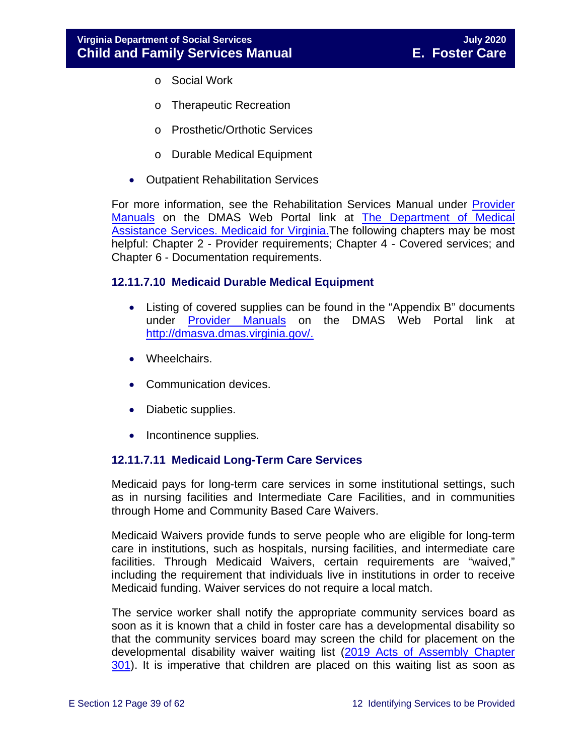- Social Work
    - Therapeutic Recreation
    - Prosthetic/Orthotic Services
    - Durable Medical Equipment

- Outpatient Rehabilitation Services

For more information, see the Rehabilitation Services Manual under Provider Manuals on the DMAS Web Portal link at The Department of Medical Assistance Services. Medicaid for Virginia.The following chapters may be most helpful: Chapter 2 - Provider requirements; Chapter 4 - Covered services; and Chapter 6 - Documentation requirements.

### 12.11.7.10 Medicaid Durable Medical Equipment

- Listing of covered supplies can be found in the "Appendix B" documents under Provider Manuals on the DMAS Web Portal link at http://dmasva.dmas.virginia.gov/.
- Wheelchairs.
- Communication devices.
- Diabetic supplies.
- Incontinence supplies.

### 12.11.7.11 Medicaid Long-Term Care Services

Medicaid pays for long-term care services in some institutional settings, such as in nursing facilities and Intermediate Care Facilities, and in communities through Home and Community Based Care Waivers.

Medicaid Waivers provide funds to serve people who are eligible for long-term care in institutions, such as hospitals, nursing facilities, and intermediate care facilities. Through Medicaid Waivers, certain requirements are "waived," including the requirement that individuals live in institutions in order to receive Medicaid funding. Waiver services do not require a local match.

The service worker shall notify the appropriate community services board as soon as it is known that a child in foster care has a developmental disability so that the community services board may screen the child for placement on the developmental disability waiver waiting list (2019 Acts of Assembly Chapter 301). It is imperative that children are placed on this waiting list as soon as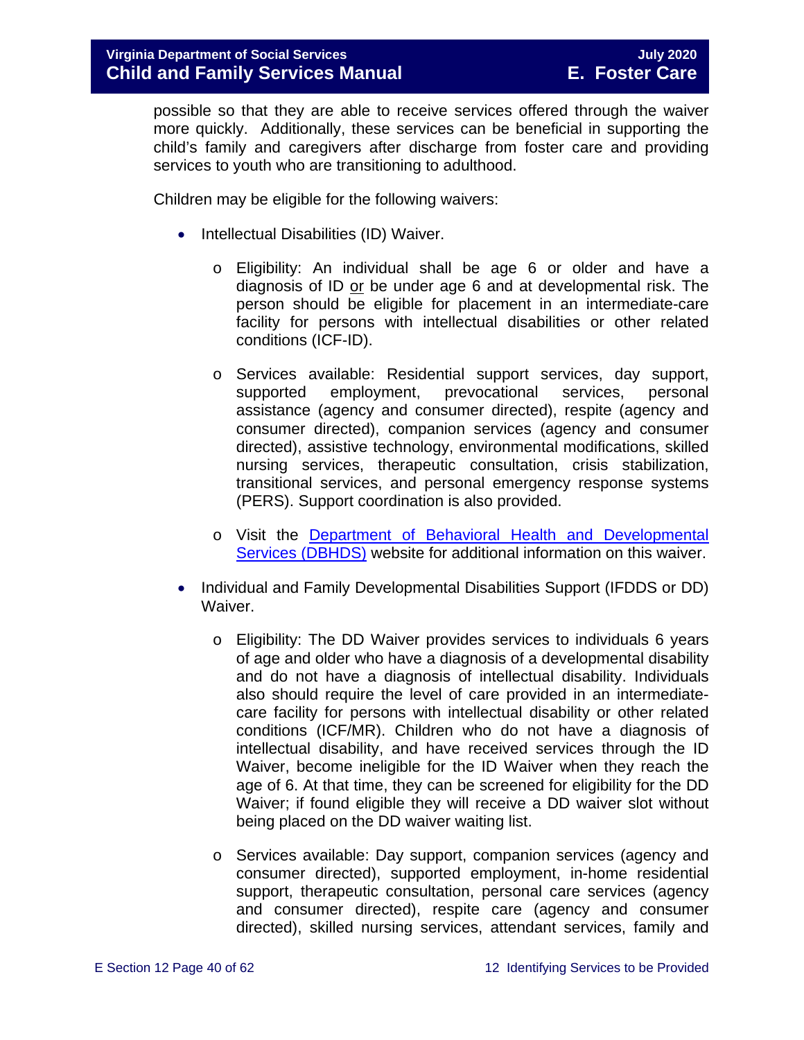possible so that they are able to receive services offered through the waiver more quickly. Additionally, these services can be beneficial in supporting the child's family and caregivers after discharge from foster care and providing services to youth who are transitioning to adulthood.

Children may be eligible for the following waivers:

- Intellectual Disabilities (ID) Waiver.
  - Eligibility: An individual shall be age 6 or older and have a diagnosis of ID <u>or</u> be under age 6 and at developmental risk. The person should be eligible for placement in an intermediate-care facility for persons with intellectual disabilities or other related conditions (ICF-ID).
  - Services available: Residential support services, day support, supported employment, prevocational services, personal assistance (agency and consumer directed), respite (agency and consumer directed), companion services (agency and consumer directed), assistive technology, environmental modifications, skilled nursing services, therapeutic consultation, crisis stabilization, transitional services, and personal emergency response systems (PERS). Support coordination is also provided.
  - Visit the [Department of Behavioral Health and Developmental Services (DBHDS)]() website for additional information on this waiver.
- Individual and Family Developmental Disabilities Support (IFDDS or DD) Waiver.
  - Eligibility: The DD Waiver provides services to individuals 6 years of age and older who have a diagnosis of a developmental disability and do not have a diagnosis of intellectual disability. Individuals also should require the level of care provided in an intermediate-care facility for persons with intellectual disability or other related conditions (ICF/MR). Children who do not have a diagnosis of intellectual disability, and have received services through the ID Waiver, become ineligible for the ID Waiver when they reach the age of 6. At that time, they can be screened for eligibility for the DD Waiver; if found eligible they will receive a DD waiver slot without being placed on the DD waiver waiting list.
  - Services available: Day support, companion services (agency and consumer directed), supported employment, in-home residential support, therapeutic consultation, personal care services (agency and consumer directed), respite care (agency and consumer directed), skilled nursing services, attendant services, family and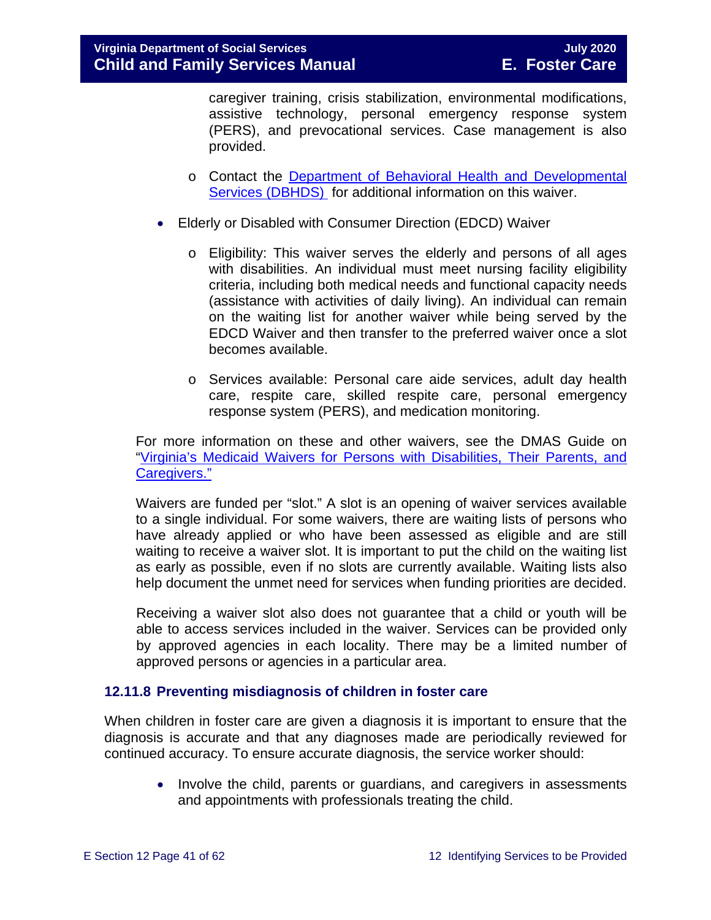caregiver training, crisis stabilization, environmental modifications, assistive technology, personal emergency response system (PERS), and prevocational services. Case management is also provided.

  - Contact the [Department of Behavioral Health and Developmental Services (DBHDS)](#) for additional information on this waiver.

- Elderly or Disabled with Consumer Direction (EDCD) Waiver
  - Eligibility: This waiver serves the elderly and persons of all ages with disabilities. An individual must meet nursing facility eligibility criteria, including both medical needs and functional capacity needs (assistance with activities of daily living). An individual can remain on the waiting list for another waiver while being served by the EDCD Waiver and then transfer to the preferred waiver once a slot becomes available.
  - Services available: Personal care aide services, adult day health care, respite care, skilled respite care, personal emergency response system (PERS), and medication monitoring.

For more information on these and other waivers, see the DMAS Guide on "[Virginia's Medicaid Waivers for Persons with Disabilities, Their Parents, and Caregivers.](#)"

Waivers are funded per "slot." A slot is an opening of waiver services available to a single individual. For some waivers, there are waiting lists of persons who have already applied or who have been assessed as eligible and are still waiting to receive a waiver slot. It is important to put the child on the waiting list as early as possible, even if no slots are currently available. Waiting lists also help document the unmet need for services when funding priorities are decided.

Receiving a waiver slot also does not guarantee that a child or youth will be able to access services included in the waiver. Services can be provided only by approved agencies in each locality. There may be a limited number of approved persons or agencies in a particular area.

### 12.11.8 Preventing misdiagnosis of children in foster care

When children in foster care are given a diagnosis it is important to ensure that the diagnosis is accurate and that any diagnoses made are periodically reviewed for continued accuracy. To ensure accurate diagnosis, the service worker should:

- Involve the child, parents or guardians, and caregivers in assessments and appointments with professionals treating the child.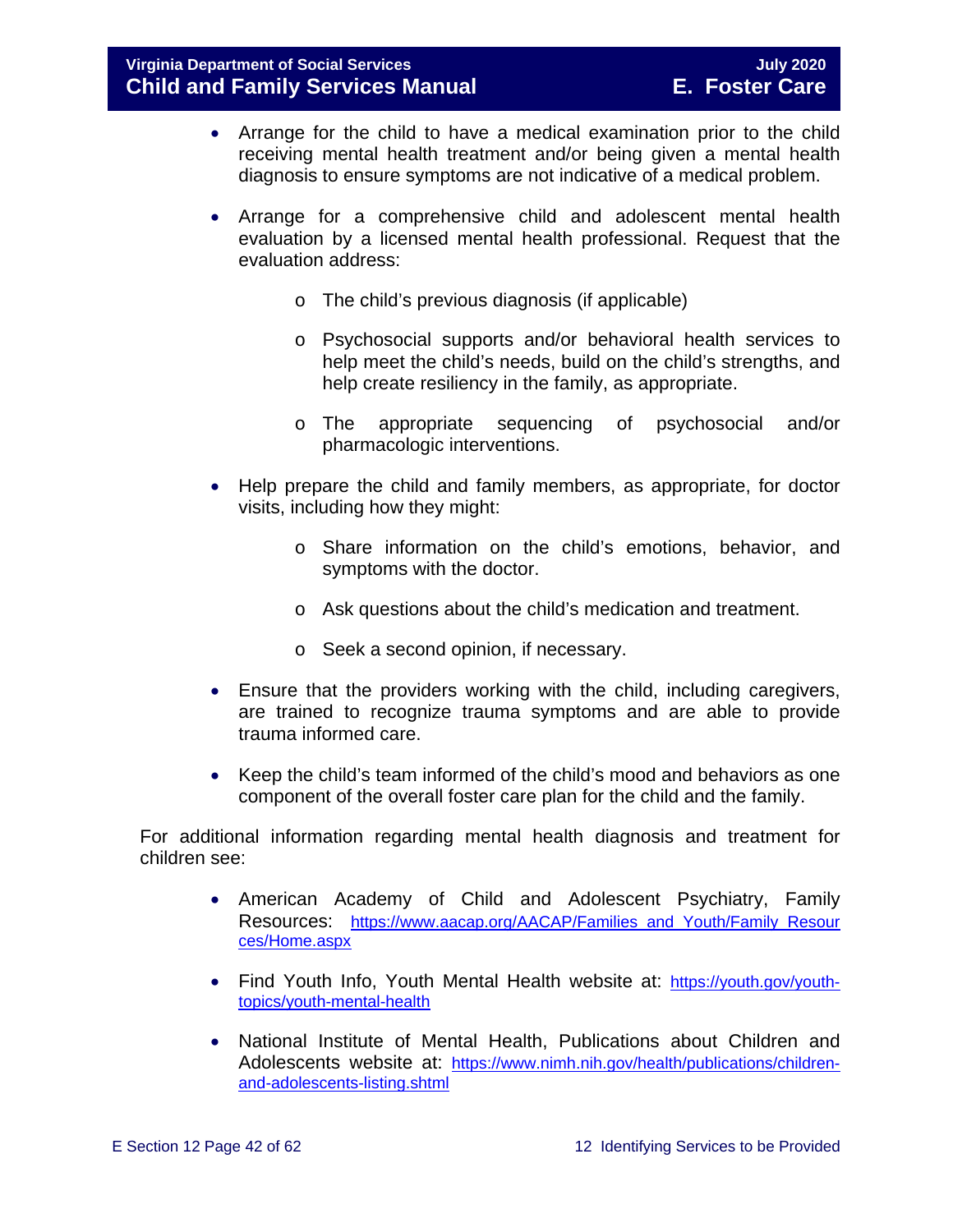- Arrange for the child to have a medical examination prior to the child receiving mental health treatment and/or being given a mental health diagnosis to ensure symptoms are not indicative of a medical problem.

- Arrange for a comprehensive child and adolescent mental health evaluation by a licensed mental health professional. Request that the evaluation address:

    - The child's previous diagnosis (if applicable)

    - Psychosocial supports and/or behavioral health services to help meet the child's needs, build on the child's strengths, and help create resiliency in the family, as appropriate.

    - The appropriate sequencing of psychosocial and/or pharmacologic interventions.

- Help prepare the child and family members, as appropriate, for doctor visits, including how they might:

    - Share information on the child's emotions, behavior, and symptoms with the doctor.

    - Ask questions about the child's medication and treatment.

    - Seek a second opinion, if necessary.

- Ensure that the providers working with the child, including caregivers, are trained to recognize trauma symptoms and are able to provide trauma informed care.

- Keep the child's team informed of the child's mood and behaviors as one component of the overall foster care plan for the child and the family.

For additional information regarding mental health diagnosis and treatment for children see:

- American Academy of Child and Adolescent Psychiatry, Family Resources: [https://www.aacap.org/AACAP/Families_and_Youth/Family_Resources/Home.aspx](https://www.aacap.org/AACAP/Families_and_Youth/Family_Resources/Home.aspx)

- Find Youth Info, Youth Mental Health website at: [https://youth.gov/youth-topics/youth-mental-health](https://youth.gov/youth-topics/youth-mental-health)

- National Institute of Mental Health, Publications about Children and Adolescents website at: [https://www.nimh.nih.gov/health/publications/children-and-adolescents-listing.shtml](https://www.nimh.nih.gov/health/publications/children-and-adolescents-listing.shtml)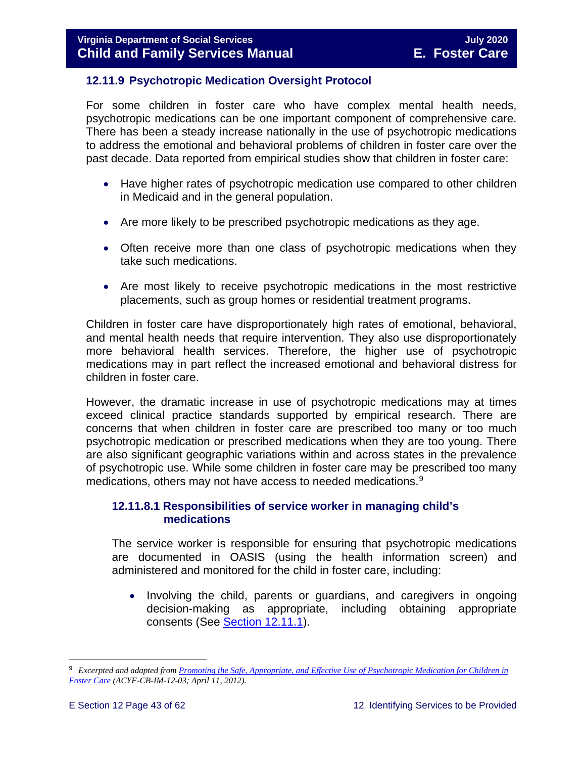### 12.11.9 Psychotropic Medication Oversight Protocol

For some children in foster care who have complex mental health needs, psychotropic medications can be one important component of comprehensive care. There has been a steady increase nationally in the use of psychotropic medications to address the emotional and behavioral problems of children in foster care over the past decade. Data reported from empirical studies show that children in foster care:

- Have higher rates of psychotropic medication use compared to other children in Medicaid and in the general population.
- Are more likely to be prescribed psychotropic medications as they age.
- Often receive more than one class of psychotropic medications when they take such medications.
- Are most likely to receive psychotropic medications in the most restrictive placements, such as group homes or residential treatment programs.

Children in foster care have disproportionately high rates of emotional, behavioral, and mental health needs that require intervention. They also use disproportionately more behavioral health services. Therefore, the higher use of psychotropic medications may in part reflect the increased emotional and behavioral distress for children in foster care.

However, the dramatic increase in use of psychotropic medications may at times exceed clinical practice standards supported by empirical research. There are concerns that when children in foster care are prescribed too many or too much psychotropic medication or prescribed medications when they are too young. There are also significant geographic variations within and across states in the prevalence of psychotropic use. While some children in foster care may be prescribed too many medications, others may not have access to needed medications.[9]

#### 12.11.8.1 Responsibilities of service worker in managing child's medications

The service worker is responsible for ensuring that psychotropic medications are documented in OASIS (using the health information screen) and administered and monitored for the child in foster care, including:

- Involving the child, parents or guardians, and caregivers in ongoing decision-making as appropriate, including obtaining appropriate consents (See Section 12.11.1).

---

[9] *Excerpted and adapted from Promoting the Safe, Appropriate, and Effective Use of Psychotropic Medication for Children in Foster Care (ACYF-CB-IM-12-03; April 11, 2012).*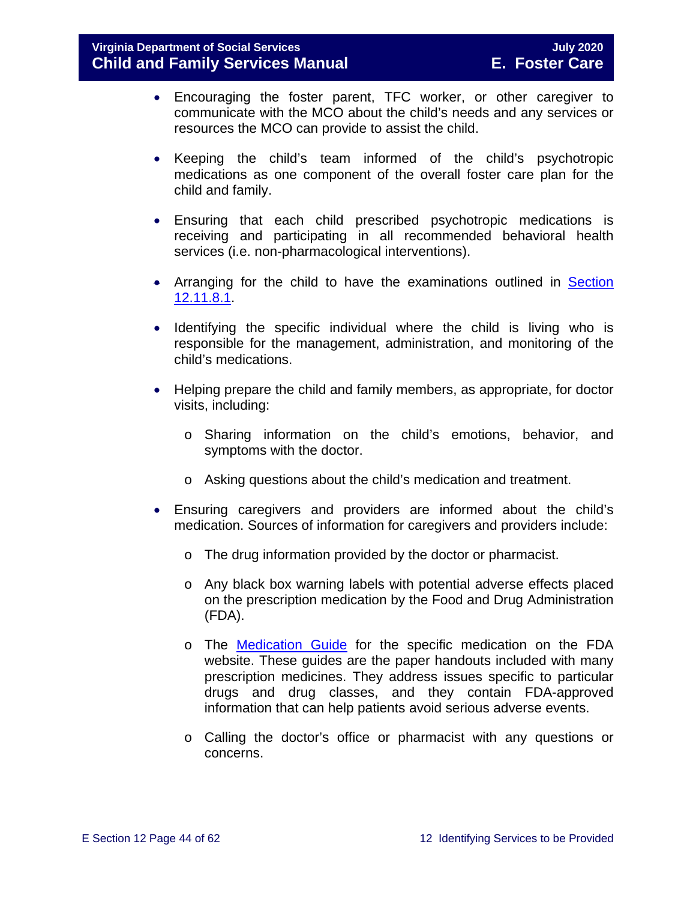- Encouraging the foster parent, TFC worker, or other caregiver to communicate with the MCO about the child's needs and any services or resources the MCO can provide to assist the child.

- Keeping the child's team informed of the child's psychotropic medications as one component of the overall foster care plan for the child and family.

- Ensuring that each child prescribed psychotropic medications is receiving and participating in all recommended behavioral health services (i.e. non-pharmacological interventions).

- Arranging for the child to have the examinations outlined in [Section 12.11.8.1](#).

- Identifying the specific individual where the child is living who is responsible for the management, administration, and monitoring of the child's medications.

- Helping prepare the child and family members, as appropriate, for doctor visits, including:

  - Sharing information on the child's emotions, behavior, and symptoms with the doctor.

  - Asking questions about the child's medication and treatment.

- Ensuring caregivers and providers are informed about the child's medication. Sources of information for caregivers and providers include:

  - The drug information provided by the doctor or pharmacist.

  - Any black box warning labels with potential adverse effects placed on the prescription medication by the Food and Drug Administration (FDA).

  - The [Medication Guide](#) for the specific medication on the FDA website. These guides are the paper handouts included with many prescription medicines. They address issues specific to particular drugs and drug classes, and they contain FDA-approved information that can help patients avoid serious adverse events.

  - Calling the doctor's office or pharmacist with any questions or concerns.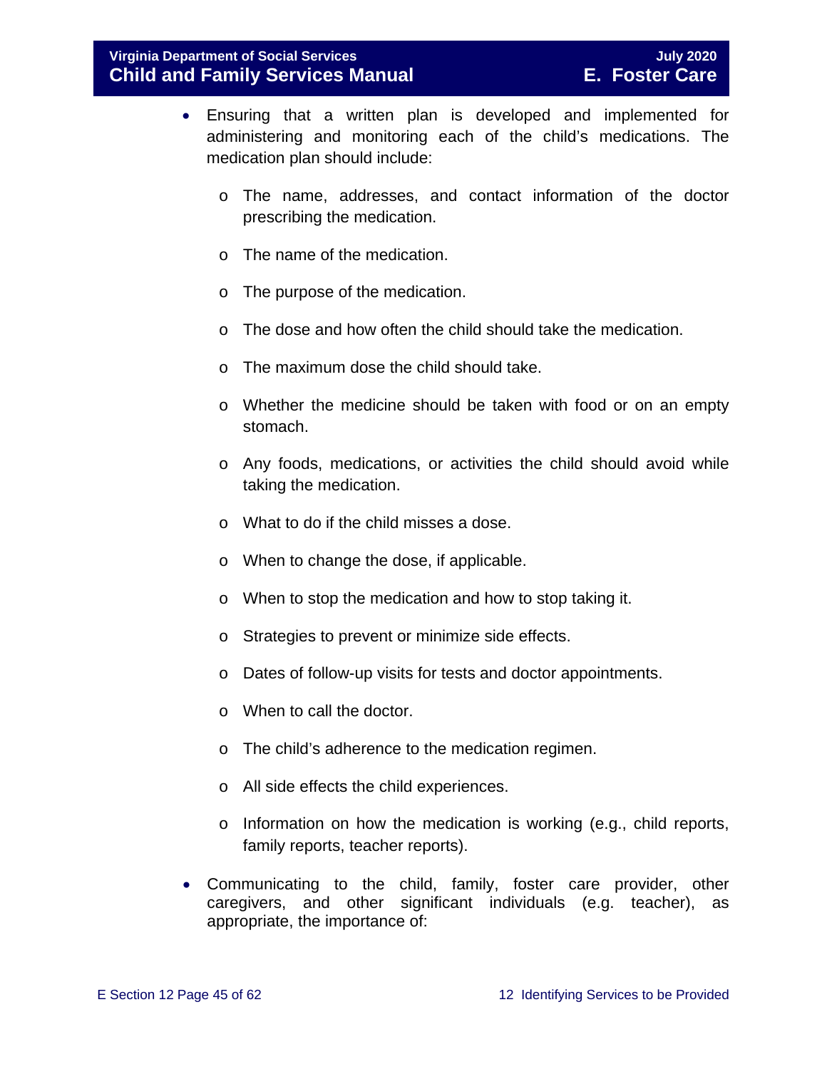- Ensuring that a written plan is developed and implemented for administering and monitoring each of the child's medications. The medication plan should include:
  - The name, addresses, and contact information of the doctor prescribing the medication.
  - The name of the medication.
  - The purpose of the medication.
  - The dose and how often the child should take the medication.
  - The maximum dose the child should take.
  - Whether the medicine should be taken with food or on an empty stomach.
  - Any foods, medications, or activities the child should avoid while taking the medication.
  - What to do if the child misses a dose.
  - When to change the dose, if applicable.
  - When to stop the medication and how to stop taking it.
  - Strategies to prevent or minimize side effects.
  - Dates of follow-up visits for tests and doctor appointments.
  - When to call the doctor.
  - The child's adherence to the medication regimen.
  - All side effects the child experiences.
  - Information on how the medication is working (e.g., child reports, family reports, teacher reports).
- Communicating to the child, family, foster care provider, other caregivers, and other significant individuals (e.g. teacher), as appropriate, the importance of: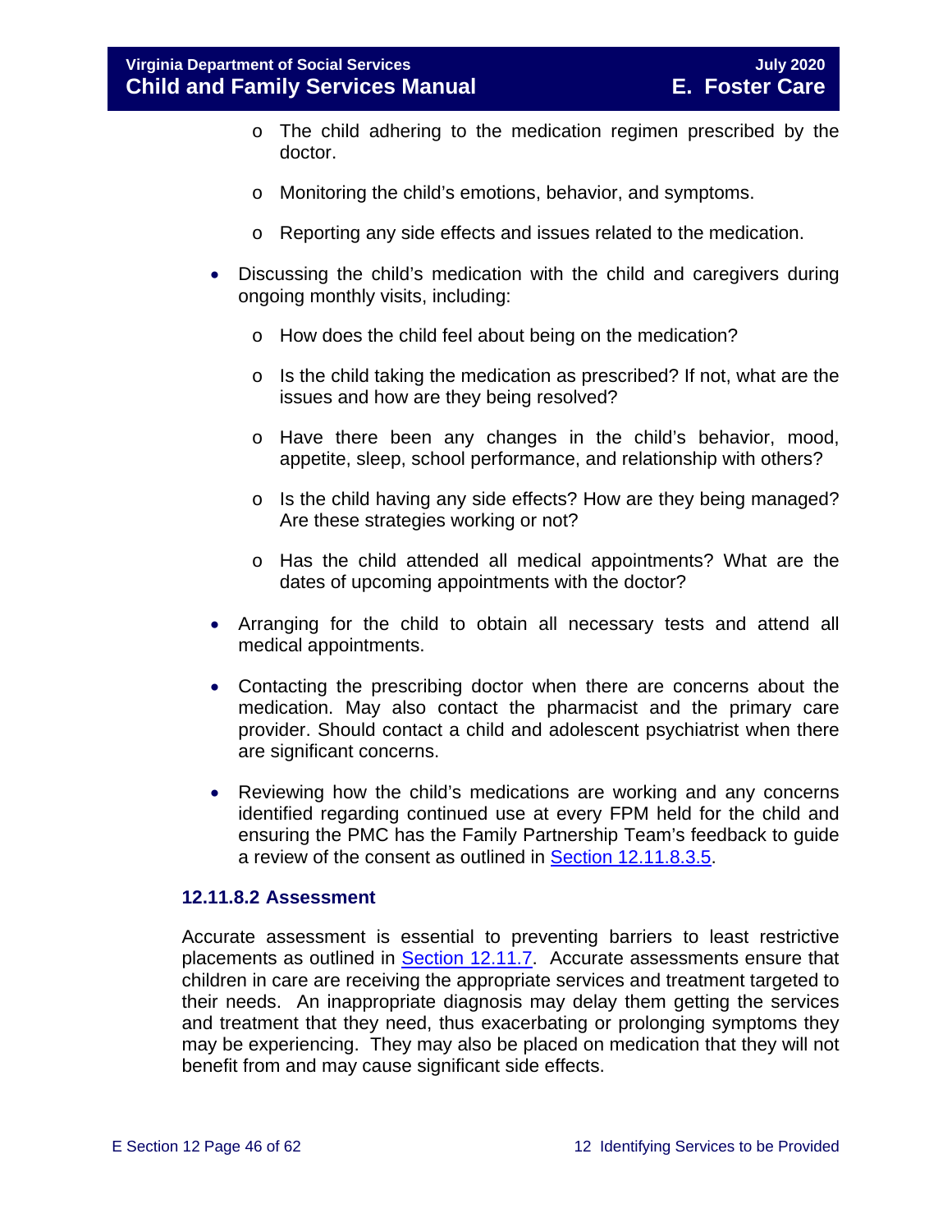- The child adhering to the medication regimen prescribed by the doctor.
    - Monitoring the child's emotions, behavior, and symptoms.
    - Reporting any side effects and issues related to the medication.

- Discussing the child's medication with the child and caregivers during ongoing monthly visits, including:
    - How does the child feel about being on the medication?
    - Is the child taking the medication as prescribed? If not, what are the issues and how are they being resolved?
    - Have there been any changes in the child's behavior, mood, appetite, sleep, school performance, and relationship with others?
    - Is the child having any side effects? How are they being managed? Are these strategies working or not?
    - Has the child attended all medical appointments? What are the dates of upcoming appointments with the doctor?

- Arranging for the child to obtain all necessary tests and attend all medical appointments.

- Contacting the prescribing doctor when there are concerns about the medication. May also contact the pharmacist and the primary care provider. Should contact a child and adolescent psychiatrist when there are significant concerns.

- Reviewing how the child's medications are working and any concerns identified regarding continued use at every FPM held for the child and ensuring the PMC has the Family Partnership Team's feedback to guide a review of the consent as outlined in Section 12.11.8.3.5.

### 12.11.8.2 Assessment

Accurate assessment is essential to preventing barriers to least restrictive placements as outlined in Section 12.11.7. Accurate assessments ensure that children in care are receiving the appropriate services and treatment targeted to their needs. An inappropriate diagnosis may delay them getting the services and treatment that they need, thus exacerbating or prolonging symptoms they may be experiencing. They may also be placed on medication that they will not benefit from and may cause significant side effects.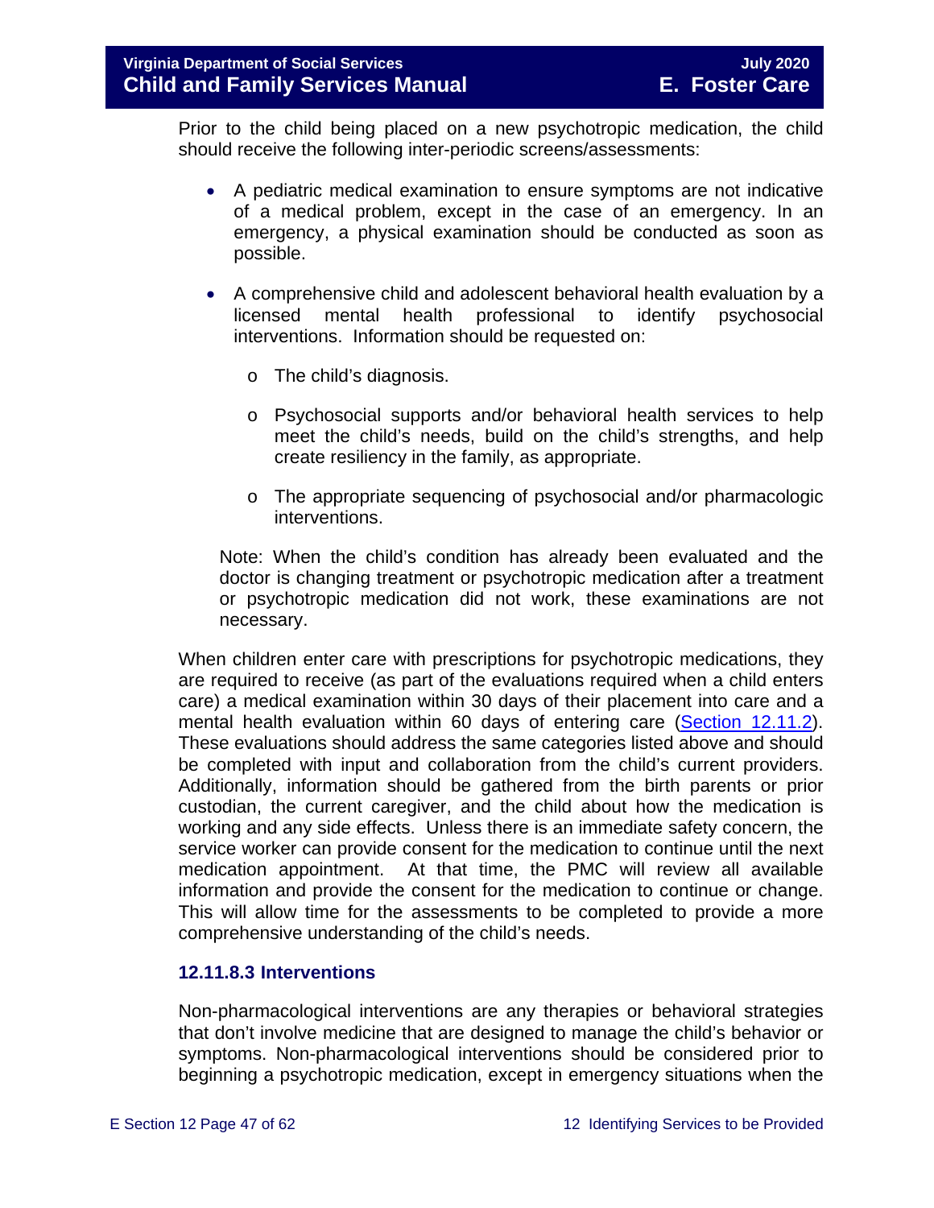Prior to the child being placed on a new psychotropic medication, the child should receive the following inter-periodic screens/assessments:

- A pediatric medical examination to ensure symptoms are not indicative of a medical problem, except in the case of an emergency. In an emergency, a physical examination should be conducted as soon as possible.
- A comprehensive child and adolescent behavioral health evaluation by a licensed mental health professional to identify psychosocial interventions. Information should be requested on:
    - The child's diagnosis.
    - Psychosocial supports and/or behavioral health services to help meet the child's needs, build on the child's strengths, and help create resiliency in the family, as appropriate.
    - The appropriate sequencing of psychosocial and/or pharmacologic interventions.

Note: When the child's condition has already been evaluated and the doctor is changing treatment or psychotropic medication after a treatment or psychotropic medication did not work, these examinations are not necessary.

When children enter care with prescriptions for psychotropic medications, they are required to receive (as part of the evaluations required when a child enters care) a medical examination within 30 days of their placement into care and a mental health evaluation within 60 days of entering care (Section 12.11.2). These evaluations should address the same categories listed above and should be completed with input and collaboration from the child's current providers. Additionally, information should be gathered from the birth parents or prior custodian, the current caregiver, and the child about how the medication is working and any side effects. Unless there is an immediate safety concern, the service worker can provide consent for the medication to continue until the next medication appointment. At that time, the PMC will review all available information and provide the consent for the medication to continue or change. This will allow time for the assessments to be completed to provide a more comprehensive understanding of the child's needs.

### 12.11.8.3 Interventions

Non-pharmacological interventions are any therapies or behavioral strategies that don't involve medicine that are designed to manage the child's behavior or symptoms. Non-pharmacological interventions should be considered prior to beginning a psychotropic medication, except in emergency situations when the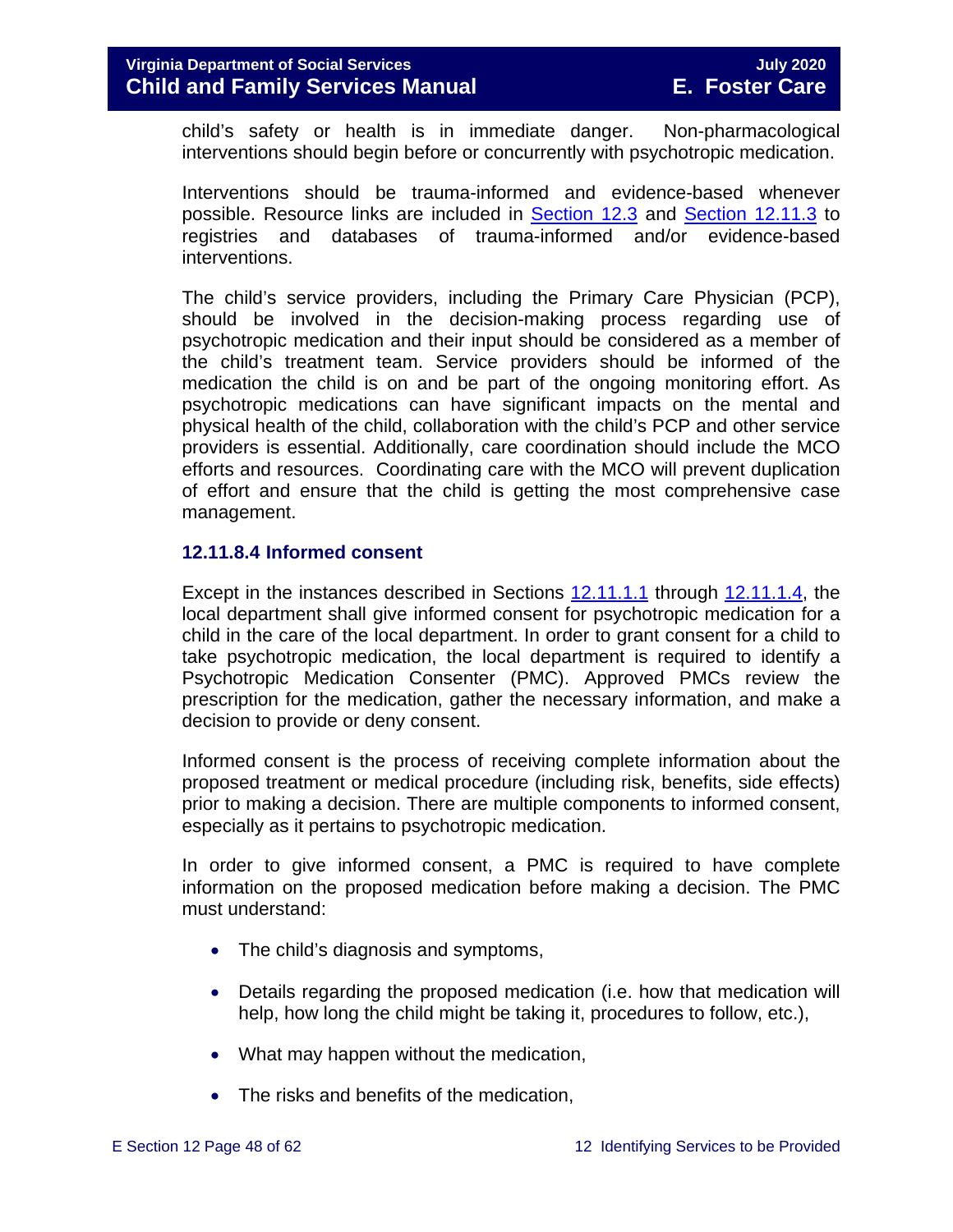child's safety or health is in immediate danger. Non-pharmacological interventions should begin before or concurrently with psychotropic medication.

Interventions should be trauma-informed and evidence-based whenever possible. Resource links are included in Section 12.3 and Section 12.11.3 to registries and databases of trauma-informed and/or evidence-based interventions.

The child's service providers, including the Primary Care Physician (PCP), should be involved in the decision-making process regarding use of psychotropic medication and their input should be considered as a member of the child's treatment team. Service providers should be informed of the medication the child is on and be part of the ongoing monitoring effort. As psychotropic medications can have significant impacts on the mental and physical health of the child, collaboration with the child's PCP and other service providers is essential. Additionally, care coordination should include the MCO efforts and resources. Coordinating care with the MCO will prevent duplication of effort and ensure that the child is getting the most comprehensive case management.

### 12.11.8.4 Informed consent

Except in the instances described in Sections 12.11.1.1 through 12.11.1.4, the local department shall give informed consent for psychotropic medication for a child in the care of the local department. In order to grant consent for a child to take psychotropic medication, the local department is required to identify a Psychotropic Medication Consenter (PMC). Approved PMCs review the prescription for the medication, gather the necessary information, and make a decision to provide or deny consent.

Informed consent is the process of receiving complete information about the proposed treatment or medical procedure (including risk, benefits, side effects) prior to making a decision. There are multiple components to informed consent, especially as it pertains to psychotropic medication.

In order to give informed consent, a PMC is required to have complete information on the proposed medication before making a decision. The PMC must understand:

- The child's diagnosis and symptoms,
- Details regarding the proposed medication (i.e. how that medication will help, how long the child might be taking it, procedures to follow, etc.),
- What may happen without the medication,
- The risks and benefits of the medication,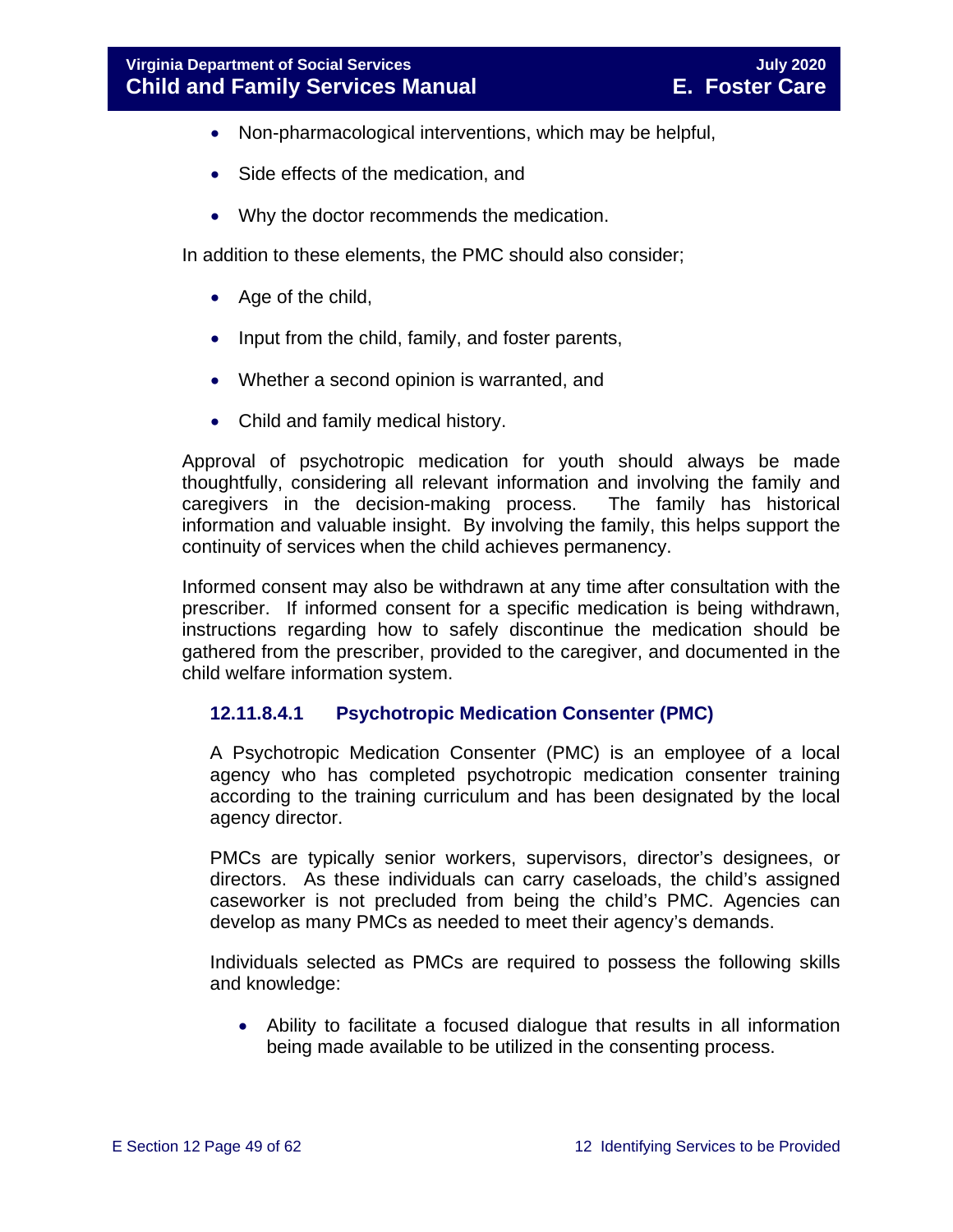- Non-pharmacological interventions, which may be helpful,
- Side effects of the medication, and
- Why the doctor recommends the medication.

In addition to these elements, the PMC should also consider;

- Age of the child,
- Input from the child, family, and foster parents,
- Whether a second opinion is warranted, and
- Child and family medical history.

Approval of psychotropic medication for youth should always be made thoughtfully, considering all relevant information and involving the family and caregivers in the decision-making process. The family has historical information and valuable insight. By involving the family, this helps support the continuity of services when the child achieves permanency.

Informed consent may also be withdrawn at any time after consultation with the prescriber. If informed consent for a specific medication is being withdrawn, instructions regarding how to safely discontinue the medication should be gathered from the prescriber, provided to the caregiver, and documented in the child welfare information system.

#### 12.11.8.4.1 Psychotropic Medication Consenter (PMC)

A Psychotropic Medication Consenter (PMC) is an employee of a local agency who has completed psychotropic medication consenter training according to the training curriculum and has been designated by the local agency director.

PMCs are typically senior workers, supervisors, director's designees, or directors. As these individuals can carry caseloads, the child's assigned caseworker is not precluded from being the child's PMC. Agencies can develop as many PMCs as needed to meet their agency's demands.

Individuals selected as PMCs are required to possess the following skills and knowledge:

- Ability to facilitate a focused dialogue that results in all information being made available to be utilized in the consenting process.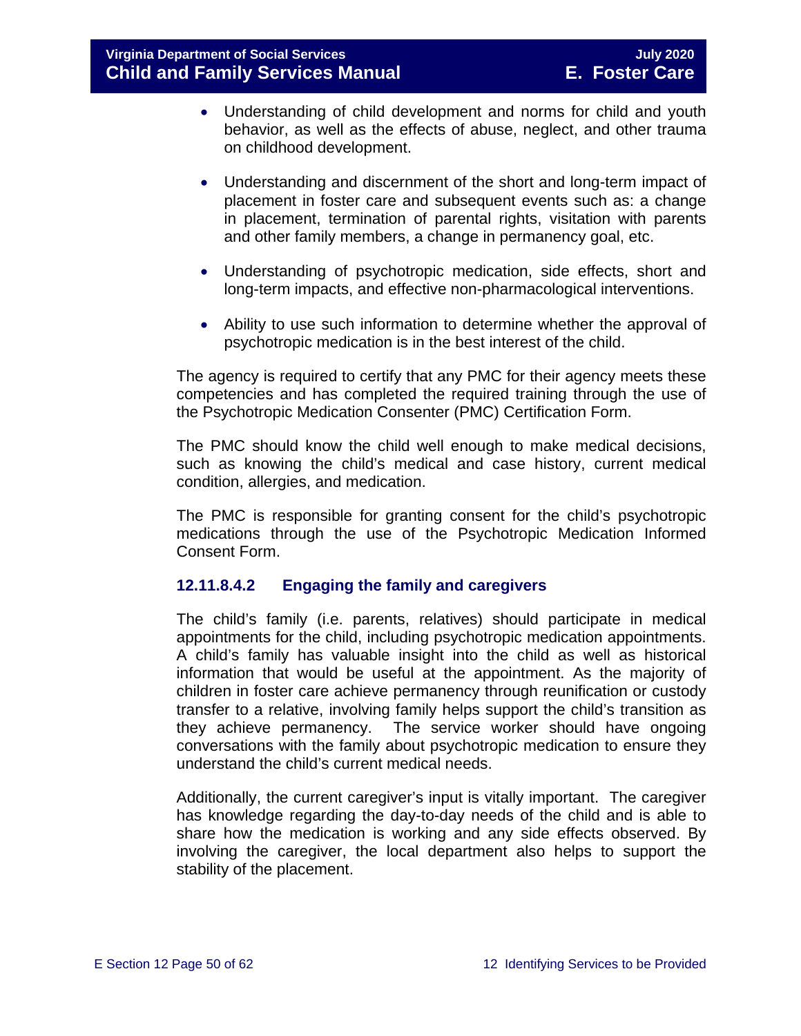- Understanding of child development and norms for child and youth behavior, as well as the effects of abuse, neglect, and other trauma on childhood development.

- Understanding and discernment of the short and long-term impact of placement in foster care and subsequent events such as: a change in placement, termination of parental rights, visitation with parents and other family members, a change in permanency goal, etc.

- Understanding of psychotropic medication, side effects, short and long-term impacts, and effective non-pharmacological interventions.

- Ability to use such information to determine whether the approval of psychotropic medication is in the best interest of the child.

The agency is required to certify that any PMC for their agency meets these competencies and has completed the required training through the use of the Psychotropic Medication Consenter (PMC) Certification Form.

The PMC should know the child well enough to make medical decisions, such as knowing the child's medical and case history, current medical condition, allergies, and medication.

The PMC is responsible for granting consent for the child's psychotropic medications through the use of the Psychotropic Medication Informed Consent Form.

#### 12.11.8.4.2 Engaging the family and caregivers

The child's family (i.e. parents, relatives) should participate in medical appointments for the child, including psychotropic medication appointments. A child's family has valuable insight into the child as well as historical information that would be useful at the appointment. As the majority of children in foster care achieve permanency through reunification or custody transfer to a relative, involving family helps support the child's transition as they achieve permanency. The service worker should have ongoing conversations with the family about psychotropic medication to ensure they understand the child's current medical needs.

Additionally, the current caregiver's input is vitally important. The caregiver has knowledge regarding the day-to-day needs of the child and is able to share how the medication is working and any side effects observed. By involving the caregiver, the local department also helps to support the stability of the placement.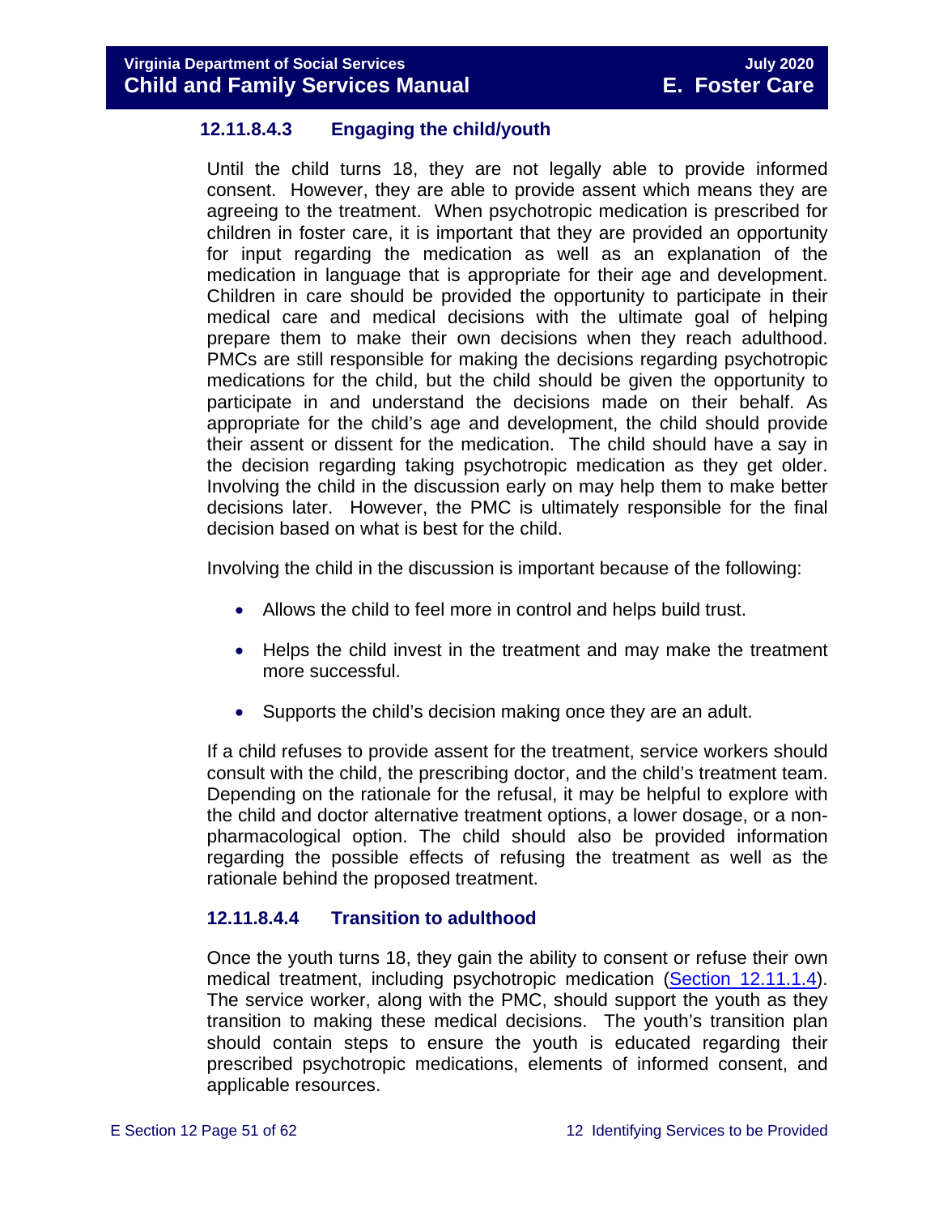#### 12.11.8.4.3 Engaging the child/youth

Until the child turns 18, they are not legally able to provide informed consent. However, they are able to provide assent which means they are agreeing to the treatment. When psychotropic medication is prescribed for children in foster care, it is important that they are provided an opportunity for input regarding the medication as well as an explanation of the medication in language that is appropriate for their age and development. Children in care should be provided the opportunity to participate in their medical care and medical decisions with the ultimate goal of helping prepare them to make their own decisions when they reach adulthood. PMCs are still responsible for making the decisions regarding psychotropic medications for the child, but the child should be given the opportunity to participate in and understand the decisions made on their behalf. As appropriate for the child's age and development, the child should provide their assent or dissent for the medication. The child should have a say in the decision regarding taking psychotropic medication as they get older. Involving the child in the discussion early on may help them to make better decisions later. However, the PMC is ultimately responsible for the final decision based on what is best for the child.

Involving the child in the discussion is important because of the following:

- Allows the child to feel more in control and helps build trust.
- Helps the child invest in the treatment and may make the treatment more successful.
- Supports the child's decision making once they are an adult.

If a child refuses to provide assent for the treatment, service workers should consult with the child, the prescribing doctor, and the child's treatment team. Depending on the rationale for the refusal, it may be helpful to explore with the child and doctor alternative treatment options, a lower dosage, or a non-pharmacological option. The child should also be provided information regarding the possible effects of refusing the treatment as well as the rationale behind the proposed treatment.

#### 12.11.8.4.4 Transition to adulthood

Once the youth turns 18, they gain the ability to consent or refuse their own medical treatment, including psychotropic medication (Section 12.11.1.4). The service worker, along with the PMC, should support the youth as they transition to making these medical decisions. The youth's transition plan should contain steps to ensure the youth is educated regarding their prescribed psychotropic medications, elements of informed consent, and applicable resources.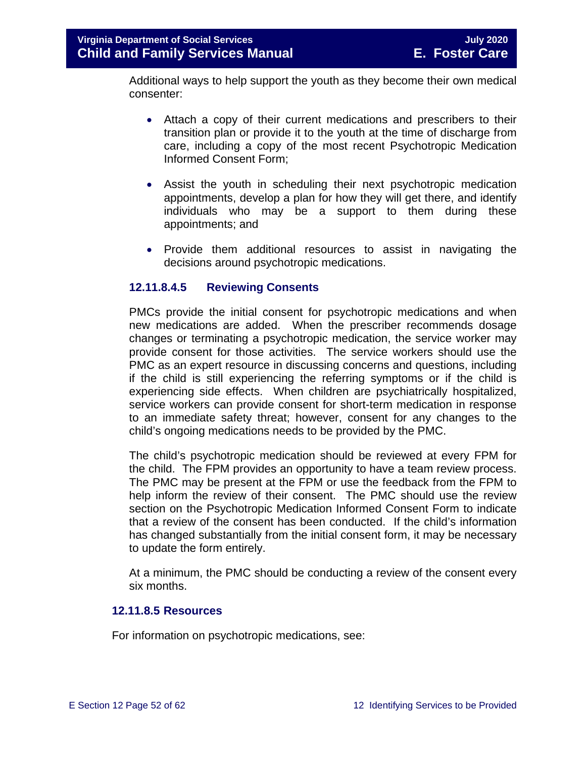Additional ways to help support the youth as they become their own medical consenter:

- Attach a copy of their current medications and prescribers to their transition plan or provide it to the youth at the time of discharge from care, including a copy of the most recent Psychotropic Medication Informed Consent Form;
- Assist the youth in scheduling their next psychotropic medication appointments, develop a plan for how they will get there, and identify individuals who may be a support to them during these appointments; and
- Provide them additional resources to assist in navigating the decisions around psychotropic medications.

#### 12.11.8.4.5 Reviewing Consents

PMCs provide the initial consent for psychotropic medications and when new medications are added. When the prescriber recommends dosage changes or terminating a psychotropic medication, the service worker may provide consent for those activities. The service workers should use the PMC as an expert resource in discussing concerns and questions, including if the child is still experiencing the referring symptoms or if the child is experiencing side effects. When children are psychiatrically hospitalized, service workers can provide consent for short-term medication in response to an immediate safety threat; however, consent for any changes to the child's ongoing medications needs to be provided by the PMC.

The child's psychotropic medication should be reviewed at every FPM for the child. The FPM provides an opportunity to have a team review process. The PMC may be present at the FPM or use the feedback from the FPM to help inform the review of their consent. The PMC should use the review section on the Psychotropic Medication Informed Consent Form to indicate that a review of the consent has been conducted. If the child's information has changed substantially from the initial consent form, it may be necessary to update the form entirely.

At a minimum, the PMC should be conducting a review of the consent every six months.

### 12.11.8.5 Resources

For information on psychotropic medications, see: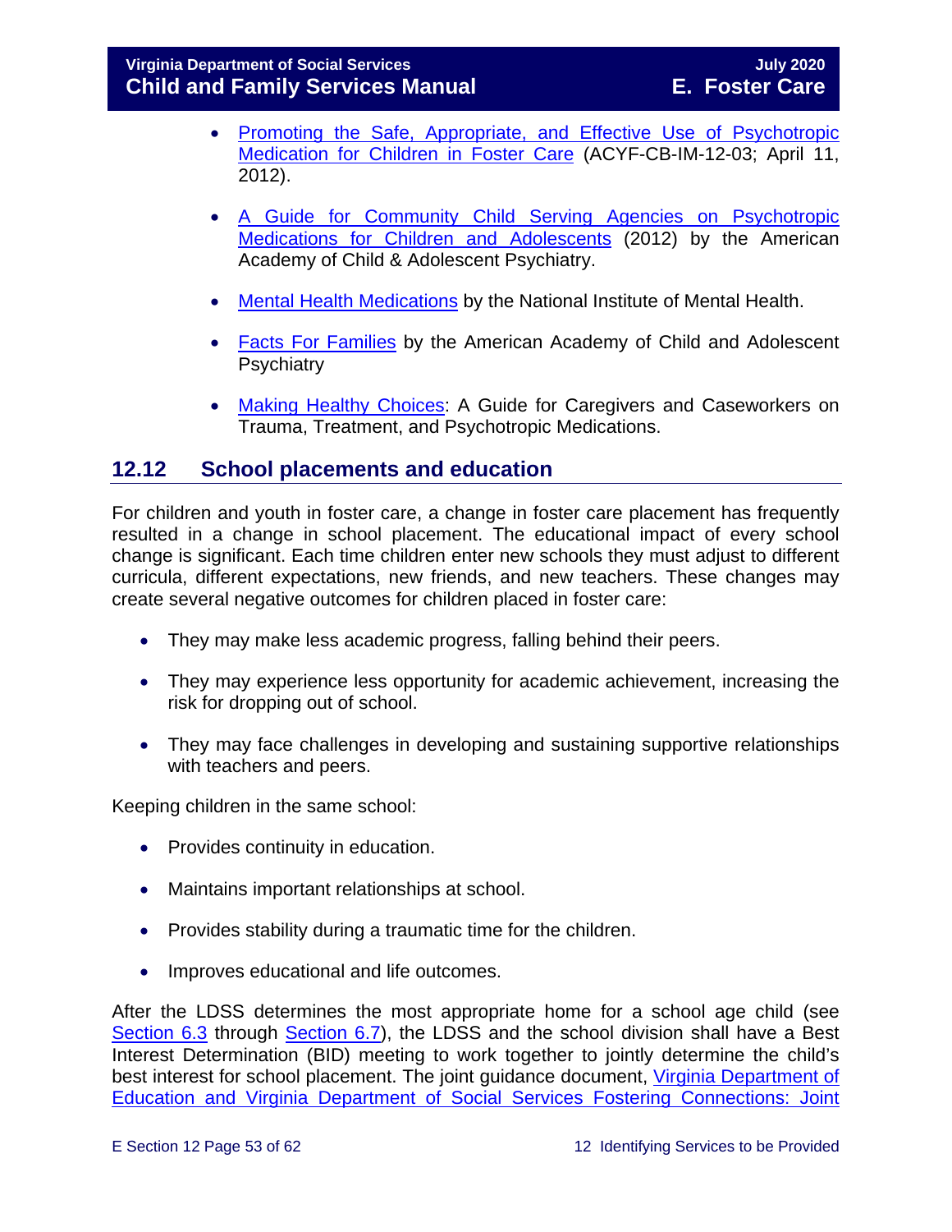- Promoting the Safe, Appropriate, and Effective Use of Psychotropic Medication for Children in Foster Care (ACYF-CB-IM-12-03; April 11, 2012).

- A Guide for Community Child Serving Agencies on Psychotropic Medications for Children and Adolescents (2012) by the American Academy of Child & Adolescent Psychiatry.

- Mental Health Medications by the National Institute of Mental Health.

- Facts For Families by the American Academy of Child and Adolescent Psychiatry

- Making Healthy Choices: A Guide for Caregivers and Caseworkers on Trauma, Treatment, and Psychotropic Medications.

## 12.12 School placements and education

For children and youth in foster care, a change in foster care placement has frequently resulted in a change in school placement. The educational impact of every school change is significant. Each time children enter new schools they must adjust to different curricula, different expectations, new friends, and new teachers. These changes may create several negative outcomes for children placed in foster care:

- They may make less academic progress, falling behind their peers.
- They may experience less opportunity for academic achievement, increasing the risk for dropping out of school.
- They may face challenges in developing and sustaining supportive relationships with teachers and peers.

Keeping children in the same school:

- Provides continuity in education.
- Maintains important relationships at school.
- Provides stability during a traumatic time for the children.
- Improves educational and life outcomes.

After the LDSS determines the most appropriate home for a school age child (see Section 6.3 through Section 6.7), the LDSS and the school division shall have a Best Interest Determination (BID) meeting to work together to jointly determine the child's best interest for school placement. The joint guidance document, Virginia Department of Education and Virginia Department of Social Services Fostering Connections: Joint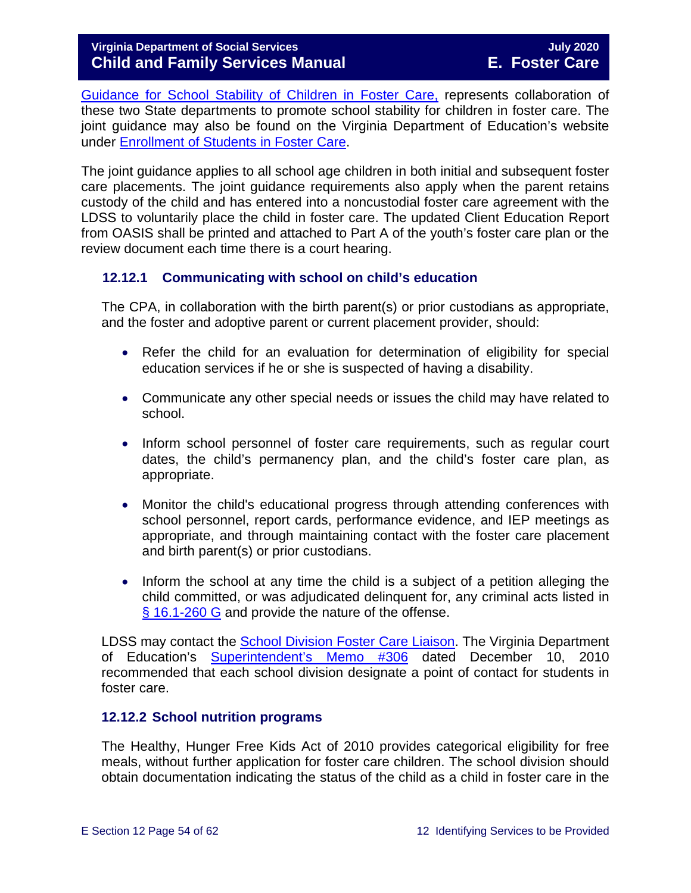Guidance for School Stability of Children in Foster Care, represents collaboration of these two State departments to promote school stability for children in foster care. The joint guidance may also be found on the Virginia Department of Education's website under Enrollment of Students in Foster Care.

The joint guidance applies to all school age children in both initial and subsequent foster care placements. The joint guidance requirements also apply when the parent retains custody of the child and has entered into a noncustodial foster care agreement with the LDSS to voluntarily place the child in foster care. The updated Client Education Report from OASIS shall be printed and attached to Part A of the youth's foster care plan or the review document each time there is a court hearing.

### 12.12.1 Communicating with school on child's education

The CPA, in collaboration with the birth parent(s) or prior custodians as appropriate, and the foster and adoptive parent or current placement provider, should:

- Refer the child for an evaluation for determination of eligibility for special education services if he or she is suspected of having a disability.
- Communicate any other special needs or issues the child may have related to school.
- Inform school personnel of foster care requirements, such as regular court dates, the child's permanency plan, and the child's foster care plan, as appropriate.
- Monitor the child's educational progress through attending conferences with school personnel, report cards, performance evidence, and IEP meetings as appropriate, and through maintaining contact with the foster care placement and birth parent(s) or prior custodians.
- Inform the school at any time the child is a subject of a petition alleging the child committed, or was adjudicated delinquent for, any criminal acts listed in § 16.1-260 G and provide the nature of the offense.

LDSS may contact the School Division Foster Care Liaison. The Virginia Department of Education's Superintendent's Memo #306 dated December 10, 2010 recommended that each school division designate a point of contact for students in foster care.

### 12.12.2 School nutrition programs

The Healthy, Hunger Free Kids Act of 2010 provides categorical eligibility for free meals, without further application for foster care children. The school division should obtain documentation indicating the status of the child as a child in foster care in the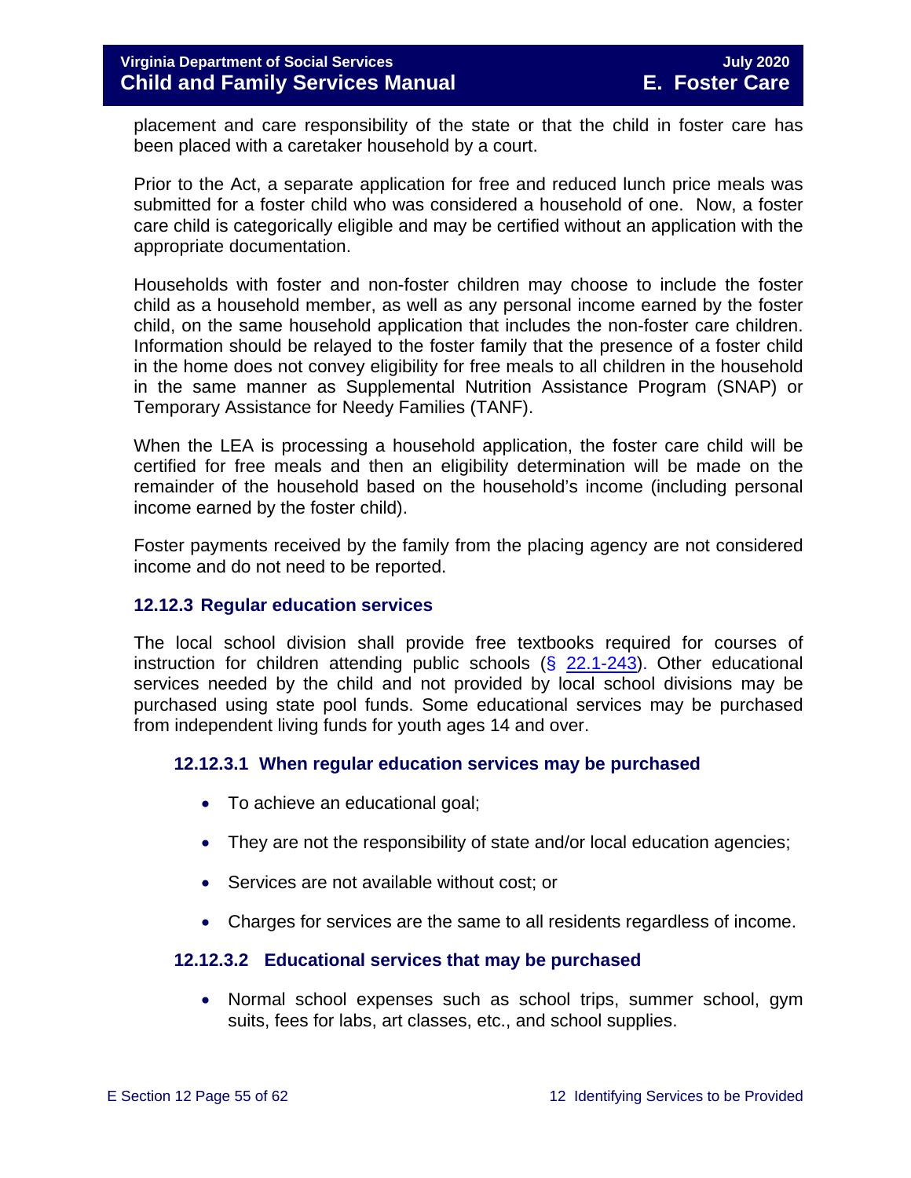placement and care responsibility of the state or that the child in foster care has been placed with a caretaker household by a court.

Prior to the Act, a separate application for free and reduced lunch price meals was submitted for a foster child who was considered a household of one. Now, a foster care child is categorically eligible and may be certified without an application with the appropriate documentation.

Households with foster and non-foster children may choose to include the foster child as a household member, as well as any personal income earned by the foster child, on the same household application that includes the non-foster care children. Information should be relayed to the foster family that the presence of a foster child in the home does not convey eligibility for free meals to all children in the household in the same manner as Supplemental Nutrition Assistance Program (SNAP) or Temporary Assistance for Needy Families (TANF).

When the LEA is processing a household application, the foster care child will be certified for free meals and then an eligibility determination will be made on the remainder of the household based on the household's income (including personal income earned by the foster child).

Foster payments received by the family from the placing agency are not considered income and do not need to be reported.

### 12.12.3 Regular education services

The local school division shall provide free textbooks required for courses of instruction for children attending public schools (§ 22.1-243). Other educational services needed by the child and not provided by local school divisions may be purchased using state pool funds. Some educational services may be purchased from independent living funds for youth ages 14 and over.

#### 12.12.3.1 When regular education services may be purchased

- To achieve an educational goal;
- They are not the responsibility of state and/or local education agencies;
- Services are not available without cost; or
- Charges for services are the same to all residents regardless of income.

#### 12.12.3.2 Educational services that may be purchased

- Normal school expenses such as school trips, summer school, gym suits, fees for labs, art classes, etc., and school supplies.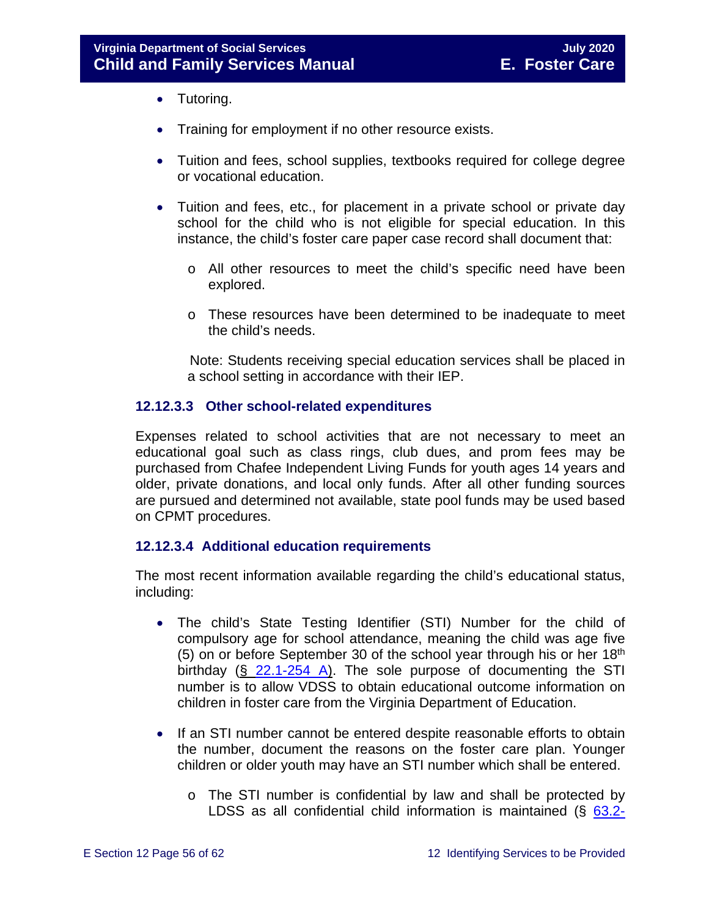- Tutoring.
- Training for employment if no other resource exists.
- Tuition and fees, school supplies, textbooks required for college degree or vocational education.
- Tuition and fees, etc., for placement in a private school or private day school for the child who is not eligible for special education. In this instance, the child's foster care paper case record shall document that:
    - All other resources to meet the child's specific need have been explored.
    - These resources have been determined to be inadequate to meet the child's needs.

  Note: Students receiving special education services shall be placed in a school setting in accordance with their IEP.

#### 12.12.3.3 Other school-related expenditures

Expenses related to school activities that are not necessary to meet an educational goal such as class rings, club dues, and prom fees may be purchased from Chafee Independent Living Funds for youth ages 14 years and older, private donations, and local only funds. After all other funding sources are pursued and determined not available, state pool funds may be used based on CPMT procedures.

#### 12.12.3.4 Additional education requirements

The most recent information available regarding the child's educational status, including:

- The child's State Testing Identifier (STI) Number for the child of compulsory age for school attendance, meaning the child was age five (5) on or before September 30 of the school year through his or her 18th birthday ([§ 22.1-254 A](https://law.lis.virginia.gov/vacode/title22.1/chapter14/section22.1-254/)). The sole purpose of documenting the STI number is to allow VDSS to obtain educational outcome information on children in foster care from the Virginia Department of Education.
- If an STI number cannot be entered despite reasonable efforts to obtain the number, document the reasons on the foster care plan. Younger children or older youth may have an STI number which shall be entered.
    - The STI number is confidential by law and shall be protected by LDSS as all confidential child information is maintained (§ 63.2-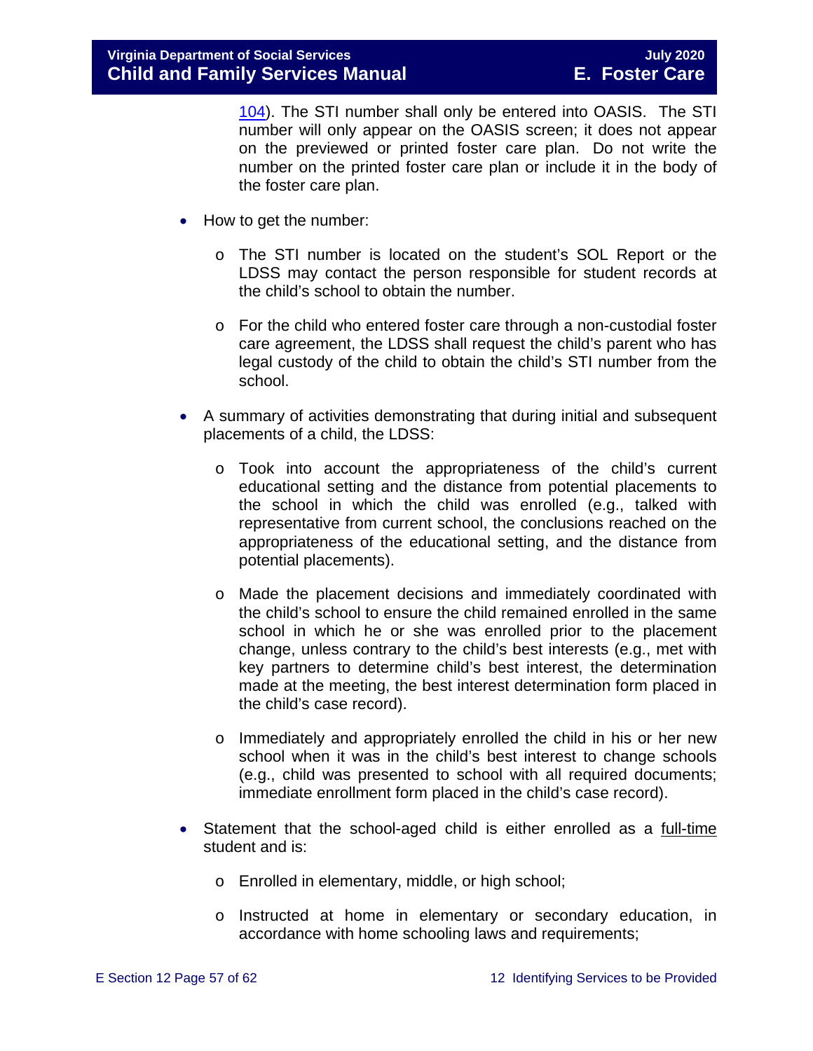104). The STI number shall only be entered into OASIS. The STI number will only appear on the OASIS screen; it does not appear on the previewed or printed foster care plan. Do not write the number on the printed foster care plan or include it in the body of the foster care plan.

- How to get the number:
    - The STI number is located on the student's SOL Report or the LDSS may contact the person responsible for student records at the child's school to obtain the number.
    - For the child who entered foster care through a non-custodial foster care agreement, the LDSS shall request the child's parent who has legal custody of the child to obtain the child's STI number from the school.
- A summary of activities demonstrating that during initial and subsequent placements of a child, the LDSS:
    - Took into account the appropriateness of the child's current educational setting and the distance from potential placements to the school in which the child was enrolled (e.g., talked with representative from current school, the conclusions reached on the appropriateness of the educational setting, and the distance from potential placements).
    - Made the placement decisions and immediately coordinated with the child's school to ensure the child remained enrolled in the same school in which he or she was enrolled prior to the placement change, unless contrary to the child's best interests (e.g., met with key partners to determine child's best interest, the determination made at the meeting, the best interest determination form placed in the child's case record).
    - Immediately and appropriately enrolled the child in his or her new school when it was in the child's best interest to change schools (e.g., child was presented to school with all required documents; immediate enrollment form placed in the child's case record).
- Statement that the school-aged child is either enrolled as a full-time student and is:
    - Enrolled in elementary, middle, or high school;
    - Instructed at home in elementary or secondary education, in accordance with home schooling laws and requirements;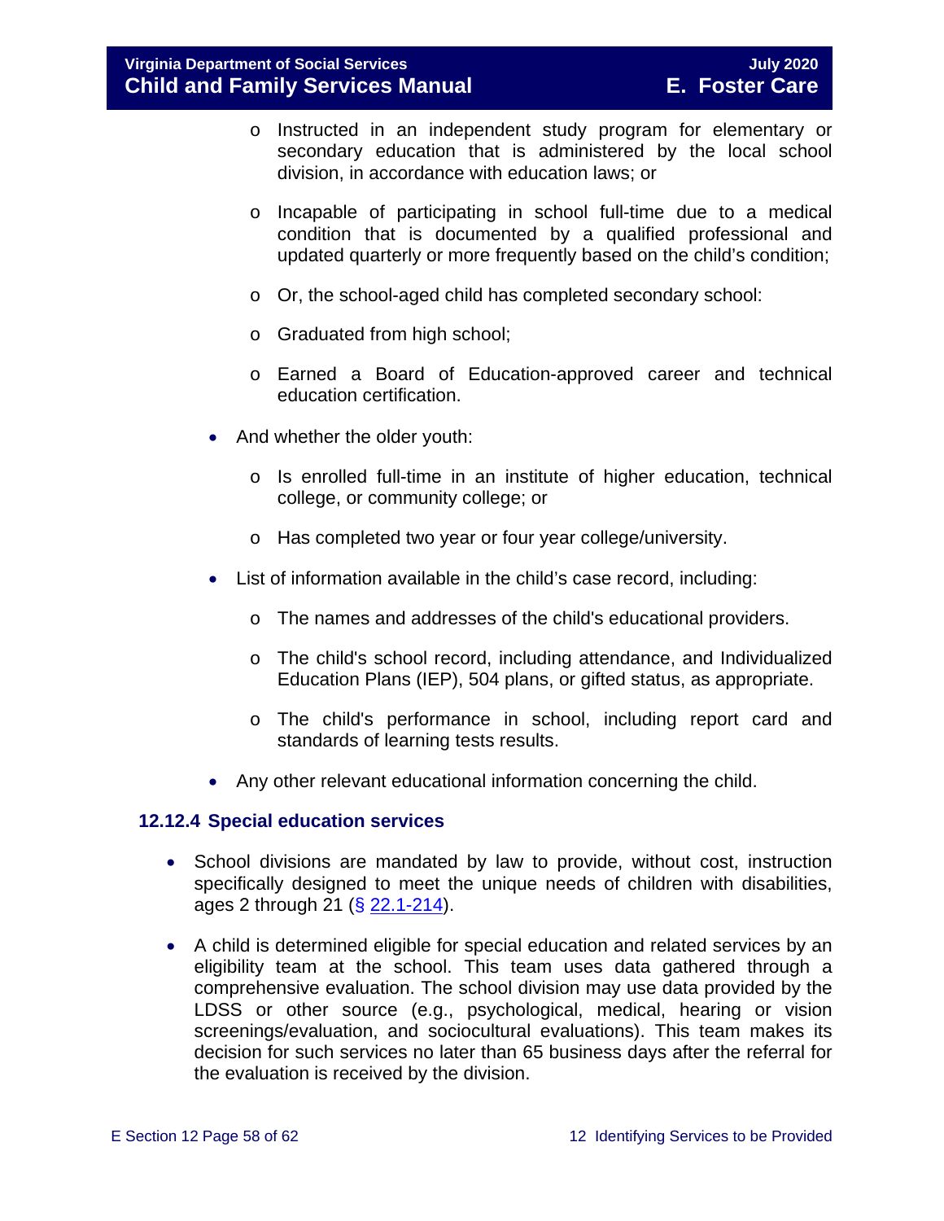- Instructed in an independent study program for elementary or secondary education that is administered by the local school division, in accordance with education laws; or

  - Incapable of participating in school full-time due to a medical condition that is documented by a qualified professional and updated quarterly or more frequently based on the child's condition;

  - Or, the school-aged child has completed secondary school:

  - Graduated from high school;

  - Earned a Board of Education-approved career and technical education certification.

- And whether the older youth:

  - Is enrolled full-time in an institute of higher education, technical college, or community college; or

  - Has completed two year or four year college/university.

- List of information available in the child's case record, including:

  - The names and addresses of the child's educational providers.

  - The child's school record, including attendance, and Individualized Education Plans (IEP), 504 plans, or gifted status, as appropriate.

  - The child's performance in school, including report card and standards of learning tests results.

- Any other relevant educational information concerning the child.

### 12.12.4 Special education services

- School divisions are mandated by law to provide, without cost, instruction specifically designed to meet the unique needs of children with disabilities, ages 2 through 21 (§ 22.1-214).

- A child is determined eligible for special education and related services by an eligibility team at the school. This team uses data gathered through a comprehensive evaluation. The school division may use data provided by the LDSS or other source (e.g., psychological, medical, hearing or vision screenings/evaluation, and sociocultural evaluations). This team makes its decision for such services no later than 65 business days after the referral for the evaluation is received by the division.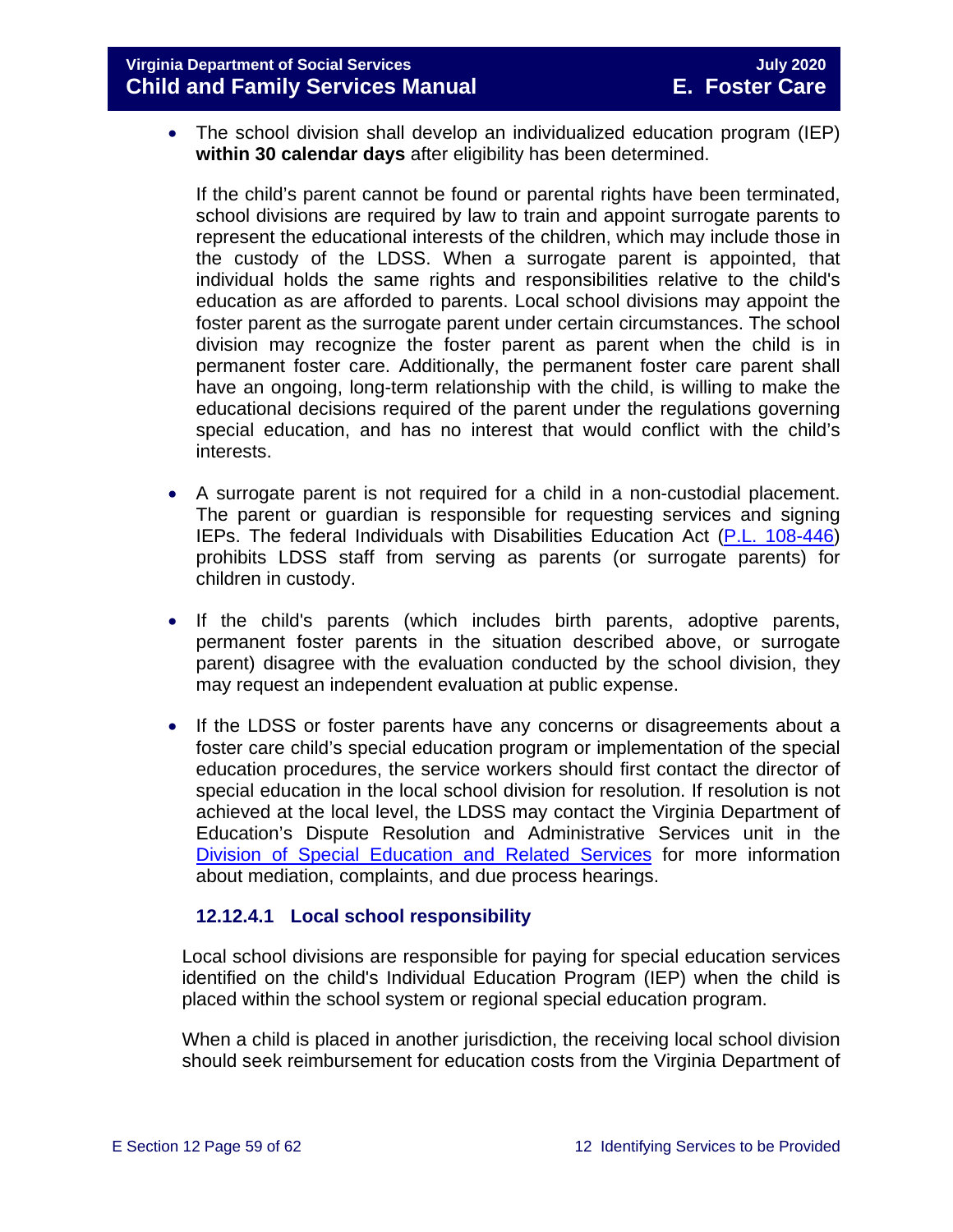- The school division shall develop an individualized education program (IEP) **within 30 calendar days** after eligibility has been determined.

  If the child's parent cannot be found or parental rights have been terminated, school divisions are required by law to train and appoint surrogate parents to represent the educational interests of the children, which may include those in the custody of the LDSS. When a surrogate parent is appointed, that individual holds the same rights and responsibilities relative to the child's education as are afforded to parents. Local school divisions may appoint the foster parent as the surrogate parent under certain circumstances. The school division may recognize the foster parent as parent when the child is in permanent foster care. Additionally, the permanent foster care parent shall have an ongoing, long-term relationship with the child, is willing to make the educational decisions required of the parent under the regulations governing special education, and has no interest that would conflict with the child's interests.

- A surrogate parent is not required for a child in a non-custodial placement. The parent or guardian is responsible for requesting services and signing IEPs. The federal Individuals with Disabilities Education Act ([P.L. 108-446](P.L. 108-446)) prohibits LDSS staff from serving as parents (or surrogate parents) for children in custody.

- If the child's parents (which includes birth parents, adoptive parents, permanent foster parents in the situation described above, or surrogate parent) disagree with the evaluation conducted by the school division, they may request an independent evaluation at public expense.

- If the LDSS or foster parents have any concerns or disagreements about a foster care child's special education program or implementation of the special education procedures, the service workers should first contact the director of special education in the local school division for resolution. If resolution is not achieved at the local level, the LDSS may contact the Virginia Department of Education's Dispute Resolution and Administrative Services unit in the [Division of Special Education and Related Services](Division of Special Education and Related Services) for more information about mediation, complaints, and due process hearings.

#### 12.12.4.1 Local school responsibility

Local school divisions are responsible for paying for special education services identified on the child's Individual Education Program (IEP) when the child is placed within the school system or regional special education program.

When a child is placed in another jurisdiction, the receiving local school division should seek reimbursement for education costs from the Virginia Department of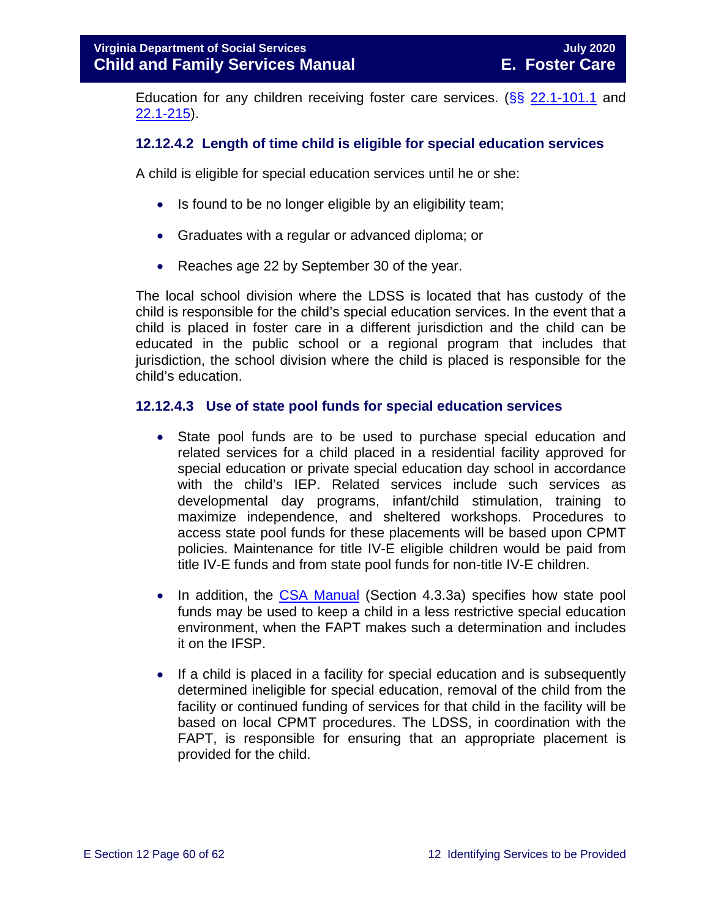Education for any children receiving foster care services. (§§ 22.1-101.1 and 22.1-215).

### 12.12.4.2 Length of time child is eligible for special education services

A child is eligible for special education services until he or she:

- Is found to be no longer eligible by an eligibility team;
- Graduates with a regular or advanced diploma; or
- Reaches age 22 by September 30 of the year.

The local school division where the LDSS is located that has custody of the child is responsible for the child's special education services. In the event that a child is placed in foster care in a different jurisdiction and the child can be educated in the public school or a regional program that includes that jurisdiction, the school division where the child is placed is responsible for the child's education.

### 12.12.4.3 Use of state pool funds for special education services

- State pool funds are to be used to purchase special education and related services for a child placed in a residential facility approved for special education or private special education day school in accordance with the child's IEP. Related services include such services as developmental day programs, infant/child stimulation, training to maximize independence, and sheltered workshops. Procedures to access state pool funds for these placements will be based upon CPMT policies. Maintenance for title IV-E eligible children would be paid from title IV-E funds and from state pool funds for non-title IV-E children.
- In addition, the CSA Manual (Section 4.3.3a) specifies how state pool funds may be used to keep a child in a less restrictive special education environment, when the FAPT makes such a determination and includes it on the IFSP.
- If a child is placed in a facility for special education and is subsequently determined ineligible for special education, removal of the child from the facility or continued funding of services for that child in the facility will be based on local CPMT procedures. The LDSS, in coordination with the FAPT, is responsible for ensuring that an appropriate placement is provided for the child.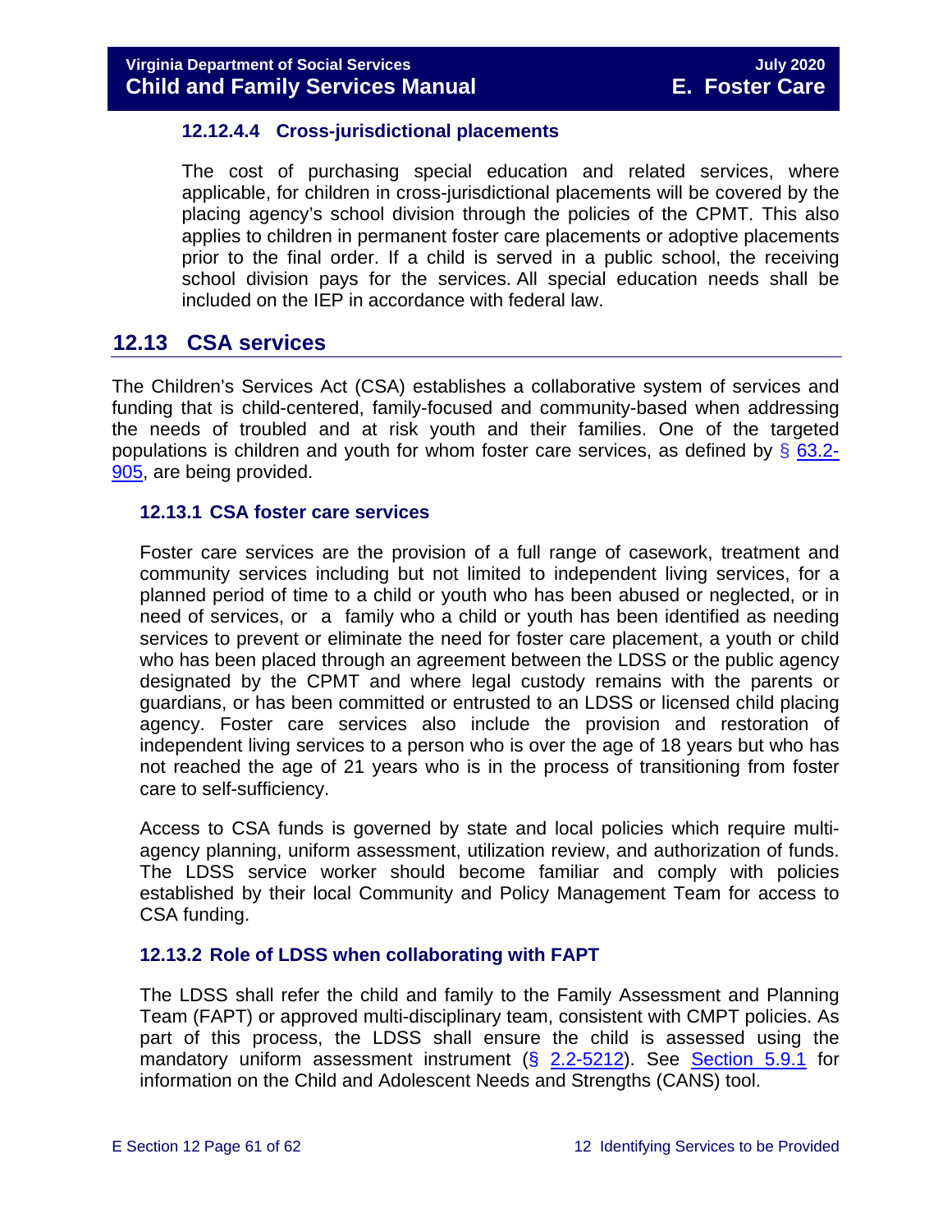#### 12.12.4.4 Cross-jurisdictional placements

The cost of purchasing special education and related services, where applicable, for children in cross-jurisdictional placements will be covered by the placing agency's school division through the policies of the CPMT. This also applies to children in permanent foster care placements or adoptive placements prior to the final order. If a child is served in a public school, the receiving school division pays for the services. All special education needs shall be included on the IEP in accordance with federal law.

## 12.13 CSA services

The Children's Services Act (CSA) establishes a collaborative system of services and funding that is child-centered, family-focused and community-based when addressing the needs of troubled and at risk youth and their families. One of the targeted populations is children and youth for whom foster care services, as defined by § 63.2-905, are being provided.

### 12.13.1 CSA foster care services

Foster care services are the provision of a full range of casework, treatment and community services including but not limited to independent living services, for a planned period of time to a child or youth who has been abused or neglected, or in need of services, or a family who a child or youth has been identified as needing services to prevent or eliminate the need for foster care placement, a youth or child who has been placed through an agreement between the LDSS or the public agency designated by the CPMT and where legal custody remains with the parents or guardians, or has been committed or entrusted to an LDSS or licensed child placing agency. Foster care services also include the provision and restoration of independent living services to a person who is over the age of 18 years but who has not reached the age of 21 years who is in the process of transitioning from foster care to self-sufficiency.

Access to CSA funds is governed by state and local policies which require multi-agency planning, uniform assessment, utilization review, and authorization of funds. The LDSS service worker should become familiar and comply with policies established by their local Community and Policy Management Team for access to CSA funding.

### 12.13.2 Role of LDSS when collaborating with FAPT

The LDSS shall refer the child and family to the Family Assessment and Planning Team (FAPT) or approved multi-disciplinary team, consistent with CMPT policies. As part of this process, the LDSS shall ensure the child is assessed using the mandatory uniform assessment instrument (§ 2.2-5212). See Section 5.9.1 for information on the Child and Adolescent Needs and Strengths (CANS) tool.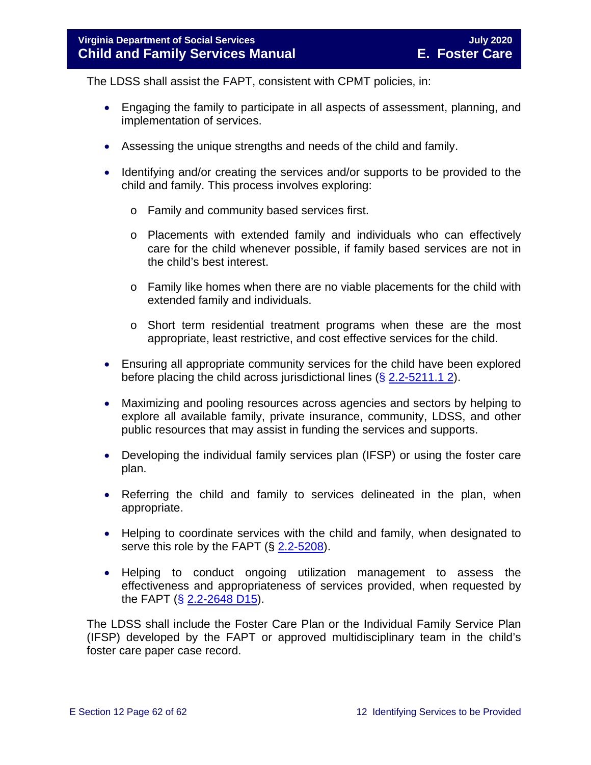The LDSS shall assist the FAPT, consistent with CPMT policies, in:

- Engaging the family to participate in all aspects of assessment, planning, and implementation of services.
- Assessing the unique strengths and needs of the child and family.
- Identifying and/or creating the services and/or supports to be provided to the child and family. This process involves exploring:
  - Family and community based services first.
  - Placements with extended family and individuals who can effectively care for the child whenever possible, if family based services are not in the child's best interest.
  - Family like homes when there are no viable placements for the child with extended family and individuals.
  - Short term residential treatment programs when these are the most appropriate, least restrictive, and cost effective services for the child.
- Ensuring all appropriate community services for the child have been explored before placing the child across jurisdictional lines (§ 2.2-5211.1 2).
- Maximizing and pooling resources across agencies and sectors by helping to explore all available family, private insurance, community, LDSS, and other public resources that may assist in funding the services and supports.
- Developing the individual family services plan (IFSP) or using the foster care plan.
- Referring the child and family to services delineated in the plan, when appropriate.
- Helping to coordinate services with the child and family, when designated to serve this role by the FAPT (§ 2.2-5208).
- Helping to conduct ongoing utilization management to assess the effectiveness and appropriateness of services provided, when requested by the FAPT (§ 2.2-2648 D15).

The LDSS shall include the Foster Care Plan or the Individual Family Service Plan (IFSP) developed by the FAPT or approved multidisciplinary team in the child's foster care paper case record.